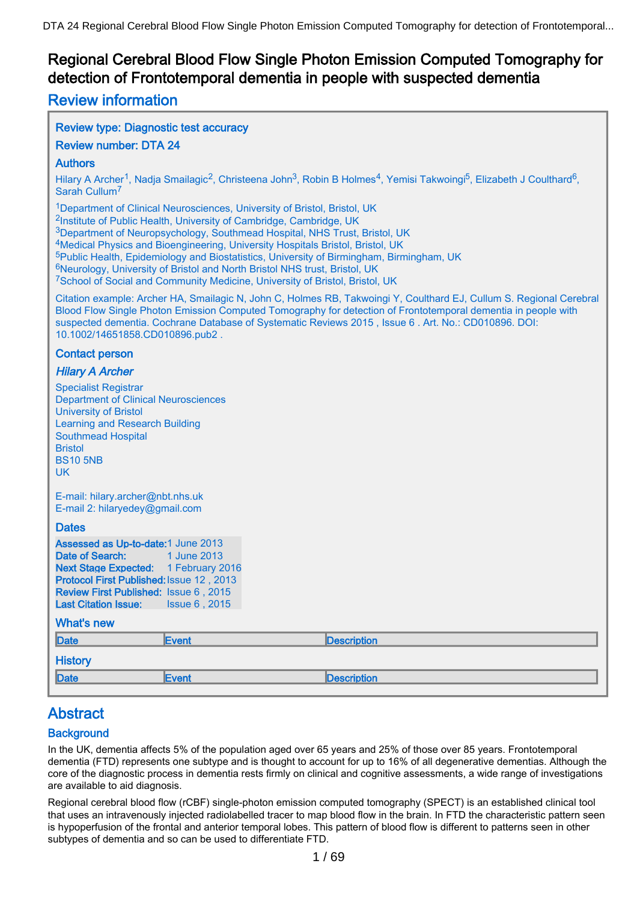# Regional Cerebral Blood Flow Single Photon Emission Computed Tomography for detection of Frontotemporal dementia in people with suspected dementia

## Review information

### Review type: Diagnostic test accuracy

### Review number: DTA 24

### Authors

Hilary A Archer[1], Nadja Smailagic[2], Christeena John[3], Robin B Holmes[4], Yemisi Takwoingi[5], Elizabeth J Coulthard[6], Sarah Cullum[7]

[1]Department of Clinical Neurosciences, University of Bristol, Bristol, UK
[2]Institute of Public Health, University of Cambridge, Cambridge, UK
[3]Department of Neuropsychology, Southmead Hospital, NHS Trust, Bristol, UK
[4]Medical Physics and Bioengineering, University Hospitals Bristol, Bristol, UK
[5]Public Health, Epidemiology and Biostatistics, University of Birmingham, Birmingham, UK
[6]Neurology, University of Bristol and North Bristol NHS trust, Bristol, UK
[7]School of Social and Community Medicine, University of Bristol, Bristol, UK

Citation example: Archer HA, Smailagic N, John C, Holmes RB, Takwoingi Y, Coulthard EJ, Cullum S. Regional Cerebral Blood Flow Single Photon Emission Computed Tomography for detection of Frontotemporal dementia in people with suspected dementia. Cochrane Database of Systematic Reviews 2015 , Issue 6 . Art. No.: CD010896. DOI: 10.1002/14651858.CD010896.pub2 .

### Contact person

***Hilary A Archer***

Specialist Registrar
Department of Clinical Neurosciences
University of Bristol
Learning and Research Building
Southmead Hospital
Bristol
BS10 5NB
UK

E-mail: hilary.archer@nbt.nhs.uk
E-mail 2: hilaryedey@gmail.com

### Dates

| | |
|---|---|
| **Assessed as Up-to-date:** | 1 June 2013 |
| **Date of Search:** | 1 June 2013 |
| **Next Stage Expected:** | 1 February 2016 |
| **Protocol First Published:** | Issue 12 , 2013 |
| **Review First Published:** | Issue 6 , 2015 |
| **Last Citation Issue:** | Issue 6 , 2015 |

### What's new

| Date | Event | Description |
|---|---|---|

### History

| Date | Event | Description |
|---|---|---|

## Abstract

### Background

In the UK, dementia affects 5% of the population aged over 65 years and 25% of those over 85 years. Frontotemporal dementia (FTD) represents one subtype and is thought to account for up to 16% of all degenerative dementias. Although the core of the diagnostic process in dementia rests firmly on clinical and cognitive assessments, a wide range of investigations are available to aid diagnosis.

Regional cerebral blood flow (rCBF) single-photon emission computed tomography (SPECT) is an established clinical tool that uses an intravenously injected radiolabelled tracer to map blood flow in the brain. In FTD the characteristic pattern seen is hypoperfusion of the frontal and anterior temporal lobes. This pattern of blood flow is different to patterns seen in other subtypes of dementia and so can be used to differentiate FTD.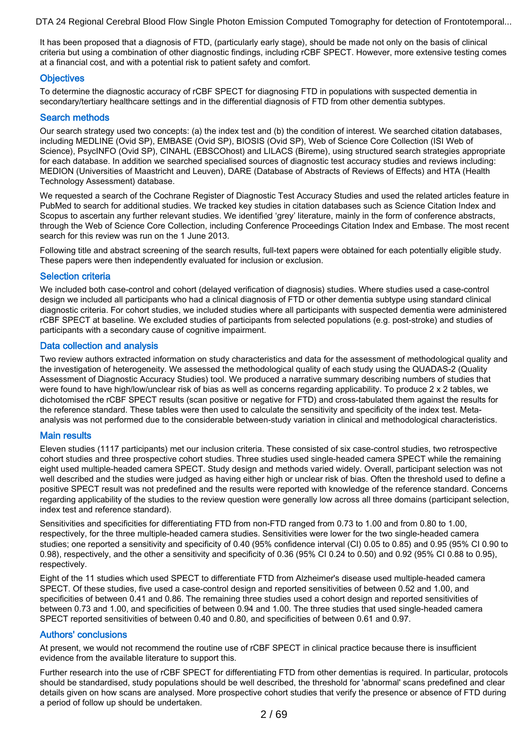It has been proposed that a diagnosis of FTD, (particularly early stage), should be made not only on the basis of clinical criteria but using a combination of other diagnostic findings, including rCBF SPECT. However, more extensive testing comes at a financial cost, and with a potential risk to patient safety and comfort.

### Objectives

To determine the diagnostic accuracy of rCBF SPECT for diagnosing FTD in populations with suspected dementia in secondary/tertiary healthcare settings and in the differential diagnosis of FTD from other dementia subtypes.

### Search methods

Our search strategy used two concepts: (a) the index test and (b) the condition of interest. We searched citation databases, including MEDLINE (Ovid SP), EMBASE (Ovid SP), BIOSIS (Ovid SP), Web of Science Core Collection (ISI Web of Science), PsycINFO (Ovid SP), CINAHL (EBSCOhost) and LILACS (Bireme), using structured search strategies appropriate for each database. In addition we searched specialised sources of diagnostic test accuracy studies and reviews including: MEDION (Universities of Maastricht and Leuven), DARE (Database of Abstracts of Reviews of Effects) and HTA (Health Technology Assessment) database.

We requested a search of the Cochrane Register of Diagnostic Test Accuracy Studies and used the related articles feature in PubMed to search for additional studies. We tracked key studies in citation databases such as Science Citation Index and Scopus to ascertain any further relevant studies. We identified 'grey' literature, mainly in the form of conference abstracts, through the Web of Science Core Collection, including Conference Proceedings Citation Index and Embase. The most recent search for this review was run on the 1 June 2013.

Following title and abstract screening of the search results, full-text papers were obtained for each potentially eligible study. These papers were then independently evaluated for inclusion or exclusion.

### Selection criteria

We included both case-control and cohort (delayed verification of diagnosis) studies. Where studies used a case-control design we included all participants who had a clinical diagnosis of FTD or other dementia subtype using standard clinical diagnostic criteria. For cohort studies, we included studies where all participants with suspected dementia were administered rCBF SPECT at baseline. We excluded studies of participants from selected populations (e.g. post-stroke) and studies of participants with a secondary cause of cognitive impairment.

### Data collection and analysis

Two review authors extracted information on study characteristics and data for the assessment of methodological quality and the investigation of heterogeneity. We assessed the methodological quality of each study using the QUADAS-2 (Quality Assessment of Diagnostic Accuracy Studies) tool. We produced a narrative summary describing numbers of studies that were found to have high/low/unclear risk of bias as well as concerns regarding applicability. To produce 2 x 2 tables, we dichotomised the rCBF SPECT results (scan positive or negative for FTD) and cross-tabulated them against the results for the reference standard. These tables were then used to calculate the sensitivity and specificity of the index test. Meta-analysis was not performed due to the considerable between-study variation in clinical and methodological characteristics.

### Main results

Eleven studies (1117 participants) met our inclusion criteria. These consisted of six case-control studies, two retrospective cohort studies and three prospective cohort studies. Three studies used single-headed camera SPECT while the remaining eight used multiple-headed camera SPECT. Study design and methods varied widely. Overall, participant selection was not well described and the studies were judged as having either high or unclear risk of bias. Often the threshold used to define a positive SPECT result was not predefined and the results were reported with knowledge of the reference standard. Concerns regarding applicability of the studies to the review question were generally low across all three domains (participant selection, index test and reference standard).

Sensitivities and specificities for differentiating FTD from non-FTD ranged from 0.73 to 1.00 and from 0.80 to 1.00, respectively, for the three multiple-headed camera studies. Sensitivities were lower for the two single-headed camera studies; one reported a sensitivity and specificity of 0.40 (95% confidence interval (CI) 0.05 to 0.85) and 0.95 (95% CI 0.90 to 0.98), respectively, and the other a sensitivity and specificity of 0.36 (95% CI 0.24 to 0.50) and 0.92 (95% CI 0.88 to 0.95), respectively.

Eight of the 11 studies which used SPECT to differentiate FTD from Alzheimer's disease used multiple-headed camera SPECT. Of these studies, five used a case-control design and reported sensitivities of between 0.52 and 1.00, and specificities of between 0.41 and 0.86. The remaining three studies used a cohort design and reported sensitivities of between 0.73 and 1.00, and specificities of between 0.94 and 1.00. The three studies that used single-headed camera SPECT reported sensitivities of between 0.40 and 0.80, and specificities of between 0.61 and 0.97.

### Authors' conclusions

At present, we would not recommend the routine use of rCBF SPECT in clinical practice because there is insufficient evidence from the available literature to support this.

Further research into the use of rCBF SPECT for differentiating FTD from other dementias is required. In particular, protocols should be standardised, study populations should be well described, the threshold for 'abnormal' scans predefined and clear details given on how scans are analysed. More prospective cohort studies that verify the presence or absence of FTD during a period of follow up should be undertaken.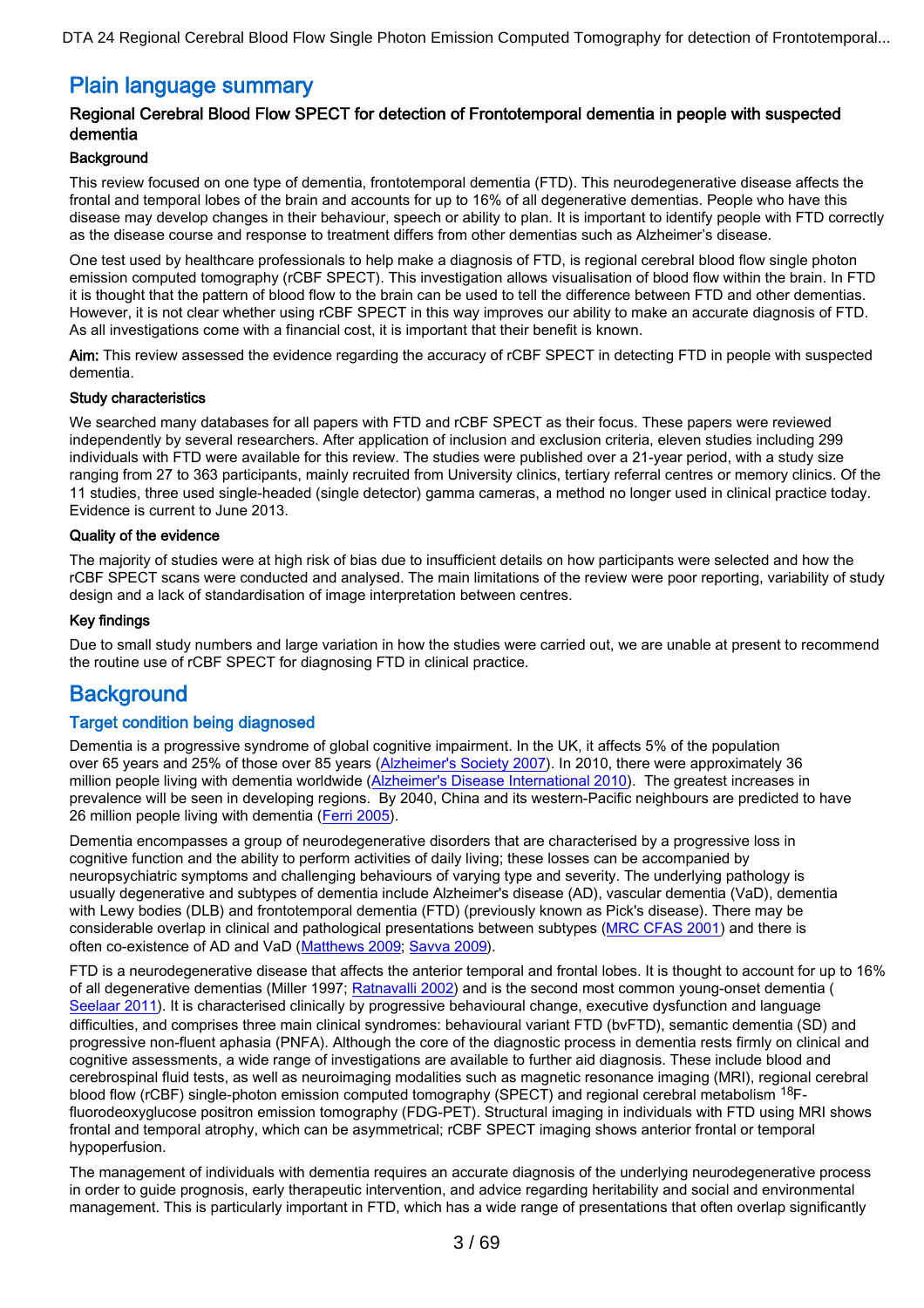## Plain language summary

### Regional Cerebral Blood Flow SPECT for detection of Frontotemporal dementia in people with suspected dementia

#### Background

This review focused on one type of dementia, frontotemporal dementia (FTD). This neurodegenerative disease affects the frontal and temporal lobes of the brain and accounts for up to 16% of all degenerative dementias. People who have this disease may develop changes in their behaviour, speech or ability to plan. It is important to identify people with FTD correctly as the disease course and response to treatment differs from other dementias such as Alzheimer's disease.

One test used by healthcare professionals to help make a diagnosis of FTD, is regional cerebral blood flow single photon emission computed tomography (rCBF SPECT). This investigation allows visualisation of blood flow within the brain. In FTD it is thought that the pattern of blood flow to the brain can be used to tell the difference between FTD and other dementias. However, it is not clear whether using rCBF SPECT in this way improves our ability to make an accurate diagnosis of FTD. As all investigations come with a financial cost, it is important that their benefit is known.

**Aim:** This review assessed the evidence regarding the accuracy of rCBF SPECT in detecting FTD in people with suspected dementia.

#### Study characteristics

We searched many databases for all papers with FTD and rCBF SPECT as their focus. These papers were reviewed independently by several researchers. After application of inclusion and exclusion criteria, eleven studies including 299 individuals with FTD were available for this review. The studies were published over a 21-year period, with a study size ranging from 27 to 363 participants, mainly recruited from University clinics, tertiary referral centres or memory clinics. Of the 11 studies, three used single-headed (single detector) gamma cameras, a method no longer used in clinical practice today. Evidence is current to June 2013.

#### Quality of the evidence

The majority of studies were at high risk of bias due to insufficient details on how participants were selected and how the rCBF SPECT scans were conducted and analysed. The main limitations of the review were poor reporting, variability of study design and a lack of standardisation of image interpretation between centres.

#### Key findings

Due to small study numbers and large variation in how the studies were carried out, we are unable at present to recommend the routine use of rCBF SPECT for diagnosing FTD in clinical practice.

## Background

### Target condition being diagnosed

Dementia is a progressive syndrome of global cognitive impairment. In the UK, it affects 5% of the population over 65 years and 25% of those over 85 years (Alzheimer's Society 2007). In 2010, there were approximately 36 million people living with dementia worldwide (Alzheimer's Disease International 2010). The greatest increases in prevalence will be seen in developing regions. By 2040, China and its western-Pacific neighbours are predicted to have 26 million people living with dementia (Ferri 2005).

Dementia encompasses a group of neurodegenerative disorders that are characterised by a progressive loss in cognitive function and the ability to perform activities of daily living; these losses can be accompanied by neuropsychiatric symptoms and challenging behaviours of varying type and severity. The underlying pathology is usually degenerative and subtypes of dementia include Alzheimer's disease (AD), vascular dementia (VaD), dementia with Lewy bodies (DLB) and frontotemporal dementia (FTD) (previously known as Pick's disease). There may be considerable overlap in clinical and pathological presentations between subtypes (MRC CFAS 2001) and there is often co-existence of AD and VaD (Matthews 2009; Savva 2009).

FTD is a neurodegenerative disease that affects the anterior temporal and frontal lobes. It is thought to account for up to 16% of all degenerative dementias (Miller 1997; Ratnavalli 2002) and is the second most common young-onset dementia (Seelaar 2011). It is characterised clinically by progressive behavioural change, executive dysfunction and language difficulties, and comprises three main clinical syndromes: behavioural variant FTD (bvFTD), semantic dementia (SD) and progressive non-fluent aphasia (PNFA). Although the core of the diagnostic process in dementia rests firmly on clinical and cognitive assessments, a wide range of investigations are available to further aid diagnosis. These include blood and cerebrospinal fluid tests, as well as neuroimaging modalities such as magnetic resonance imaging (MRI), regional cerebral blood flow (rCBF) single-photon emission computed tomography (SPECT) and regional cerebral metabolism $^{18}$F-fluorodeoxyglucose positron emission tomography (FDG-PET). Structural imaging in individuals with FTD using MRI shows frontal and temporal atrophy, which can be asymmetrical; rCBF SPECT imaging shows anterior frontal or temporal hypoperfusion.

The management of individuals with dementia requires an accurate diagnosis of the underlying neurodegenerative process in order to guide prognosis, early therapeutic intervention, and advice regarding heritability and social and environmental management. This is particularly important in FTD, which has a wide range of presentations that often overlap significantly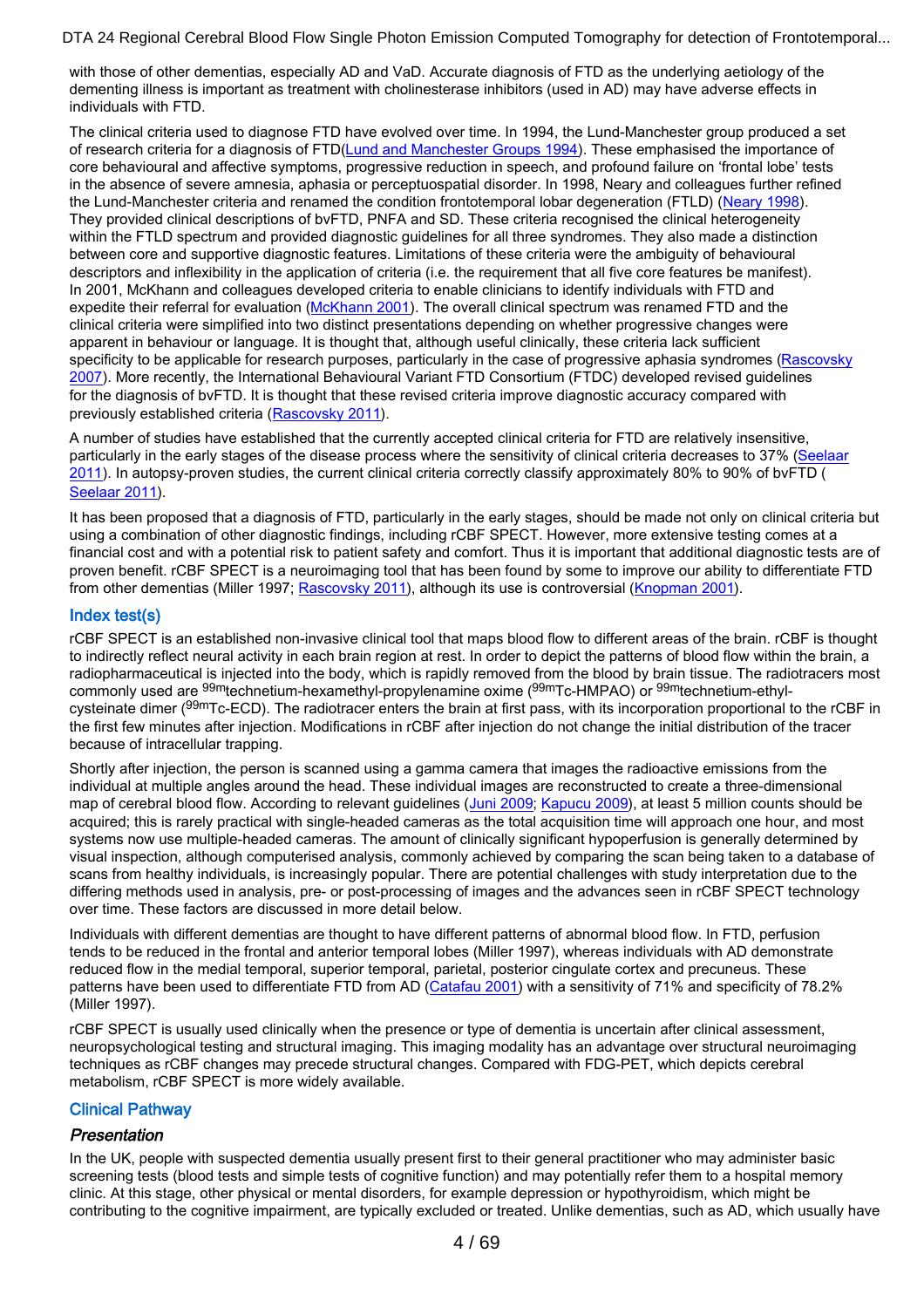with those of other dementias, especially AD and VaD. Accurate diagnosis of FTD as the underlying aetiology of the dementing illness is important as treatment with cholinesterase inhibitors (used in AD) may have adverse effects in individuals with FTD.

The clinical criteria used to diagnose FTD have evolved over time. In 1994, the Lund-Manchester group produced a set of research criteria for a diagnosis of FTD(Lund and Manchester Groups 1994). These emphasised the importance of core behavioural and affective symptoms, progressive reduction in speech, and profound failure on 'frontal lobe' tests in the absence of severe amnesia, aphasia or perceptuospatial disorder. In 1998, Neary and colleagues further refined the Lund-Manchester criteria and renamed the condition frontotemporal lobar degeneration (FTLD) (Neary 1998). They provided clinical descriptions of bvFTD, PNFA and SD. These criteria recognised the clinical heterogeneity within the FTLD spectrum and provided diagnostic guidelines for all three syndromes. They also made a distinction between core and supportive diagnostic features. Limitations of these criteria were the ambiguity of behavioural descriptors and inflexibility in the application of criteria (i.e. the requirement that all five core features be manifest). In 2001, McKhann and colleagues developed criteria to enable clinicians to identify individuals with FTD and expedite their referral for evaluation (McKhann 2001). The overall clinical spectrum was renamed FTD and the clinical criteria were simplified into two distinct presentations depending on whether progressive changes were apparent in behaviour or language. It is thought that, although useful clinically, these criteria lack sufficient specificity to be applicable for research purposes, particularly in the case of progressive aphasia syndromes (Rascovsky 2007). More recently, the International Behavioural Variant FTD Consortium (FTDC) developed revised guidelines for the diagnosis of bvFTD. It is thought that these revised criteria improve diagnostic accuracy compared with previously established criteria (Rascovsky 2011).

A number of studies have established that the currently accepted clinical criteria for FTD are relatively insensitive, particularly in the early stages of the disease process where the sensitivity of clinical criteria decreases to 37% (Seelaar 2011). In autopsy-proven studies, the current clinical criteria correctly classify approximately 80% to 90% of bvFTD (Seelaar 2011).

It has been proposed that a diagnosis of FTD, particularly in the early stages, should be made not only on clinical criteria but using a combination of other diagnostic findings, including rCBF SPECT. However, more extensive testing comes at a financial cost and with a potential risk to patient safety and comfort. Thus it is important that additional diagnostic tests are of proven benefit. rCBF SPECT is a neuroimaging tool that has been found by some to improve our ability to differentiate FTD from other dementias (Miller 1997; Rascovsky 2011), although its use is controversial (Knopman 2001).

## Index test(s)

rCBF SPECT is an established non-invasive clinical tool that maps blood flow to different areas of the brain. rCBF is thought to indirectly reflect neural activity in each brain region at rest. In order to depict the patterns of blood flow within the brain, a radiopharmaceutical is injected into the body, which is rapidly removed from the blood by brain tissue. The radiotracers most commonly used are $^{99m}$technetium-hexamethyl-propylenamine oxime ($^{99m}$Tc-HMPAO) or $^{99m}$technetium-ethyl-cysteinate dimer ($^{99m}$Tc-ECD). The radiotracer enters the brain at first pass, with its incorporation proportional to the rCBF in the first few minutes after injection. Modifications in rCBF after injection do not change the initial distribution of the tracer because of intracellular trapping.

Shortly after injection, the person is scanned using a gamma camera that images the radioactive emissions from the individual at multiple angles around the head. These individual images are reconstructed to create a three-dimensional map of cerebral blood flow. According to relevant guidelines (Juni 2009; Kapucu 2009), at least 5 million counts should be acquired; this is rarely practical with single-headed cameras as the total acquisition time will approach one hour, and most systems now use multiple-headed cameras. The amount of clinically significant hypoperfusion is generally determined by visual inspection, although computerised analysis, commonly achieved by comparing the scan being taken to a database of scans from healthy individuals, is increasingly popular. There are potential challenges with study interpretation due to the differing methods used in analysis, pre- or post-processing of images and the advances seen in rCBF SPECT technology over time. These factors are discussed in more detail below.

Individuals with different dementias are thought to have different patterns of abnormal blood flow. In FTD, perfusion tends to be reduced in the frontal and anterior temporal lobes (Miller 1997), whereas individuals with AD demonstrate reduced flow in the medial temporal, superior temporal, parietal, posterior cingulate cortex and precuneus. These patterns have been used to differentiate FTD from AD (Catafau 2001) with a sensitivity of 71% and specificity of 78.2% (Miller 1997).

rCBF SPECT is usually used clinically when the presence or type of dementia is uncertain after clinical assessment, neuropsychological testing and structural imaging. This imaging modality has an advantage over structural neuroimaging techniques as rCBF changes may precede structural changes. Compared with FDG-PET, which depicts cerebral metabolism, rCBF SPECT is more widely available.

## Clinical Pathway

### *Presentation*

In the UK, people with suspected dementia usually present first to their general practitioner who may administer basic screening tests (blood tests and simple tests of cognitive function) and may potentially refer them to a hospital memory clinic. At this stage, other physical or mental disorders, for example depression or hypothyroidism, which might be contributing to the cognitive impairment, are typically excluded or treated. Unlike dementias, such as AD, which usually have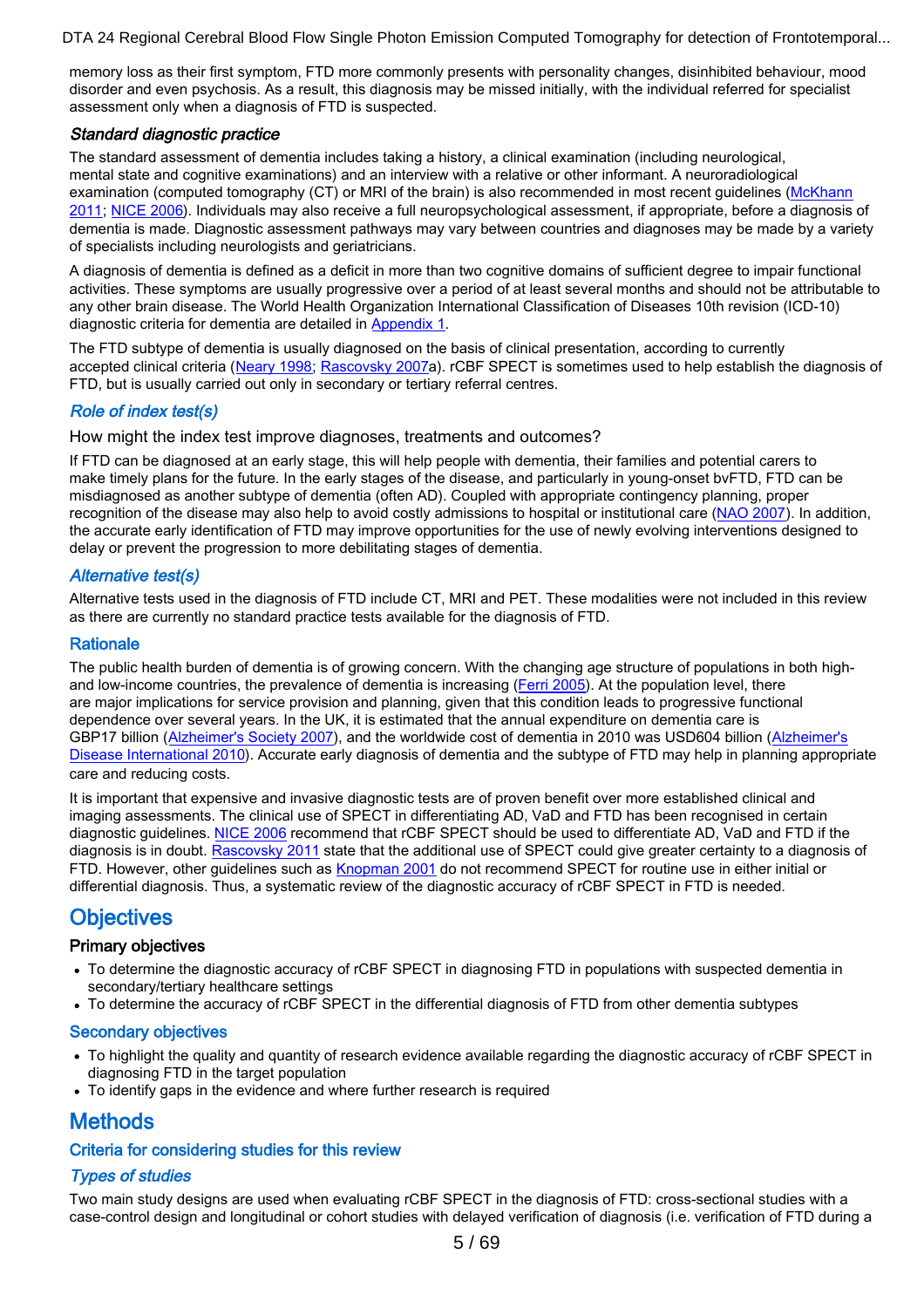memory loss as their first symptom, FTD more commonly presents with personality changes, disinhibited behaviour, mood disorder and even psychosis. As a result, this diagnosis may be missed initially, with the individual referred for specialist assessment only when a diagnosis of FTD is suspected.

### *Standard diagnostic practice*

The standard assessment of dementia includes taking a history, a clinical examination (including neurological, mental state and cognitive examinations) and an interview with a relative or other informant. A neuroradiological examination (computed tomography (CT) or MRI of the brain) is also recommended in most recent guidelines (McKhann 2011; NICE 2006). Individuals may also receive a full neuropsychological assessment, if appropriate, before a diagnosis of dementia is made. Diagnostic assessment pathways may vary between countries and diagnoses may be made by a variety of specialists including neurologists and geriatricians.

A diagnosis of dementia is defined as a deficit in more than two cognitive domains of sufficient degree to impair functional activities. These symptoms are usually progressive over a period of at least several months and should not be attributable to any other brain disease. The World Health Organization International Classification of Diseases 10th revision (ICD-10) diagnostic criteria for dementia are detailed in Appendix 1.

The FTD subtype of dementia is usually diagnosed on the basis of clinical presentation, according to currently accepted clinical criteria (Neary 1998; Rascovsky 2007a). rCBF SPECT is sometimes used to help establish the diagnosis of FTD, but is usually carried out only in secondary or tertiary referral centres.

### *Role of index test(s)*

How might the index test improve diagnoses, treatments and outcomes?

If FTD can be diagnosed at an early stage, this will help people with dementia, their families and potential carers to make timely plans for the future. In the early stages of the disease, and particularly in young-onset bvFTD, FTD can be misdiagnosed as another subtype of dementia (often AD). Coupled with appropriate contingency planning, proper recognition of the disease may also help to avoid costly admissions to hospital or institutional care (NAO 2007). In addition, the accurate early identification of FTD may improve opportunities for the use of newly evolving interventions designed to delay or prevent the progression to more debilitating stages of dementia.

### *Alternative test(s)*

Alternative tests used in the diagnosis of FTD include CT, MRI and PET. These modalities were not included in this review as there are currently no standard practice tests available for the diagnosis of FTD.

### Rationale

The public health burden of dementia is of growing concern. With the changing age structure of populations in both high- and low-income countries, the prevalence of dementia is increasing (Ferri 2005). At the population level, there are major implications for service provision and planning, given that this condition leads to progressive functional dependence over several years. In the UK, it is estimated that the annual expenditure on dementia care is GBP17 billion (Alzheimer's Society 2007), and the worldwide cost of dementia in 2010 was USD604 billion (Alzheimer's Disease International 2010). Accurate early diagnosis of dementia and the subtype of FTD may help in planning appropriate care and reducing costs.

It is important that expensive and invasive diagnostic tests are of proven benefit over more established clinical and imaging assessments. The clinical use of SPECT in differentiating AD, VaD and FTD has been recognised in certain diagnostic guidelines. NICE 2006 recommend that rCBF SPECT should be used to differentiate AD, VaD and FTD if the diagnosis is in doubt. Rascovsky 2011 state that the additional use of SPECT could give greater certainty to a diagnosis of FTD. However, other guidelines such as Knopman 2001 do not recommend SPECT for routine use in either initial or differential diagnosis. Thus, a systematic review of the diagnostic accuracy of rCBF SPECT in FTD is needed.

# Objectives

### Primary objectives

- To determine the diagnostic accuracy of rCBF SPECT in diagnosing FTD in populations with suspected dementia in secondary/tertiary healthcare settings
- To determine the accuracy of rCBF SPECT in the differential diagnosis of FTD from other dementia subtypes

### Secondary objectives

- To highlight the quality and quantity of research evidence available regarding the diagnostic accuracy of rCBF SPECT in diagnosing FTD in the target population
- To identify gaps in the evidence and where further research is required

# Methods

## Criteria for considering studies for this review

### *Types of studies*

Two main study designs are used when evaluating rCBF SPECT in the diagnosis of FTD: cross-sectional studies with a case-control design and longitudinal or cohort studies with delayed verification of diagnosis (i.e. verification of FTD during a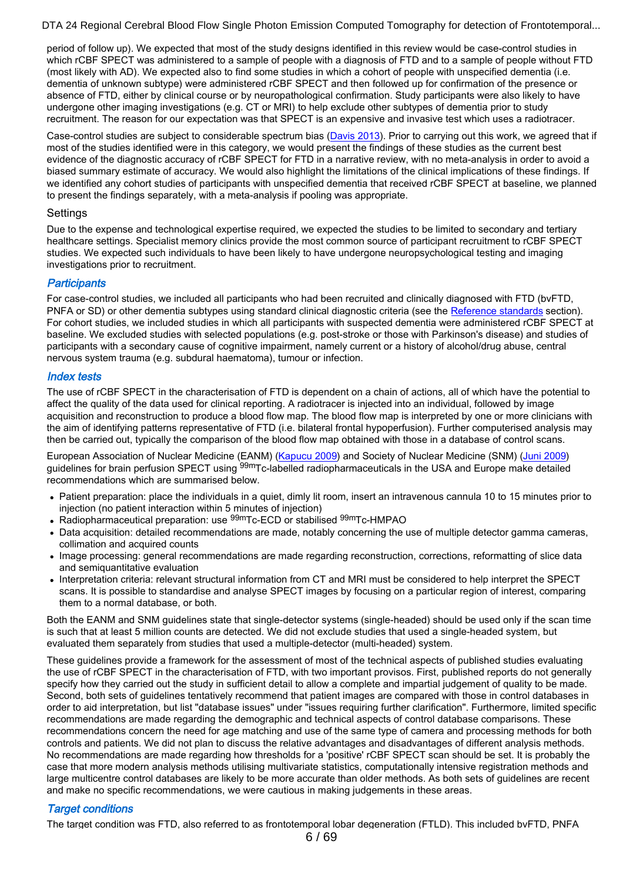period of follow up). We expected that most of the study designs identified in this review would be case-control studies in which rCBF SPECT was administered to a sample of people with a diagnosis of FTD and to a sample of people without FTD (most likely with AD). We expected also to find some studies in which a cohort of people with unspecified dementia (i.e. dementia of unknown subtype) were administered rCBF SPECT and then followed up for confirmation of the presence or absence of FTD, either by clinical course or by neuropathological confirmation. Study participants were also likely to have undergone other imaging investigations (e.g. CT or MRI) to help exclude other subtypes of dementia prior to study recruitment. The reason for our expectation was that SPECT is an expensive and invasive test which uses a radiotracer.

Case-control studies are subject to considerable spectrum bias (Davis 2013). Prior to carrying out this work, we agreed that if most of the studies identified were in this category, we would present the findings of these studies as the current best evidence of the diagnostic accuracy of rCBF SPECT for FTD in a narrative review, with no meta-analysis in order to avoid a biased summary estimate of accuracy. We would also highlight the limitations of the clinical implications of these findings. If we identified any cohort studies of participants with unspecified dementia that received rCBF SPECT at baseline, we planned to present the findings separately, with a meta-analysis if pooling was appropriate.

### Settings

Due to the expense and technological expertise required, we expected the studies to be limited to secondary and tertiary healthcare settings. Specialist memory clinics provide the most common source of participant recruitment to rCBF SPECT studies. We expected such individuals to have been likely to have undergone neuropsychological testing and imaging investigations prior to recruitment.

### *Participants*

For case-control studies, we included all participants who had been recruited and clinically diagnosed with FTD (bvFTD, PNFA or SD) or other dementia subtypes using standard clinical diagnostic criteria (see the Reference standards section). For cohort studies, we included studies in which all participants with suspected dementia were administered rCBF SPECT at baseline. We excluded studies with selected populations (e.g. post-stroke or those with Parkinson's disease) and studies of participants with a secondary cause of cognitive impairment, namely current or a history of alcohol/drug abuse, central nervous system trauma (e.g. subdural haematoma), tumour or infection.

### *Index tests*

The use of rCBF SPECT in the characterisation of FTD is dependent on a chain of actions, all of which have the potential to affect the quality of the data used for clinical reporting. A radiotracer is injected into an individual, followed by image acquisition and reconstruction to produce a blood flow map. The blood flow map is interpreted by one or more clinicians with the aim of identifying patterns representative of FTD (i.e. bilateral frontal hypoperfusion). Further computerised analysis may then be carried out, typically the comparison of the blood flow map obtained with those in a database of control scans.

European Association of Nuclear Medicine (EANM) (Kapucu 2009) and Society of Nuclear Medicine (SNM) (Juni 2009) guidelines for brain perfusion SPECT using $^{99m}$Tc-labelled radiopharmaceuticals in the USA and Europe make detailed recommendations which are summarised below.

- Patient preparation: place the individuals in a quiet, dimly lit room, insert an intravenous cannula 10 to 15 minutes prior to injection (no patient interaction within 5 minutes of injection)
- Radiopharmaceutical preparation: use $^{99m}$Tc-ECD or stabilised $^{99m}$Tc-HMPAO
- Data acquisition: detailed recommendations are made, notably concerning the use of multiple detector gamma cameras, collimation and acquired counts
- Image processing: general recommendations are made regarding reconstruction, corrections, reformatting of slice data and semiquantitative evaluation
- Interpretation criteria: relevant structural information from CT and MRI must be considered to help interpret the SPECT scans. It is possible to standardise and analyse SPECT images by focusing on a particular region of interest, comparing them to a normal database, or both.

Both the EANM and SNM guidelines state that single-detector systems (single-headed) should be used only if the scan time is such that at least 5 million counts are detected. We did not exclude studies that used a single-headed system, but evaluated them separately from studies that used a multiple-detector (multi-headed) system.

These guidelines provide a framework for the assessment of most of the technical aspects of published studies evaluating the use of rCBF SPECT in the characterisation of FTD, with two important provisos. First, published reports do not generally specify how they carried out the study in sufficient detail to allow a complete and impartial judgement of quality to be made. Second, both sets of guidelines tentatively recommend that patient images are compared with those in control databases in order to aid interpretation, but list "database issues" under "issues requiring further clarification". Furthermore, limited specific recommendations are made regarding the demographic and technical aspects of control database comparisons. These recommendations concern the need for age matching and use of the same type of camera and processing methods for both controls and patients. We did not plan to discuss the relative advantages and disadvantages of different analysis methods. No recommendations are made regarding how thresholds for a 'positive' rCBF SPECT scan should be set. It is probably the case that more modern analysis methods utilising multivariate statistics, computationally intensive registration methods and large multicentre control databases are likely to be more accurate than older methods. As both sets of guidelines are recent and make no specific recommendations, we were cautious in making judgements in these areas.

### *Target conditions*

The target condition was FTD, also referred to as frontotemporal lobar degeneration (FTLD). This included bvFTD, PNFA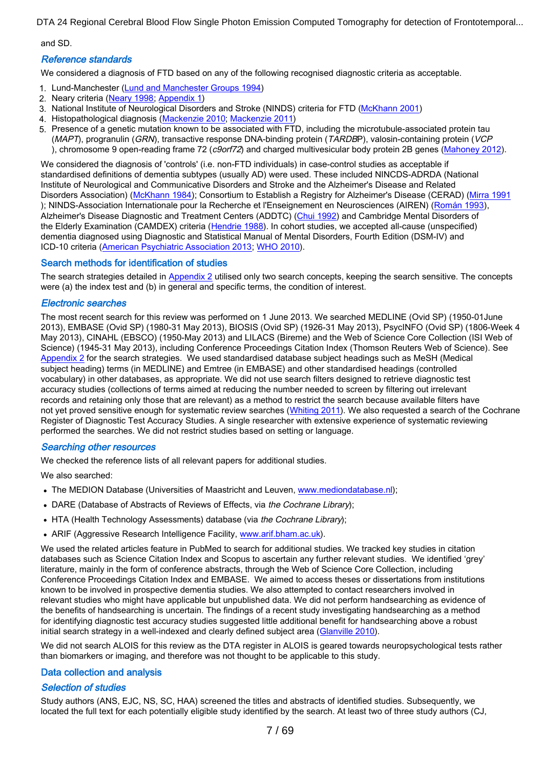and SD.

### Reference standards

We considered a diagnosis of FTD based on any of the following recognised diagnostic criteria as acceptable.

1. Lund-Manchester (Lund and Manchester Groups 1994)
2. Neary criteria (Neary 1998; Appendix 1)
3. National Institute of Neurological Disorders and Stroke (NINDS) criteria for FTD (McKhann 2001)
4. Histopathological diagnosis (Mackenzie 2010; Mackenzie 2011)
5. Presence of a genetic mutation known to be associated with FTD, including the microtubule-associated protein tau (*MAPT*), progranulin (*GRN*), transactive response DNA-binding protein (*TARDBP*), valosin-containing protein (*VCP*), chromosome 9 open-reading frame 72 (*c9orf72*) and charged multivesicular body protein 2B genes (Mahoney 2012).

We considered the diagnosis of 'controls' (i.e. non-FTD individuals) in case-control studies as acceptable if standardised definitions of dementia subtypes (usually AD) were used. These included NINCDS-ADRDA (National Institute of Neurological and Communicative Disorders and Stroke and the Alzheimer's Disease and Related Disorders Association) (McKhann 1984); Consortium to Establish a Registry for Alzheimer's Disease (CERAD) (Mirra 1991); NINDS-Association Internationale pour la Recherche et l'Enseignement en Neurosciences (AIREN) (Román 1993), Alzheimer's Disease Diagnostic and Treatment Centers (ADDTC) (Chui 1992) and Cambridge Mental Disorders of the Elderly Examination (CAMDEX) criteria (Hendrie 1988). In cohort studies, we accepted all-cause (unspecified) dementia diagnosed using Diagnostic and Statistical Manual of Mental Disorders, Fourth Edition (DSM-IV) and ICD-10 criteria (American Psychiatric Association 2013; WHO 2010).

## Search methods for identification of studies

The search strategies detailed in Appendix 2 utilised only two search concepts, keeping the search sensitive. The concepts were (a) the index test and (b) in general and specific terms, the condition of interest.

### Electronic searches

The most recent search for this review was performed on 1 June 2013. We searched MEDLINE (Ovid SP) (1950-01June 2013), EMBASE (Ovid SP) (1980-31 May 2013), BIOSIS (Ovid SP) (1926-31 May 2013), PsycINFO (Ovid SP) (1806-Week 4 May 2013), CINAHL (EBSCO) (1950-May 2013) and LILACS (Bireme) and the Web of Science Core Collection (ISI Web of Science) (1945-31 May 2013), including Conference Proceedings Citation Index (Thomson Reuters Web of Science). See Appendix 2 for the search strategies. We used standardised database subject headings such as MeSH (Medical subject heading) terms (in MEDLINE) and Emtree (in EMBASE) and other standardised headings (controlled vocabulary) in other databases, as appropriate. We did not use search filters designed to retrieve diagnostic test accuracy studies (collections of terms aimed at reducing the number needed to screen by filtering out irrelevant records and retaining only those that are relevant) as a method to restrict the search because available filters have not yet proved sensitive enough for systematic review searches (Whiting 2011). We also requested a search of the Cochrane Register of Diagnostic Test Accuracy Studies. A single researcher with extensive experience of systematic reviewing performed the searches. We did not restrict studies based on setting or language.

### Searching other resources

We checked the reference lists of all relevant papers for additional studies.

We also searched:

- The MEDION Database (Universities of Maastricht and Leuven, www.mediondatabase.nl);
- DARE (Database of Abstracts of Reviews of Effects, via *the Cochrane Library*);
- HTA (Health Technology Assessments) database (via *the Cochrane Library*);
- ARIF (Aggressive Research Intelligence Facility, www.arif.bham.ac.uk).

We used the related articles feature in PubMed to search for additional studies. We tracked key studies in citation databases such as Science Citation Index and Scopus to ascertain any further relevant studies. We identified 'grey' literature, mainly in the form of conference abstracts, through the Web of Science Core Collection, including Conference Proceedings Citation Index and EMBASE. We aimed to access theses or dissertations from institutions known to be involved in prospective dementia studies. We also attempted to contact researchers involved in relevant studies who might have applicable but unpublished data. We did not perform handsearching as evidence of the benefits of handsearching is uncertain. The findings of a recent study investigating handsearching as a method for identifying diagnostic test accuracy studies suggested little additional benefit for handsearching above a robust initial search strategy in a well-indexed and clearly defined subject area (Glanville 2010).

We did not search ALOIS for this review as the DTA register in ALOIS is geared towards neuropsychological tests rather than biomarkers or imaging, and therefore was not thought to be applicable to this study.

## Data collection and analysis

### Selection of studies

Study authors (ANS, EJC, NS, SC, HAA) screened the titles and abstracts of identified studies. Subsequently, we located the full text for each potentially eligible study identified by the search. At least two of three study authors (CJ,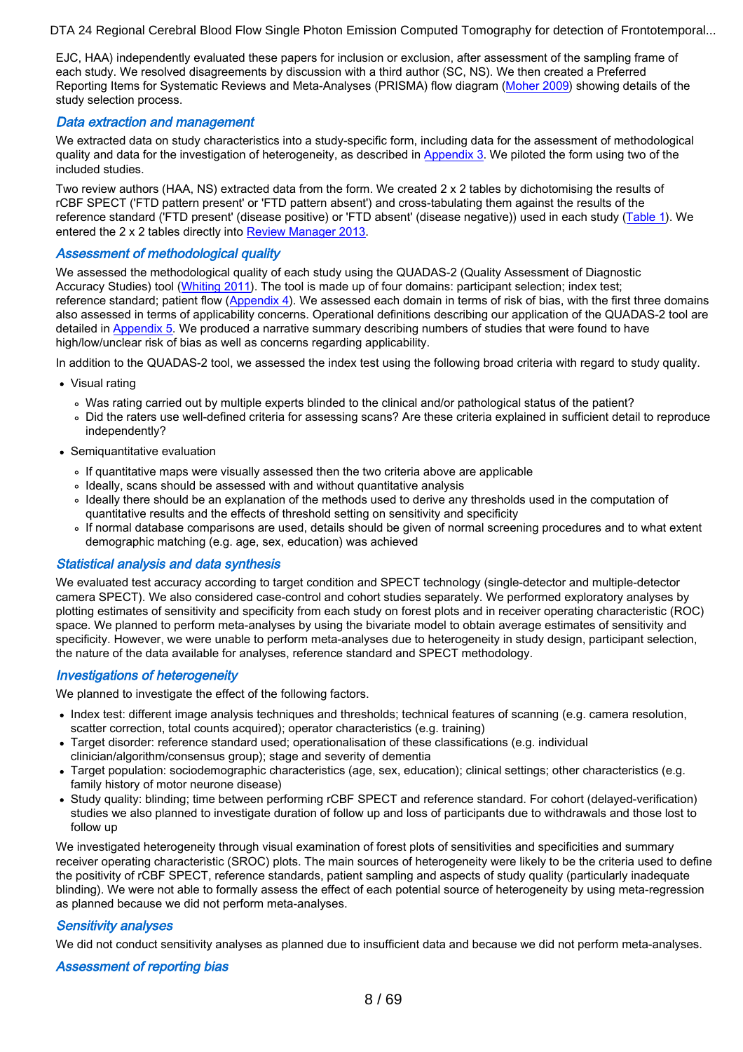EJC, HAA) independently evaluated these papers for inclusion or exclusion, after assessment of the sampling frame of each study. We resolved disagreements by discussion with a third author (SC, NS). We then created a Preferred Reporting Items for Systematic Reviews and Meta-Analyses (PRISMA) flow diagram (Moher 2009) showing details of the study selection process.

### Data extraction and management

We extracted data on study characteristics into a study-specific form, including data for the assessment of methodological quality and data for the investigation of heterogeneity, as described in Appendix 3. We piloted the form using two of the included studies.

Two review authors (HAA, NS) extracted data from the form. We created 2 x 2 tables by dichotomising the results of rCBF SPECT ('FTD pattern present' or 'FTD pattern absent') and cross-tabulating them against the results of the reference standard ('FTD present' (disease positive) or 'FTD absent' (disease negative)) used in each study (Table 1). We entered the 2 x 2 tables directly into Review Manager 2013.

### Assessment of methodological quality

We assessed the methodological quality of each study using the QUADAS-2 (Quality Assessment of Diagnostic Accuracy Studies) tool (Whiting 2011). The tool is made up of four domains: participant selection; index test; reference standard; patient flow (Appendix 4). We assessed each domain in terms of risk of bias, with the first three domains also assessed in terms of applicability concerns. Operational definitions describing our application of the QUADAS-2 tool are detailed in Appendix 5. We produced a narrative summary describing numbers of studies that were found to have high/low/unclear risk of bias as well as concerns regarding applicability.

In addition to the QUADAS-2 tool, we assessed the index test using the following broad criteria with regard to study quality.

- Visual rating
  - Was rating carried out by multiple experts blinded to the clinical and/or pathological status of the patient?
  - Did the raters use well-defined criteria for assessing scans? Are these criteria explained in sufficient detail to reproduce independently?
- Semiquantitative evaluation
  - If quantitative maps were visually assessed then the two criteria above are applicable
  - Ideally, scans should be assessed with and without quantitative analysis
  - Ideally there should be an explanation of the methods used to derive any thresholds used in the computation of quantitative results and the effects of threshold setting on sensitivity and specificity
  - If normal database comparisons are used, details should be given of normal screening procedures and to what extent demographic matching (e.g. age, sex, education) was achieved

### Statistical analysis and data synthesis

We evaluated test accuracy according to target condition and SPECT technology (single-detector and multiple-detector camera SPECT). We also considered case-control and cohort studies separately. We performed exploratory analyses by plotting estimates of sensitivity and specificity from each study on forest plots and in receiver operating characteristic (ROC) space. We planned to perform meta-analyses by using the bivariate model to obtain average estimates of sensitivity and specificity. However, we were unable to perform meta-analyses due to heterogeneity in study design, participant selection, the nature of the data available for analyses, reference standard and SPECT methodology.

### Investigations of heterogeneity

We planned to investigate the effect of the following factors.

- Index test: different image analysis techniques and thresholds; technical features of scanning (e.g. camera resolution, scatter correction, total counts acquired); operator characteristics (e.g. training)
- Target disorder: reference standard used; operationalisation of these classifications (e.g. individual clinician/algorithm/consensus group); stage and severity of dementia
- Target population: sociodemographic characteristics (age, sex, education); clinical settings; other characteristics (e.g. family history of motor neurone disease)
- Study quality: blinding; time between performing rCBF SPECT and reference standard. For cohort (delayed-verification) studies we also planned to investigate duration of follow up and loss of participants due to withdrawals and those lost to follow up

We investigated heterogeneity through visual examination of forest plots of sensitivities and specificities and summary receiver operating characteristic (SROC) plots. The main sources of heterogeneity were likely to be the criteria used to define the positivity of rCBF SPECT, reference standards, patient sampling and aspects of study quality (particularly inadequate blinding). We were not able to formally assess the effect of each potential source of heterogeneity by using meta-regression as planned because we did not perform meta-analyses.

### Sensitivity analyses

We did not conduct sensitivity analyses as planned due to insufficient data and because we did not perform meta-analyses.

### Assessment of reporting bias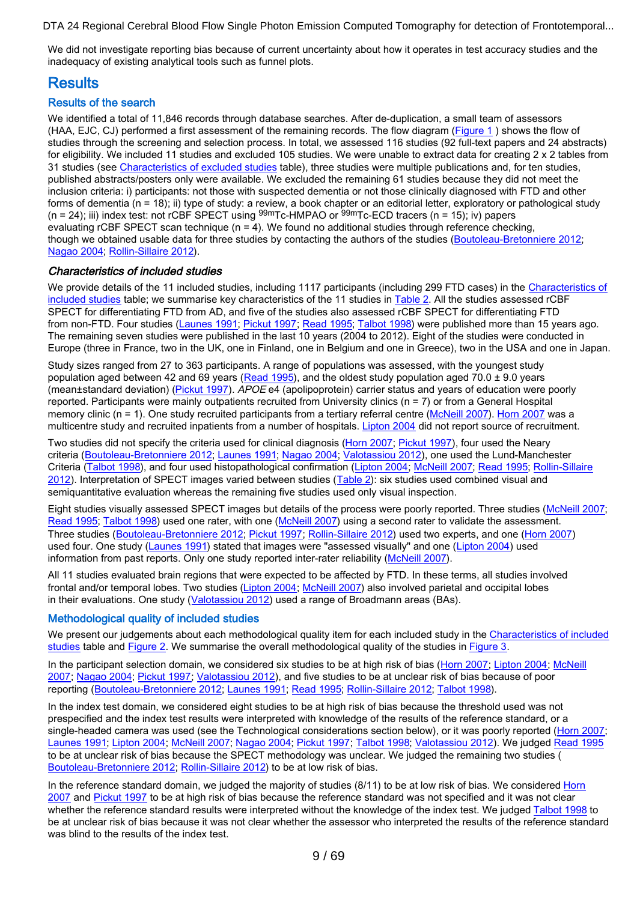We did not investigate reporting bias because of current uncertainty about how it operates in test accuracy studies and the inadequacy of existing analytical tools such as funnel plots.

# Results

## Results of the search

We identified a total of 11,846 records through database searches. After de-duplication, a small team of assessors (HAA, EJC, CJ) performed a first assessment of the remaining records. The flow diagram (Figure 1 ) shows the flow of studies through the screening and selection process. In total, we assessed 116 studies (92 full-text papers and 24 abstracts) for eligibility. We included 11 studies and excluded 105 studies. We were unable to extract data for creating 2 x 2 tables from 31 studies (see Characteristics of excluded studies table), three studies were multiple publications and, for ten studies, published abstracts/posters only were available. We excluded the remaining 61 studies because they did not meet the inclusion criteria: i) participants: not those with suspected dementia or not those clinically diagnosed with FTD and other forms of dementia (n = 18); ii) type of study: a review, a book chapter or an editorial letter, exploratory or pathological study (n = 24); iii) index test: not rCBF SPECT using $^{99m}$Tc-HMPAO or $^{99m}$Tc-ECD tracers (n = 15); iv) papers evaluating rCBF SPECT scan technique (n = 4). We found no additional studies through reference checking, though we obtained usable data for three studies by contacting the authors of the studies (Boutoleau-Bretonniere 2012; Nagao 2004; Rollin-Sillaire 2012).

### *Characteristics of included studies*

We provide details of the 11 included studies, including 1117 participants (including 299 FTD cases) in the Characteristics of included studies table; we summarise key characteristics of the 11 studies in Table 2. All the studies assessed rCBF SPECT for differentiating FTD from AD, and five of the studies also assessed rCBF SPECT for differentiating FTD from non-FTD. Four studies (Launes 1991; Pickut 1997; Read 1995; Talbot 1998) were published more than 15 years ago. The remaining seven studies were published in the last 10 years (2004 to 2012). Eight of the studies were conducted in Europe (three in France, two in the UK, one in Finland, one in Belgium and one in Greece), two in the USA and one in Japan.

Study sizes ranged from 27 to 363 participants. A range of populations was assessed, with the youngest study population aged between 42 and 69 years (Read 1995), and the oldest study population aged 70.0 ± 9.0 years (mean±standard deviation) (Pickut 1997). *APOE* e4 (apolipoprotein) carrier status and years of education were poorly reported. Participants were mainly outpatients recruited from University clinics (n = 7) or from a General Hospital memory clinic (n = 1). One study recruited participants from a tertiary referral centre (McNeill 2007). Horn 2007 was a multicentre study and recruited inpatients from a number of hospitals. Lipton 2004 did not report source of recruitment.

Two studies did not specify the criteria used for clinical diagnosis (Horn 2007; Pickut 1997), four used the Neary criteria (Boutoleau-Bretonniere 2012; Launes 1991; Nagao 2004; Valotassiou 2012), one used the Lund-Manchester Criteria (Talbot 1998), and four used histopathological confirmation (Lipton 2004; McNeill 2007; Read 1995; Rollin-Sillaire 2012). Interpretation of SPECT images varied between studies (Table 2): six studies used combined visual and semiquantitative evaluation whereas the remaining five studies used only visual inspection.

Eight studies visually assessed SPECT images but details of the process were poorly reported. Three studies (McNeill 2007; Read 1995; Talbot 1998) used one rater, with one (McNeill 2007) using a second rater to validate the assessment. Three studies (Boutoleau-Bretonniere 2012; Pickut 1997; Rollin-Sillaire 2012) used two experts, and one (Horn 2007) used four. One study (Launes 1991) stated that images were "assessed visually" and one (Lipton 2004) used information from past reports. Only one study reported inter-rater reliability (McNeill 2007).

All 11 studies evaluated brain regions that were expected to be affected by FTD. In these terms, all studies involved frontal and/or temporal lobes. Two studies (Lipton 2004; McNeill 2007) also involved parietal and occipital lobes in their evaluations. One study (Valotassiou 2012) used a range of Broadmann areas (BAs).

## Methodological quality of included studies

We present our judgements about each methodological quality item for each included study in the Characteristics of included studies table and Figure 2. We summarise the overall methodological quality of the studies in Figure 3.

In the participant selection domain, we considered six studies to be at high risk of bias (Horn 2007; Lipton 2004; McNeill 2007; Nagao 2004; Pickut 1997; Valotassiou 2012), and five studies to be at unclear risk of bias because of poor reporting (Boutoleau-Bretonniere 2012; Launes 1991; Read 1995; Rollin-Sillaire 2012; Talbot 1998).

In the index test domain, we considered eight studies to be at high risk of bias because the threshold used was not prespecified and the index test results were interpreted with knowledge of the results of the reference standard, or a single-headed camera was used (see the Technological considerations section below), or it was poorly reported (Horn 2007; Launes 1991; Lipton 2004; McNeill 2007; Nagao 2004; Pickut 1997; Talbot 1998; Valotassiou 2012). We judged Read 1995 to be at unclear risk of bias because the SPECT methodology was unclear. We judged the remaining two studies ( Boutoleau-Bretonniere 2012; Rollin-Sillaire 2012) to be at low risk of bias.

In the reference standard domain, we judged the majority of studies (8/11) to be at low risk of bias. We considered Horn 2007 and Pickut 1997 to be at high risk of bias because the reference standard was not specified and it was not clear whether the reference standard results were interpreted without the knowledge of the index test. We judged Talbot 1998 to be at unclear risk of bias because it was not clear whether the assessor who interpreted the results of the reference standard was blind to the results of the index test.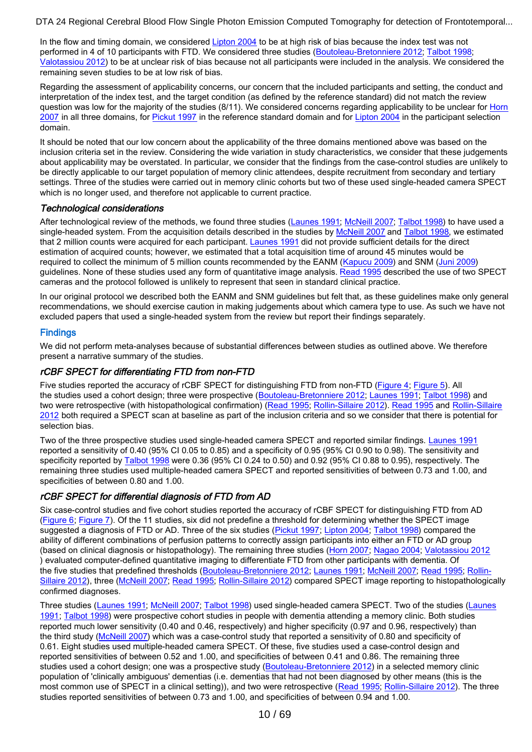In the flow and timing domain, we considered Lipton 2004 to be at high risk of bias because the index test was not performed in 4 of 10 participants with FTD. We considered three studies (Boutoleau-Bretonniere 2012; Talbot 1998; Valotassiou 2012) to be at unclear risk of bias because not all participants were included in the analysis. We considered the remaining seven studies to be at low risk of bias.

Regarding the assessment of applicability concerns, our concern that the included participants and setting, the conduct and interpretation of the index test, and the target condition (as defined by the reference standard) did not match the review question was low for the majority of the studies (8/11). We considered concerns regarding applicability to be unclear for Horn 2007 in all three domains, for Pickut 1997 in the reference standard domain and for Lipton 2004 in the participant selection domain.

It should be noted that our low concern about the applicability of the three domains mentioned above was based on the inclusion criteria set in the review. Considering the wide variation in study characteristics, we consider that these judgements about applicability may be overstated. In particular, we consider that the findings from the case-control studies are unlikely to be directly applicable to our target population of memory clinic attendees, despite recruitment from secondary and tertiary settings. Three of the studies were carried out in memory clinic cohorts but two of these used single-headed camera SPECT which is no longer used, and therefore not applicable to current practice.

### *Technological considerations*

After technological review of the methods, we found three studies (Launes 1991; McNeill 2007; Talbot 1998) to have used a single-headed system. From the acquisition details described in the studies by McNeill 2007 and Talbot 1998, we estimated that 2 million counts were acquired for each participant. Launes 1991 did not provide sufficient details for the direct estimation of acquired counts; however, we estimated that a total acquisition time of around 45 minutes would be required to collect the minimum of 5 million counts recommended by the EANM (Kapucu 2009) and SNM (Juni 2009) guidelines. None of these studies used any form of quantitative image analysis. Read 1995 described the use of two SPECT cameras and the protocol followed is unlikely to represent that seen in standard clinical practice.

In our original protocol we described both the EANM and SNM guidelines but felt that, as these guidelines make only general recommendations, we should exercise caution in making judgements about which camera type to use. As such we have not excluded papers that used a single-headed system from the review but report their findings separately.

## Findings

We did not perform meta-analyses because of substantial differences between studies as outlined above. We therefore present a narrative summary of the studies.

### *rCBF SPECT for differentiating FTD from non-FTD*

Five studies reported the accuracy of rCBF SPECT for distinguishing FTD from non-FTD (Figure 4; Figure 5). All the studies used a cohort design; three were prospective (Boutoleau-Bretonniere 2012; Launes 1991; Talbot 1998) and two were retrospective (with histopathological confirmation) (Read 1995; Rollin-Sillaire 2012). Read 1995 and Rollin-Sillaire 2012 both required a SPECT scan at baseline as part of the inclusion criteria and so we consider that there is potential for selection bias.

Two of the three prospective studies used single-headed camera SPECT and reported similar findings. Launes 1991 reported a sensitivity of 0.40 (95% CI 0.05 to 0.85) and a specificity of 0.95 (95% CI 0.90 to 0.98). The sensitivity and specificity reported by Talbot 1998 were 0.36 (95% CI 0.24 to 0.50) and 0.92 (95% CI 0.88 to 0.95), respectively. The remaining three studies used multiple-headed camera SPECT and reported sensitivities of between 0.73 and 1.00, and specificities of between 0.80 and 1.00.

### *rCBF SPECT for differential diagnosis of FTD from AD*

Six case-control studies and five cohort studies reported the accuracy of rCBF SPECT for distinguishing FTD from AD (Figure 6; Figure 7). Of the 11 studies, six did not predefine a threshold for determining whether the SPECT image suggested a diagnosis of FTD or AD. Three of the six studies (Pickut 1997; Lipton 2004; Talbot 1998) compared the ability of different combinations of perfusion patterns to correctly assign participants into either an FTD or AD group (based on clinical diagnosis or histopathology). The remaining three studies (Horn 2007; Nagao 2004; Valotassiou 2012 ) evaluated computer-defined quantitative imaging to differentiate FTD from other participants with dementia. Of the five studies that predefined thresholds (Boutoleau-Bretonniere 2012; Launes 1991; McNeill 2007; Read 1995; Rollin-Sillaire 2012), three (McNeill 2007; Read 1995; Rollin-Sillaire 2012) compared SPECT image reporting to histopathologically confirmed diagnoses.

Three studies (Launes 1991; McNeill 2007; Talbot 1998) used single-headed camera SPECT. Two of the studies (Launes 1991; Talbot 1998) were prospective cohort studies in people with dementia attending a memory clinic. Both studies reported much lower sensitivity (0.40 and 0.46, respectively) and higher specificity (0.97 and 0.96, respectively) than the third study (McNeill 2007) which was a case-control study that reported a sensitivity of 0.80 and specificity of 0.61. Eight studies used multiple-headed camera SPECT. Of these, five studies used a case-control design and reported sensitivities of between 0.52 and 1.00, and specificities of between 0.41 and 0.86. The remaining three studies used a cohort design; one was a prospective study (Boutoleau-Bretonniere 2012) in a selected memory clinic population of 'clinically ambiguous' dementias (i.e. dementias that had not been diagnosed by other means (this is the most common use of SPECT in a clinical setting)), and two were retrospective (Read 1995; Rollin-Sillaire 2012). The three studies reported sensitivities of between 0.73 and 1.00, and specificities of between 0.94 and 1.00.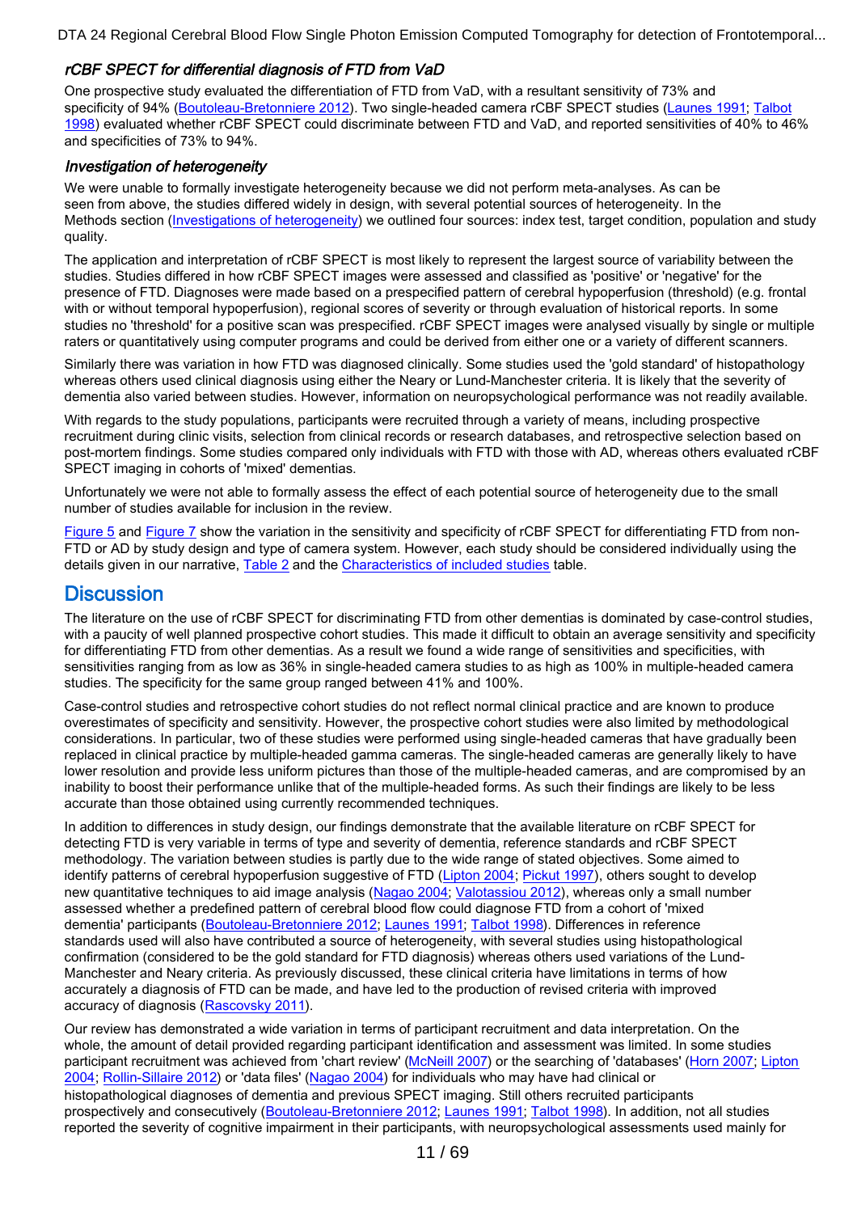### *rCBF SPECT for differential diagnosis of FTD from VaD*

One prospective study evaluated the differentiation of FTD from VaD, with a resultant sensitivity of 73% and specificity of 94% (Boutoleau-Bretonniere 2012). Two single-headed camera rCBF SPECT studies (Launes 1991; Talbot 1998) evaluated whether rCBF SPECT could discriminate between FTD and VaD, and reported sensitivities of 40% to 46% and specificities of 73% to 94%.

### *Investigation of heterogeneity*

We were unable to formally investigate heterogeneity because we did not perform meta-analyses. As can be seen from above, the studies differed widely in design, with several potential sources of heterogeneity. In the Methods section (Investigations of heterogeneity) we outlined four sources: index test, target condition, population and study quality.

The application and interpretation of rCBF SPECT is most likely to represent the largest source of variability between the studies. Studies differed in how rCBF SPECT images were assessed and classified as 'positive' or 'negative' for the presence of FTD. Diagnoses were made based on a prespecified pattern of cerebral hypoperfusion (threshold) (e.g. frontal with or without temporal hypoperfusion), regional scores of severity or through evaluation of historical reports. In some studies no 'threshold' for a positive scan was prespecified. rCBF SPECT images were analysed visually by single or multiple raters or quantitatively using computer programs and could be derived from either one or a variety of different scanners.

Similarly there was variation in how FTD was diagnosed clinically. Some studies used the 'gold standard' of histopathology whereas others used clinical diagnosis using either the Neary or Lund-Manchester criteria. It is likely that the severity of dementia also varied between studies. However, information on neuropsychological performance was not readily available.

With regards to the study populations, participants were recruited through a variety of means, including prospective recruitment during clinic visits, selection from clinical records or research databases, and retrospective selection based on post-mortem findings. Some studies compared only individuals with FTD with those with AD, whereas others evaluated rCBF SPECT imaging in cohorts of 'mixed' dementias.

Unfortunately we were not able to formally assess the effect of each potential source of heterogeneity due to the small number of studies available for inclusion in the review.

Figure 5 and Figure 7 show the variation in the sensitivity and specificity of rCBF SPECT for differentiating FTD from non-FTD or AD by study design and type of camera system. However, each study should be considered individually using the details given in our narrative, Table 2 and the Characteristics of included studies table.

## Discussion

The literature on the use of rCBF SPECT for discriminating FTD from other dementias is dominated by case-control studies, with a paucity of well planned prospective cohort studies. This made it difficult to obtain an average sensitivity and specificity for differentiating FTD from other dementias. As a result we found a wide range of sensitivities and specificities, with sensitivities ranging from as low as 36% in single-headed camera studies to as high as 100% in multiple-headed camera studies. The specificity for the same group ranged between 41% and 100%.

Case-control studies and retrospective cohort studies do not reflect normal clinical practice and are known to produce overestimates of specificity and sensitivity. However, the prospective cohort studies were also limited by methodological considerations. In particular, two of these studies were performed using single-headed cameras that have gradually been replaced in clinical practice by multiple-headed gamma cameras. The single-headed cameras are generally likely to have lower resolution and provide less uniform pictures than those of the multiple-headed cameras, and are compromised by an inability to boost their performance unlike that of the multiple-headed forms. As such their findings are likely to be less accurate than those obtained using currently recommended techniques.

In addition to differences in study design, our findings demonstrate that the available literature on rCBF SPECT for detecting FTD is very variable in terms of type and severity of dementia, reference standards and rCBF SPECT methodology. The variation between studies is partly due to the wide range of stated objectives. Some aimed to identify patterns of cerebral hypoperfusion suggestive of FTD (Lipton 2004; Pickut 1997), others sought to develop new quantitative techniques to aid image analysis (Nagao 2004; Valotassiou 2012), whereas only a small number assessed whether a predefined pattern of cerebral blood flow could diagnose FTD from a cohort of 'mixed dementia' participants (Boutoleau-Bretonniere 2012; Launes 1991; Talbot 1998). Differences in reference standards used will also have contributed a source of heterogeneity, with several studies using histopathological confirmation (considered to be the gold standard for FTD diagnosis) whereas others used variations of the Lund-Manchester and Neary criteria. As previously discussed, these clinical criteria have limitations in terms of how accurately a diagnosis of FTD can be made, and have led to the production of revised criteria with improved accuracy of diagnosis (Rascovsky 2011).

Our review has demonstrated a wide variation in terms of participant recruitment and data interpretation. On the whole, the amount of detail provided regarding participant identification and assessment was limited. In some studies participant recruitment was achieved from 'chart review' (McNeill 2007) or the searching of 'databases' (Horn 2007; Lipton 2004; Rollin-Sillaire 2012) or 'data files' (Nagao 2004) for individuals who may have had clinical or histopathological diagnoses of dementia and previous SPECT imaging. Still others recruited participants prospectively and consecutively (Boutoleau-Bretonniere 2012; Launes 1991; Talbot 1998). In addition, not all studies reported the severity of cognitive impairment in their participants, with neuropsychological assessments used mainly for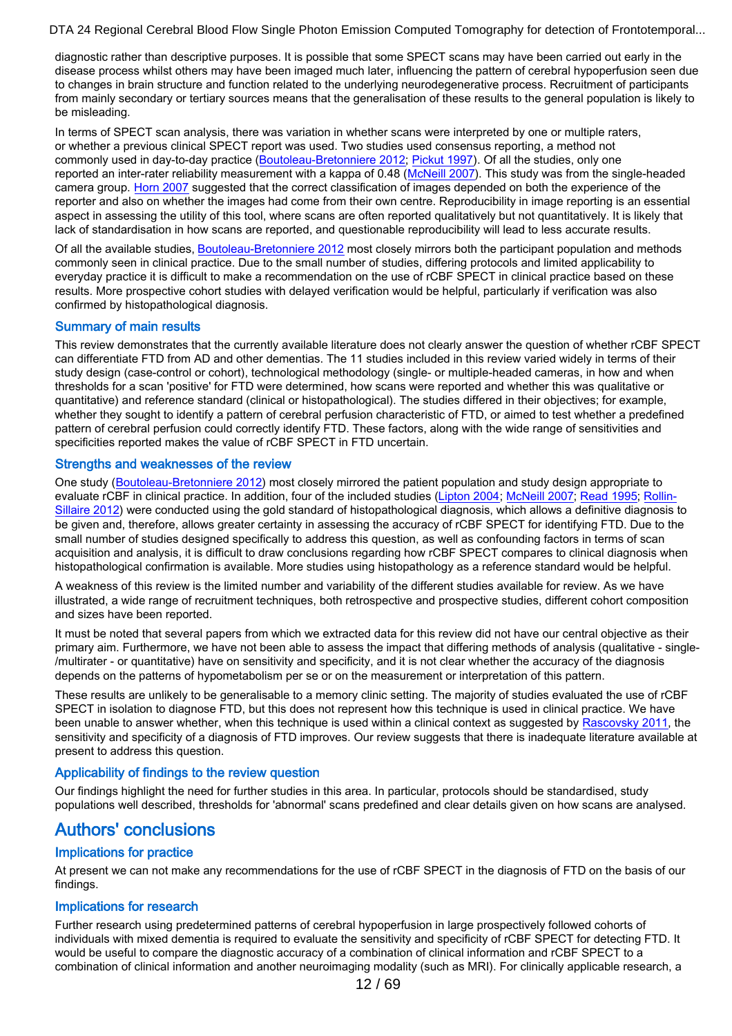diagnostic rather than descriptive purposes. It is possible that some SPECT scans may have been carried out early in the disease process whilst others may have been imaged much later, influencing the pattern of cerebral hypoperfusion seen due to changes in brain structure and function related to the underlying neurodegenerative process. Recruitment of participants from mainly secondary or tertiary sources means that the generalisation of these results to the general population is likely to be misleading.

In terms of SPECT scan analysis, there was variation in whether scans were interpreted by one or multiple raters, or whether a previous clinical SPECT report was used. Two studies used consensus reporting, a method not commonly used in day-to-day practice (Boutoleau-Bretonniere 2012; Pickut 1997). Of all the studies, only one reported an inter-rater reliability measurement with a kappa of 0.48 (McNeill 2007). This study was from the single-headed camera group. Horn 2007 suggested that the correct classification of images depended on both the experience of the reporter and also on whether the images had come from their own centre. Reproducibility in image reporting is an essential aspect in assessing the utility of this tool, where scans are often reported qualitatively but not quantitatively. It is likely that lack of standardisation in how scans are reported, and questionable reproducibility will lead to less accurate results.

Of all the available studies, Boutoleau-Bretonniere 2012 most closely mirrors both the participant population and methods commonly seen in clinical practice. Due to the small number of studies, differing protocols and limited applicability to everyday practice it is difficult to make a recommendation on the use of rCBF SPECT in clinical practice based on these results. More prospective cohort studies with delayed verification would be helpful, particularly if verification was also confirmed by histopathological diagnosis.

### Summary of main results

This review demonstrates that the currently available literature does not clearly answer the question of whether rCBF SPECT can differentiate FTD from AD and other dementias. The 11 studies included in this review varied widely in terms of their study design (case-control or cohort), technological methodology (single- or multiple-headed cameras, in how and when thresholds for a scan 'positive' for FTD were determined, how scans were reported and whether this was qualitative or quantitative) and reference standard (clinical or histopathological). The studies differed in their objectives; for example, whether they sought to identify a pattern of cerebral perfusion characteristic of FTD, or aimed to test whether a predefined pattern of cerebral perfusion could correctly identify FTD. These factors, along with the wide range of sensitivities and specificities reported makes the value of rCBF SPECT in FTD uncertain.

### Strengths and weaknesses of the review

One study (Boutoleau-Bretonniere 2012) most closely mirrored the patient population and study design appropriate to evaluate rCBF in clinical practice. In addition, four of the included studies (Lipton 2004; McNeill 2007; Read 1995; Rollin-Sillaire 2012) were conducted using the gold standard of histopathological diagnosis, which allows a definitive diagnosis to be given and, therefore, allows greater certainty in assessing the accuracy of rCBF SPECT for identifying FTD. Due to the small number of studies designed specifically to address this question, as well as confounding factors in terms of scan acquisition and analysis, it is difficult to draw conclusions regarding how rCBF SPECT compares to clinical diagnosis when histopathological confirmation is available. More studies using histopathology as a reference standard would be helpful.

A weakness of this review is the limited number and variability of the different studies available for review. As we have illustrated, a wide range of recruitment techniques, both retrospective and prospective studies, different cohort composition and sizes have been reported.

It must be noted that several papers from which we extracted data for this review did not have our central objective as their primary aim. Furthermore, we have not been able to assess the impact that differing methods of analysis (qualitative - single-/multirater - or quantitative) have on sensitivity and specificity, and it is not clear whether the accuracy of the diagnosis depends on the patterns of hypometabolism per se or on the measurement or interpretation of this pattern.

These results are unlikely to be generalisable to a memory clinic setting. The majority of studies evaluated the use of rCBF SPECT in isolation to diagnose FTD, but this does not represent how this technique is used in clinical practice. We have been unable to answer whether, when this technique is used within a clinical context as suggested by Rascovsky 2011, the sensitivity and specificity of a diagnosis of FTD improves. Our review suggests that there is inadequate literature available at present to address this question.

### Applicability of findings to the review question

Our findings highlight the need for further studies in this area. In particular, protocols should be standardised, study populations well described, thresholds for 'abnormal' scans predefined and clear details given on how scans are analysed.

## Authors' conclusions

### Implications for practice

At present we can not make any recommendations for the use of rCBF SPECT in the diagnosis of FTD on the basis of our findings.

### Implications for research

Further research using predetermined patterns of cerebral hypoperfusion in large prospectively followed cohorts of individuals with mixed dementia is required to evaluate the sensitivity and specificity of rCBF SPECT for detecting FTD. It would be useful to compare the diagnostic accuracy of a combination of clinical information and rCBF SPECT to a combination of clinical information and another neuroimaging modality (such as MRI). For clinically applicable research, a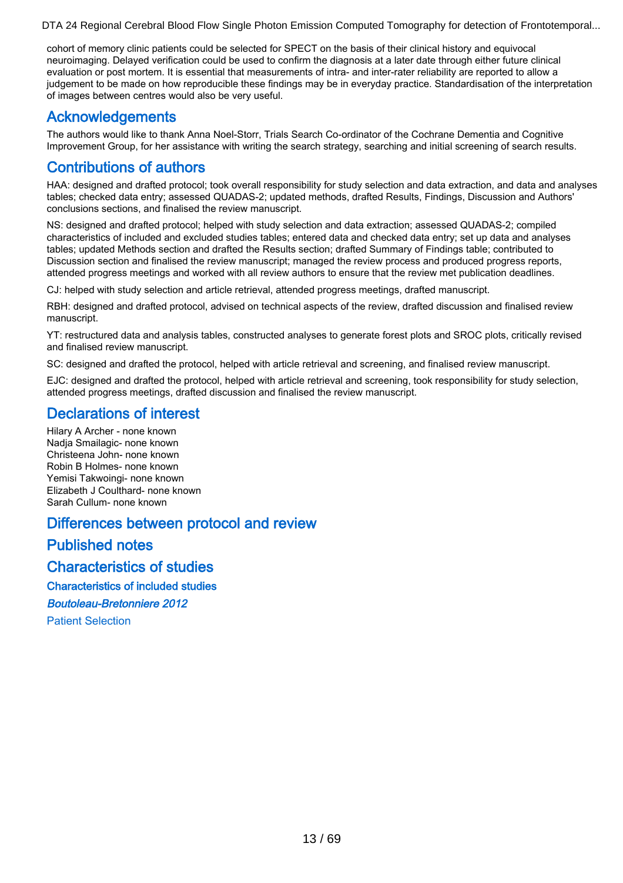cohort of memory clinic patients could be selected for SPECT on the basis of their clinical history and equivocal neuroimaging. Delayed verification could be used to confirm the diagnosis at a later date through either future clinical evaluation or post mortem. It is essential that measurements of intra- and inter-rater reliability are reported to allow a judgement to be made on how reproducible these findings may be in everyday practice. Standardisation of the interpretation of images between centres would also be very useful.

## Acknowledgements

The authors would like to thank Anna Noel-Storr, Trials Search Co-ordinator of the Cochrane Dementia and Cognitive Improvement Group, for her assistance with writing the search strategy, searching and initial screening of search results.

## Contributions of authors

HAA: designed and drafted protocol; took overall responsibility for study selection and data extraction, and data and analyses tables; checked data entry; assessed QUADAS-2; updated methods, drafted Results, Findings, Discussion and Authors' conclusions sections, and finalised the review manuscript.

NS: designed and drafted protocol; helped with study selection and data extraction; assessed QUADAS-2; compiled characteristics of included and excluded studies tables; entered data and checked data entry; set up data and analyses tables; updated Methods section and drafted the Results section; drafted Summary of Findings table; contributed to Discussion section and finalised the review manuscript; managed the review process and produced progress reports, attended progress meetings and worked with all review authors to ensure that the review met publication deadlines.

CJ: helped with study selection and article retrieval, attended progress meetings, drafted manuscript.

RBH: designed and drafted protocol, advised on technical aspects of the review, drafted discussion and finalised review manuscript.

YT: restructured data and analysis tables, constructed analyses to generate forest plots and SROC plots, critically revised and finalised review manuscript.

SC: designed and drafted the protocol, helped with article retrieval and screening, and finalised review manuscript.

EJC: designed and drafted the protocol, helped with article retrieval and screening, took responsibility for study selection, attended progress meetings, drafted discussion and finalised the review manuscript.

## Declarations of interest

Hilary A Archer - none known
Nadja Smailagic- none known
Christeena John- none known
Robin B Holmes- none known
Yemisi Takwoingi- none known
Elizabeth J Coulthard- none known
Sarah Cullum- none known

## Differences between protocol and review

## Published notes

## Characteristics of studies

### Characteristics of included studies

#### *Boutoleau-Bretonniere 2012*

Patient Selection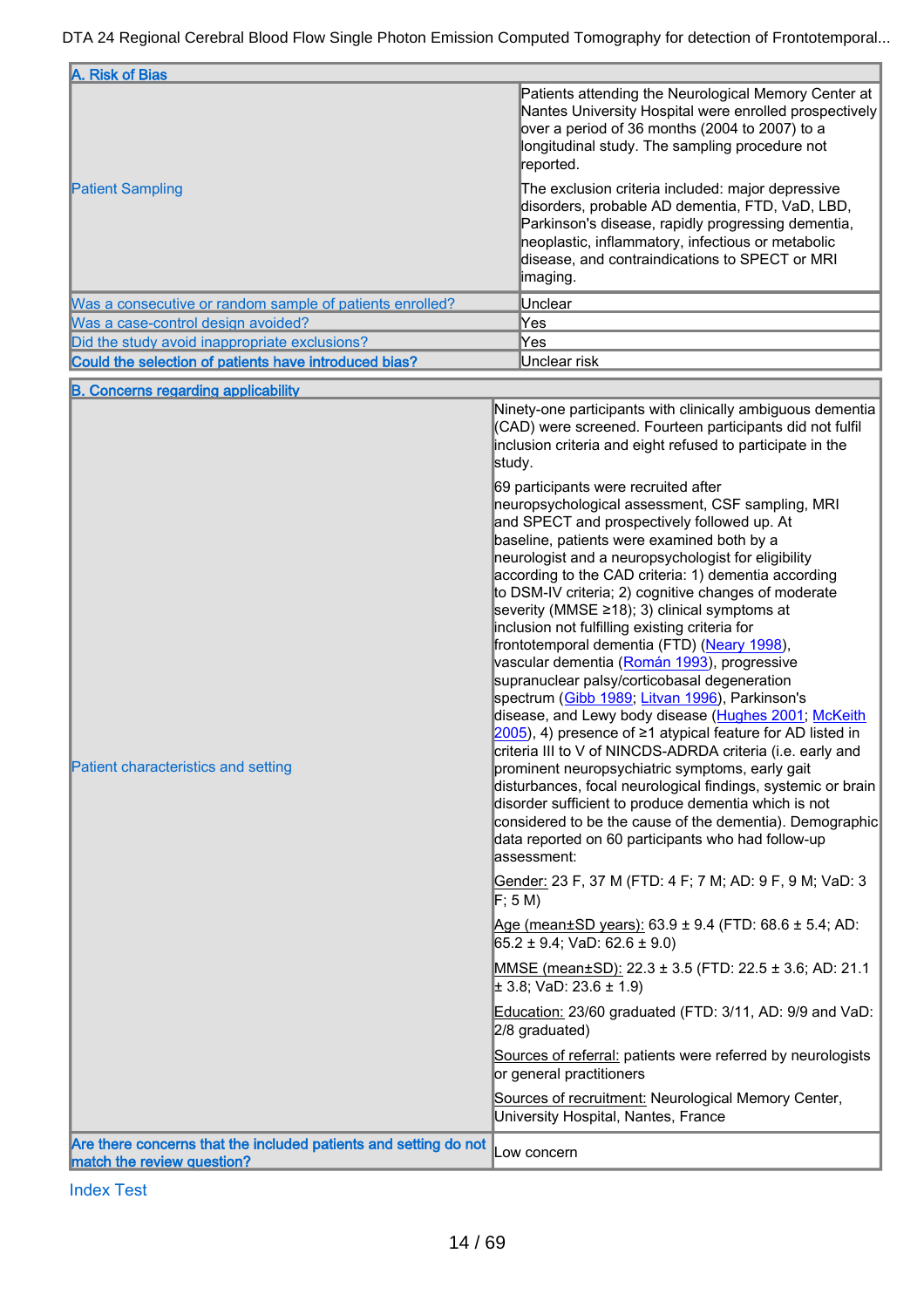| A. Risk of Bias | |
|---|---|
| Patient Sampling | Patients attending the Neurological Memory Center at Nantes University Hospital were enrolled prospectively over a period of 36 months (2004 to 2007) to a longitudinal study. The sampling procedure not reported.<br><br>The exclusion criteria included: major depressive disorders, probable AD dementia, FTD, VaD, LBD, Parkinson's disease, rapidly progressing dementia, neoplastic, inflammatory, infectious or metabolic disease, and contraindications to SPECT or MRI imaging. |
| Was a consecutive or random sample of patients enrolled? | Unclear |
| Was a case-control design avoided? | Yes |
| Did the study avoid inappropriate exclusions? | Yes |
| **Could the selection of patients have introduced bias?** | Unclear risk |

| B. Concerns regarding applicability | |
|---|---|
| Patient characteristics and setting | Ninety-one participants with clinically ambiguous dementia (CAD) were screened. Fourteen participants did not fulfil inclusion criteria and eight refused to participate in the study.<br><br>69 participants were recruited after neuropsychological assessment, CSF sampling, MRI and SPECT and prospectively followed up. At baseline, patients were examined both by a neurologist and a neuropsychologist for eligibility according to the CAD criteria: 1) dementia according to DSM-IV criteria; 2) cognitive changes of moderate severity (MMSE ≥18); 3) clinical symptoms at inclusion not fulfilling existing criteria for frontotemporal dementia (FTD) (Neary 1998), vascular dementia (Román 1993), progressive supranuclear palsy/corticobasal degeneration spectrum (Gibb 1989; Litvan 1996), Parkinson's disease, and Lewy body disease (Hughes 2001; McKeith 2005), 4) presence of ≥1 atypical feature for AD listed in criteria III to V of NINCDS-ADRDA criteria (i.e. early and prominent neuropsychiatric symptoms, early gait disturbances, focal neurological findings, systemic or brain disorder sufficient to produce dementia which is not considered to be the cause of the dementia). Demographic data reported on 60 participants who had follow-up assessment:<br><br>Gender: 23 F, 37 M (FTD: 4 F; 7 M; AD: 9 F, 9 M; VaD: 3 F; 5 M)<br><br>Age (mean±SD years): 63.9 ± 9.4 (FTD: 68.6 ± 5.4; AD: 65.2 ± 9.4; VaD: 62.6 ± 9.0)<br><br>MMSE (mean±SD): 22.3 ± 3.5 (FTD: 22.5 ± 3.6; AD: 21.1 ± 3.8; VaD: 23.6 ± 1.9)<br><br>Education: 23/60 graduated (FTD: 3/11, AD: 9/9 and VaD: 2/8 graduated)<br><br>Sources of referral: patients were referred by neurologists or general practitioners<br><br>Sources of recruitment: Neurological Memory Center, University Hospital, Nantes, France |
| **Are there concerns that the included patients and setting do not match the review question?** | Low concern |

Index Test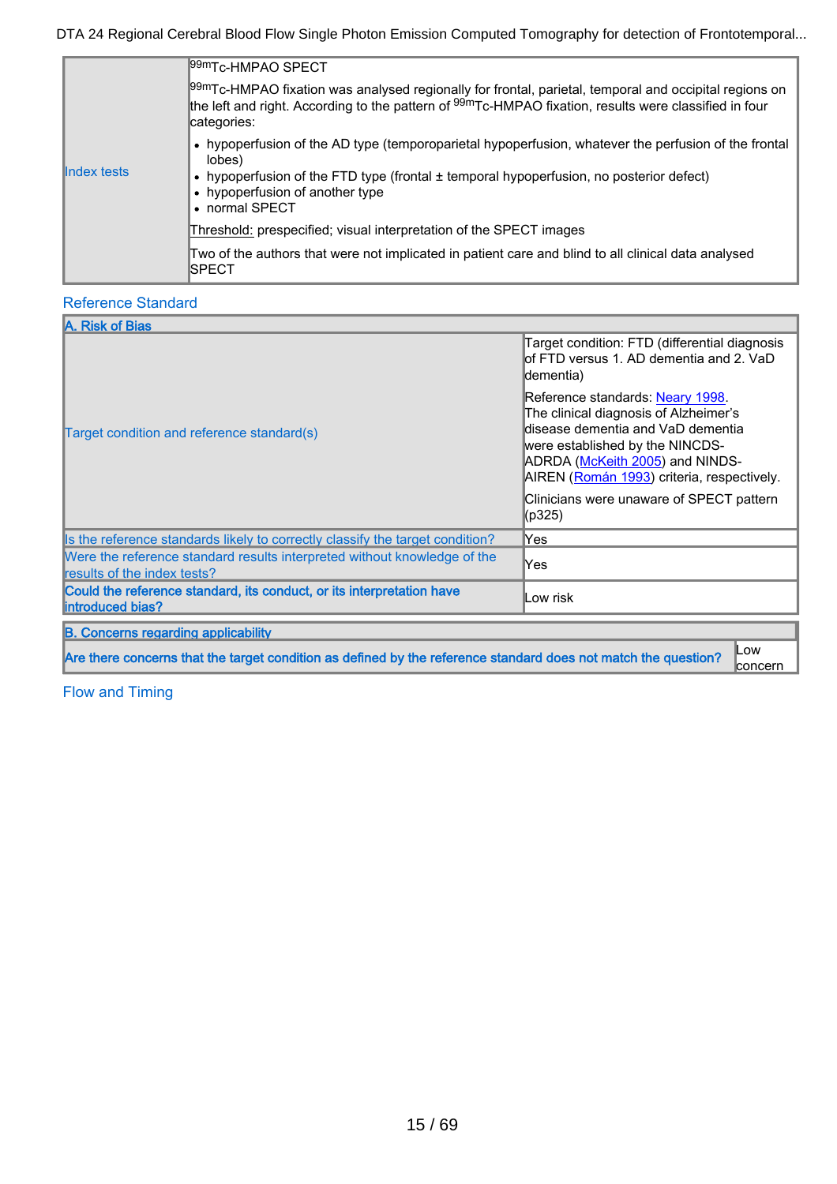| Index tests | $^{99m}$Tc-HMPAO SPECT<br><br>$^{99m}$Tc-HMPAO fixation was analysed regionally for frontal, parietal, temporal and occipital regions on the left and right. According to the pattern of $^{99m}$Tc-HMPAO fixation, results were classified in four categories:<br><br>• hypoperfusion of the AD type (temporoparietal hypoperfusion, whatever the perfusion of the frontal lobes)<br>• hypoperfusion of the FTD type (frontal ± temporal hypoperfusion, no posterior defect)<br>• hypoperfusion of another type<br>• normal SPECT<br><br>Threshold: prespecified; visual interpretation of the SPECT images<br><br>Two of the authors that were not implicated in patient care and blind to all clinical data analysed SPECT |
|---|---|

## Reference Standard

| A. Risk of Bias | |
|---|---|
| Target condition and reference standard(s) | Target condition: FTD (differential diagnosis of FTD versus 1. AD dementia and 2. VaD dementia)<br><br>Reference standards: Neary 1998.<br>The clinical diagnosis of Alzheimer's disease dementia and VaD dementia were established by the NINCDS-ADRDA (McKeith 2005) and NINDS-AIREN (Román 1993) criteria, respectively.<br><br>Clinicians were unaware of SPECT pattern (p325) |
| Is the reference standards likely to correctly classify the target condition? | Yes |
| Were the reference standard results interpreted without knowledge of the results of the index tests? | Yes |
| **Could the reference standard, its conduct, or its interpretation have introduced bias?** | Low risk |

| B. Concerns regarding applicability | |
|---|---|
| **Are there concerns that the target condition as defined by the reference standard does not match the question?** | Low concern |

## Flow and Timing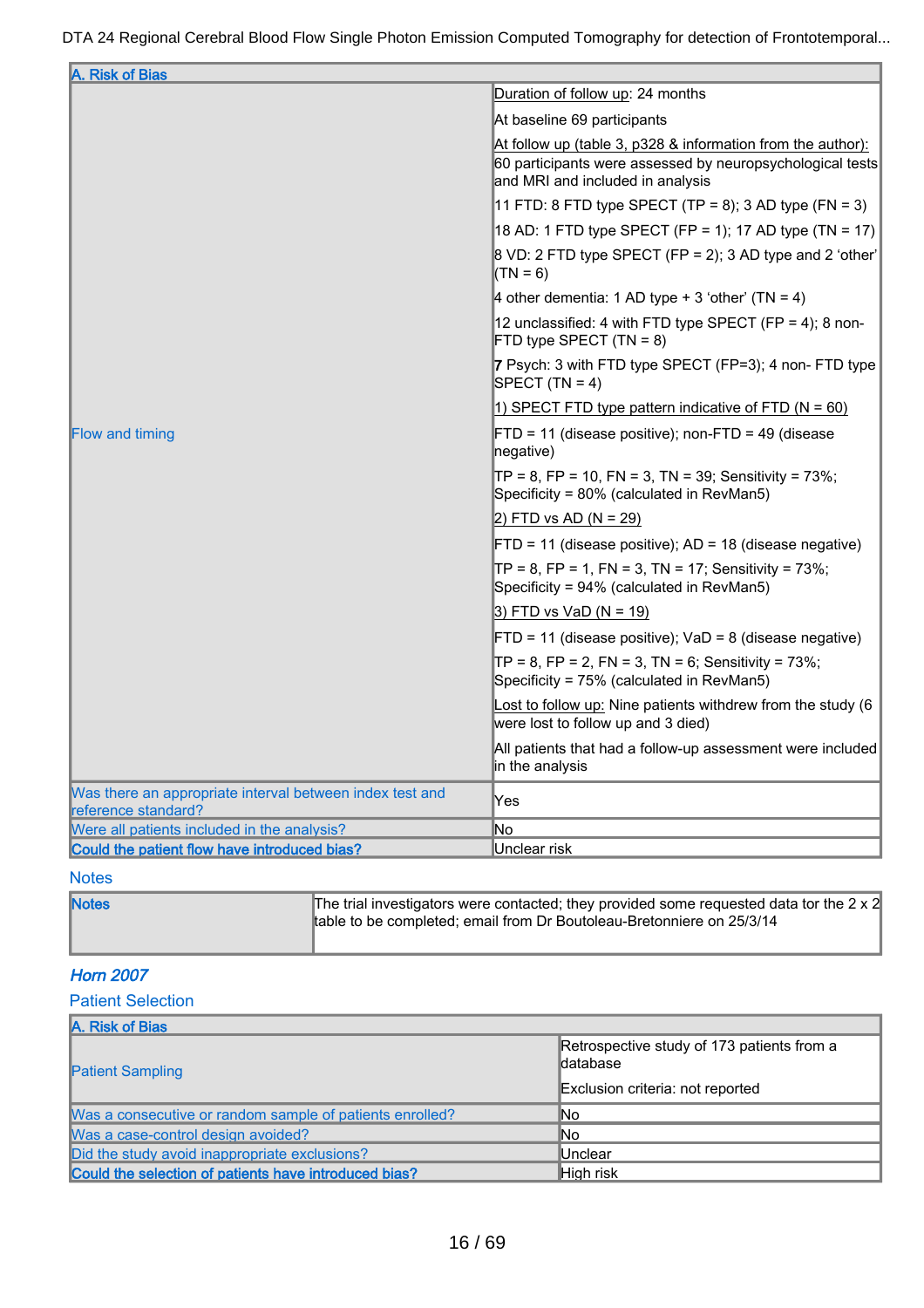| A. Risk of Bias | |
|---|---|
| Flow and timing | Duration of follow up: 24 months<br><br>At baseline 69 participants<br><br>At follow up (table 3, p328 & information from the author): 60 participants were assessed by neuropsychological tests and MRI and included in analysis<br><br>11 FTD: 8 FTD type SPECT (TP = 8); 3 AD type (FN = 3)<br><br>18 AD: 1 FTD type SPECT (FP = 1); 17 AD type (TN = 17)<br><br>8 VD: 2 FTD type SPECT (FP = 2); 3 AD type and 2 'other' (TN = 6)<br><br>4 other dementia: 1 AD type + 3 'other' (TN = 4)<br><br>12 unclassified: 4 with FTD type SPECT (FP = 4); 8 non-FTD type SPECT (TN = 8)<br><br>**7** Psych: 3 with FTD type SPECT (FP=3); 4 non- FTD type SPECT (TN = 4)<br><br>1) SPECT FTD type pattern indicative of FTD (N = 60)<br><br>FTD = 11 (disease positive); non-FTD = 49 (disease negative)<br><br>TP = 8, FP = 10, FN = 3, TN = 39; Sensitivity = 73%; Specificity = 80% (calculated in RevMan5)<br><br>2) FTD vs AD (N = 29)<br><br>FTD = 11 (disease positive); AD = 18 (disease negative)<br><br>TP = 8, FP = 1, FN = 3, TN = 17; Sensitivity = 73%; Specificity = 94% (calculated in RevMan5)<br><br>3) FTD vs VaD (N = 19)<br><br>FTD = 11 (disease positive); VaD = 8 (disease negative)<br><br>TP = 8, FP = 2, FN = 3, TN = 6; Sensitivity = 73%; Specificity = 75% (calculated in RevMan5)<br><br>Lost to follow up: Nine patients withdrew from the study (6 were lost to follow up and 3 died)<br><br>All patients that had a follow-up assessment were included in the analysis |
| Was there an appropriate interval between index test and reference standard? | Yes |
| Was all patients included in the analysis? | No |
| **Could the patient flow have introduced bias?** | Unclear risk |

## Notes

| Notes | |
|---|---|
| **Notes** | The trial investigators were contacted; they provided some requested data tor the 2 x 2 table to be completed; email from Dr Boutoleau-Bretonniere on 25/3/14 |

## *Horn 2007*

### Patient Selection

| A. Risk of Bias | |
|---|---|
| Patient Sampling | Retrospective study of 173 patients from a database<br><br>Exclusion criteria: not reported |
| Was a consecutive or random sample of patients enrolled? | No |
| Was a case-control design avoided? | No |
| Did the study avoid inappropriate exclusions? | Unclear |
| **Could the selection of patients have introduced bias?** | High risk |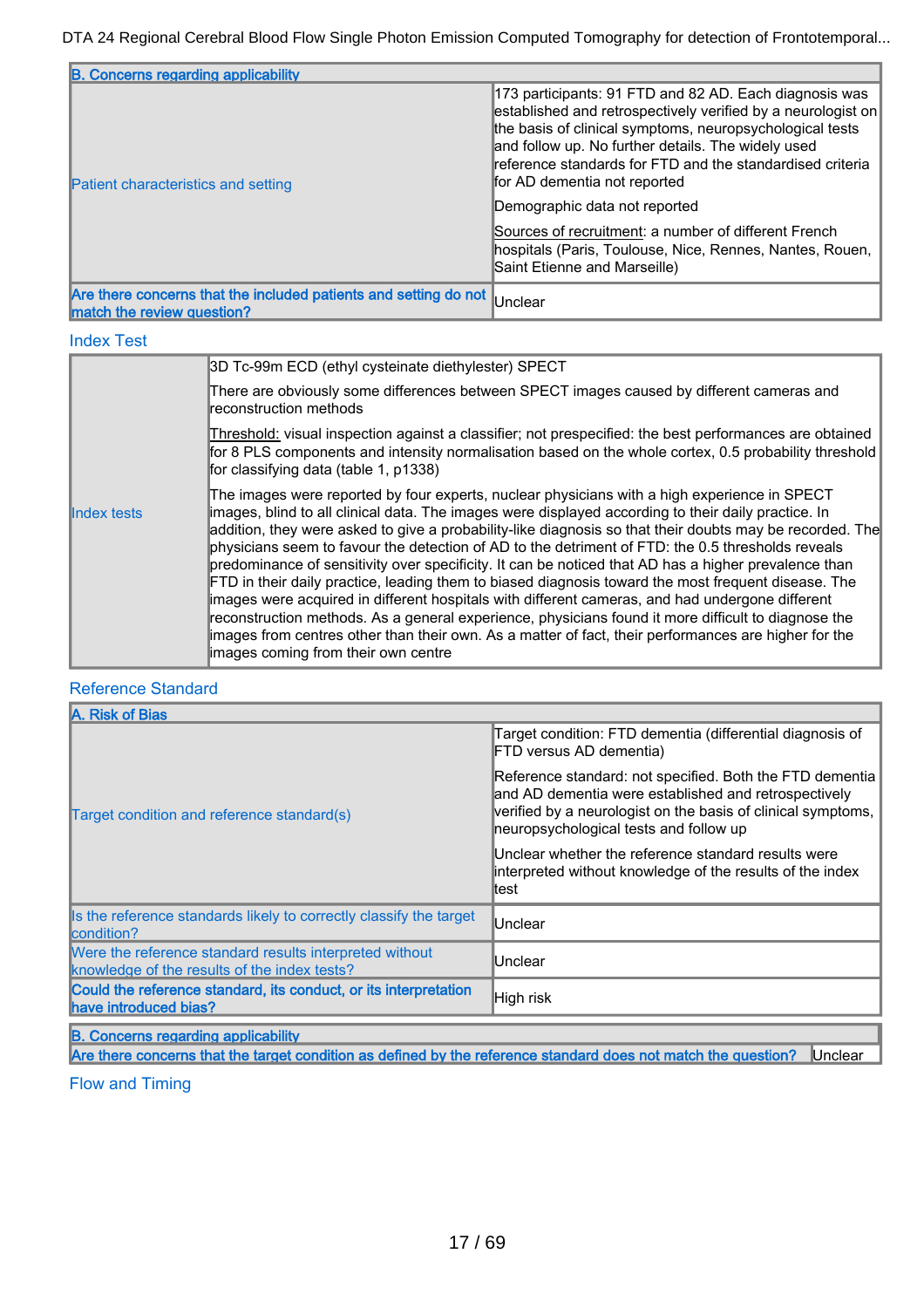| B. Concerns regarding applicability | |
|---|---|
| Patient characteristics and setting | 173 participants: 91 FTD and 82 AD. Each diagnosis was established and retrospectively verified by a neurologist on the basis of clinical symptoms, neuropsychological tests and follow up. No further details. The widely used reference standards for FTD and the standardised criteria for AD dementia not reported<br><br>Demographic data not reported<br><br>Sources of recruitment: a number of different French hospitals (Paris, Toulouse, Nice, Rennes, Nantes, Rouen, Saint Etienne and Marseille) |
| **Are there concerns that the included patients and setting do not match the review question?** | Unclear |

## Index Test

| | |
|---|---|
| Index tests | 3D Tc-99m ECD (ethyl cysteinate diethylester) SPECT<br><br>There are obviously some differences between SPECT images caused by different cameras and reconstruction methods<br><br>Threshold: visual inspection against a classifier; not prespecified: the best performances are obtained for 8 PLS components and intensity normalisation based on the whole cortex, 0.5 probability threshold for classifying data (table 1, p1338)<br><br>The images were reported by four experts, nuclear physicians with a high experience in SPECT images, blind to all clinical data. The images were displayed according to their daily practice. In addition, they were asked to give a probability-like diagnosis so that their doubts may be recorded. The physicians seem to favour the detection of AD to the detriment of FTD: the 0.5 thresholds reveals predominance of sensitivity over specificity. It can be noticed that AD has a higher prevalence than FTD in their daily practice, leading them to biased diagnosis toward the most frequent disease. The images were acquired in different hospitals with different cameras, and had undergone different reconstruction methods. As a general experience, physicians found it more difficult to diagnose the images from centres other than their own. As a matter of fact, their performances are higher for the images coming from their own centre |

## Reference Standard

| A. Risk of Bias | |
|---|---|
| Target condition and reference standard(s) | Target condition: FTD dementia (differential diagnosis of FTD versus AD dementia)<br><br>Reference standard: not specified. Both the FTD dementia and AD dementia were established and retrospectively verified by a neurologist on the basis of clinical symptoms, neuropsychological tests and follow up<br><br>Unclear whether the reference standard results were interpreted without knowledge of the results of the index test |
| Is the reference standards likely to correctly classify the target condition? | Unclear |
| Were the reference standard results interpreted without knowledge of the results of the index tests? | Unclear |
| **Could the reference standard, its conduct, or its interpretation have introduced bias?** | High risk |

| B. Concerns regarding applicability | |
|---|---|
| **Are there concerns that the target condition as defined by the reference standard does not match the question?** | Unclear |

## Flow and Timing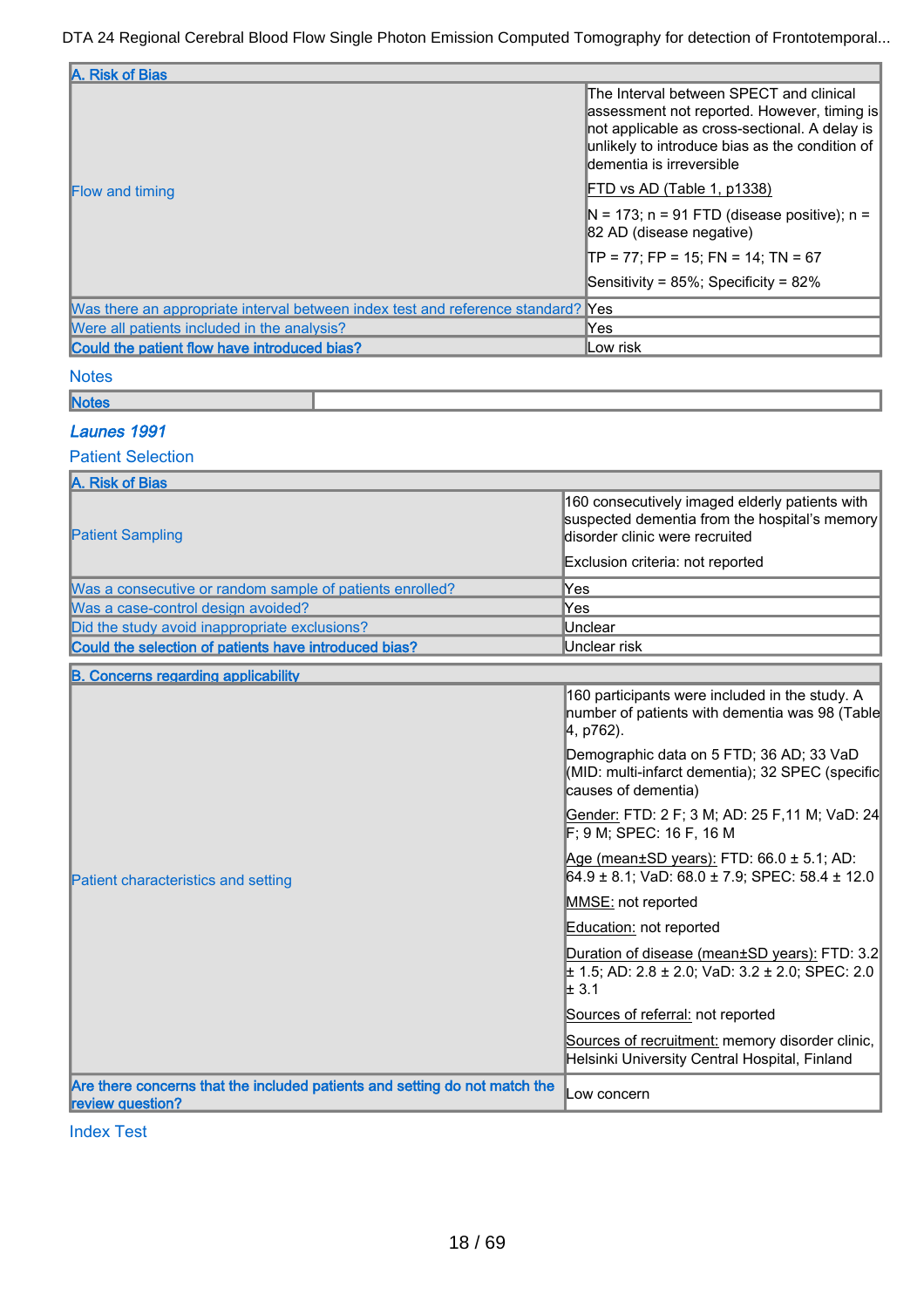| A. Risk of Bias | |
| --- | --- |
| Flow and timing | The Interval between SPECT and clinical assessment not reported. However, timing is not applicable as cross-sectional. A delay is unlikely to introduce bias as the condition of dementia is irreversible<br><br>FTD vs AD (Table 1, p1338)<br><br>N = 173; n = 91 FTD (disease positive); n = 82 AD (disease negative)<br><br>TP = 77; FP = 15; FN = 14; TN = 67<br><br>Sensitivity = 85%; Specificity = 82% |
| Was there an appropriate interval between index test and reference standard? | Yes |
| Were all patients included in the analysis? | Yes |
| **Could the patient flow have introduced bias?** | Low risk |

Notes

| Notes | |
| --- | --- |

### *Launes 1991*

Patient Selection

| A. Risk of Bias | |
| --- | --- |
| Patient Sampling | 160 consecutively imaged elderly patients with suspected dementia from the hospital's memory disorder clinic were recruited<br><br>Exclusion criteria: not reported |
| Was a consecutive or random sample of patients enrolled? | Yes |
| Was a case-control design avoided? | Yes |
| Did the study avoid inappropriate exclusions? | Unclear |
| **Could the selection of patients have introduced bias?** | Unclear risk |

| B. Concerns regarding applicability | |
| --- | --- |
| Patient characteristics and setting | 160 participants were included in the study. A number of patients with dementia was 98 (Table 4, p762).<br><br>Demographic data on 5 FTD; 36 AD; 33 VaD (MID: multi-infarct dementia); 32 SPEC (specific causes of dementia)<br><br>Gender: FTD: 2 F; 3 M; AD: 25 F,11 M; VaD: 24 F; 9 M; SPEC: 16 F, 16 M<br><br>Age (mean±SD years): FTD: 66.0 ± 5.1; AD: 64.9 ± 8.1; VaD: 68.0 ± 7.9; SPEC: 58.4 ± 12.0<br><br>MMSE: not reported<br><br>Education: not reported<br><br>Duration of disease (mean±SD years): FTD: 3.2 ± 1.5; AD: 2.8 ± 2.0; VaD: 3.2 ± 2.0; SPEC: 2.0 ± 3.1<br><br>Sources of referral: not reported<br><br>Sources of recruitment: memory disorder clinic, Helsinki University Central Hospital, Finland |
| **Are there concerns that the included patients and setting do not match the review question?** | Low concern |

Index Test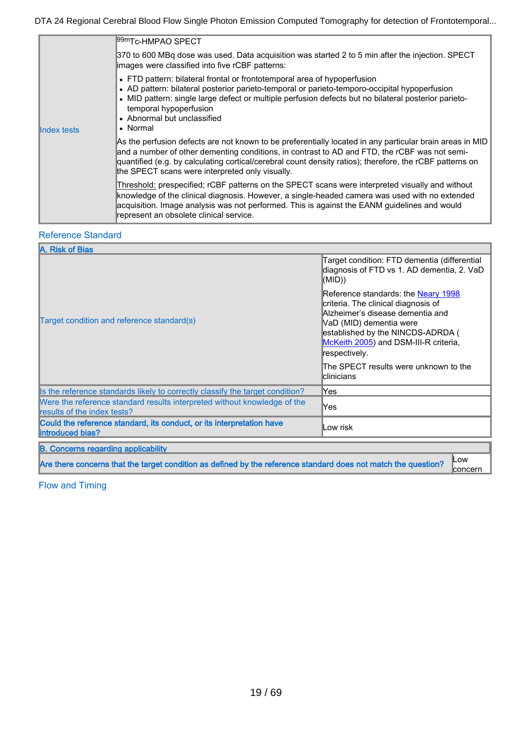| | |
|---|---|
| Index tests | $^{99m}$Tc-HMPAO SPECT<br><br>370 to 600 MBq dose was used. Data acquisition was started 2 to 5 min after the injection. SPECT images were classified into five rCBF patterns:<br><br>• FTD pattern: bilateral frontal or frontotemporal area of hypoperfusion<br>• AD pattern: bilateral posterior parieto-temporal or parieto-temporo-occipital hypoperfusion<br>• MID pattern: single large defect or multiple perfusion defects but no bilateral posterior parieto-temporal hypoperfusion<br>• Abnormal but unclassified<br>• Normal<br><br>As the perfusion defects are not known to be preferentially located in any particular brain areas in MID and a number of other dementing conditions, in contrast to AD and FTD, the rCBF was not semi-quantified (e.g. by calculating cortical/cerebral count density ratios); therefore, the rCBF patterns on the SPECT scans were interpreted only visually.<br><br>Threshold: prespecified; rCBF patterns on the SPECT scans were interpreted visually and without knowledge of the clinical diagnosis. However, a single-headed camera was used with no extended acquisition. Image analysis was not performed. This is against the EANM guidelines and would represent an obsolete clinical service. |

## Reference Standard

| A. Risk of Bias | |
|---|---|
| Target condition and reference standard(s) | Target condition: FTD dementia (differential diagnosis of FTD vs 1. AD dementia, 2. VaD (MID))<br><br>Reference standards: the Neary 1998 criteria. The clinical diagnosis of Alzheimer's disease dementia and VaD (MID) dementia were established by the NINCDS-ADRDA (McKeith 2005) and DSM-III-R criteria, respectively.<br><br>The SPECT results were unknown to the clinicians |
| Is the reference standards likely to correctly classify the target condition? | Yes |
| Were the reference standard results interpreted without knowledge of the results of the index tests? | Yes |
| **Could the reference standard, its conduct, or its interpretation have introduced bias?** | Low risk |

| B. Concerns regarding applicability | |
|---|---|
| **Are there concerns that the target condition as defined by the reference standard does not match the question?** | Low concern |

## Flow and Timing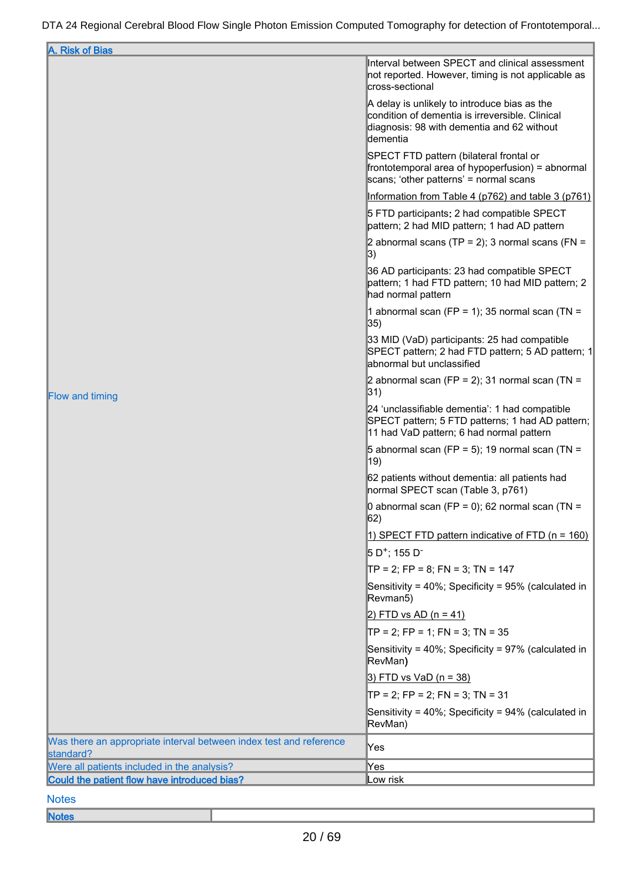| A. Risk of Bias | |
|---|---|
| Flow and timing | Interval between SPECT and clinical assessment not reported. However, timing is not applicable as cross-sectional<br><br>A delay is unlikely to introduce bias as the condition of dementia is irreversible. Clinical diagnosis: 98 with dementia and 62 without dementia<br><br>SPECT FTD pattern (bilateral frontal or frontotemporal area of hypoperfusion) = abnormal scans; 'other patterns' = normal scans<br><br><u>Information from Table 4 (p762) and table 3 (p761)</u><br><br>5 FTD participants: 2 had compatible SPECT pattern; 2 had MID pattern; 1 had AD pattern<br><br>2 abnormal scans (TP = 2); 3 normal scans (FN = 3)<br><br>36 AD participants: 23 had compatible SPECT pattern; 1 had FTD pattern; 10 had MID pattern; 2 had normal pattern<br><br>1 abnormal scan (FP = 1); 35 normal scan (TN = 35)<br><br>33 MID (VaD) participants: 25 had compatible SPECT pattern; 2 had FTD pattern; 5 AD pattern; 1 abnormal but unclassified<br><br>2 abnormal scan (FP = 2); 31 normal scan (TN = 31)<br><br>24 'unclassifiable dementia': 1 had compatible SPECT pattern; 5 FTD patterns; 1 had AD pattern; 11 had VaD pattern; 6 had normal pattern<br><br>5 abnormal scan (FP = 5); 19 normal scan (TN = 19)<br><br>62 patients without dementia: all patients had normal SPECT scan (Table 3, p761)<br><br>0 abnormal scan (FP = 0); 62 normal scan (TN = 62)<br><br><u>1) SPECT FTD pattern indicative of FTD (n = 160)</u><br><br>5 $D^+$; 155 $D^-$<br><br>TP = 2; FP = 8; FN = 3; TN = 147<br><br>Sensitivity = 40%; Specificity = 95% (calculated in Revman5)<br><br><u>2) FTD vs AD (n = 41)</u><br><br>TP = 2; FP = 1; FN = 3; TN = 35<br><br>Sensitivity = 40%; Specificity = 97% (calculated in RevMan)<br><br><u>3) FTD vs VaD (n = 38)</u><br><br>TP = 2; FP = 2; FN = 3; TN = 31<br><br>Sensitivity = 40%; Specificity = 94% (calculated in RevMan) |
| Was there an appropriate interval between index test and reference standard? | Yes |
| Were all patients included in the analysis? | Yes |
| **Could the patient flow have introduced bias?** | Low risk |

## Notes

| **Notes** | |
|---|---|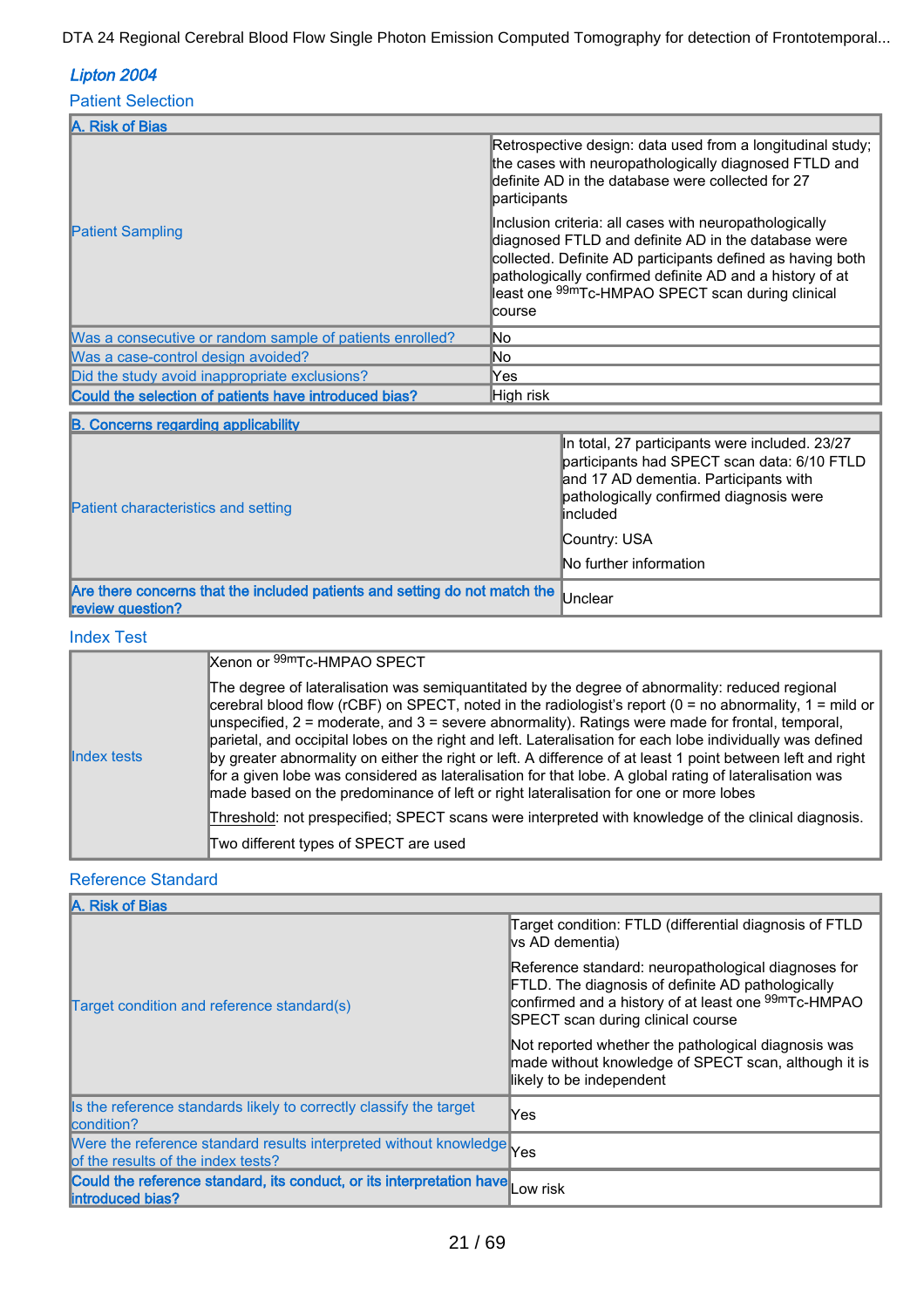### Lipton 2004

#### Patient Selection

| A. Risk of Bias | |
|---|---|
| Patient Sampling | Retrospective design: data used from a longitudinal study; the cases with neuropathologically diagnosed FTLD and definite AD in the database were collected for 27 participants<br><br>Inclusion criteria: all cases with neuropathologically diagnosed FTLD and definite AD in the database were collected. Definite AD participants defined as having both pathologically confirmed definite AD and a history of at least one $^{99m}$Tc-HMPAO SPECT scan during clinical course |
| Was a consecutive or random sample of patients enrolled? | No |
| Was a case-control design avoided? | No |
| Did the study avoid inappropriate exclusions? | Yes |
| **Could the selection of patients have introduced bias?** | High risk |

| B. Concerns regarding applicability | |
|---|---|
| Patient characteristics and setting | In total, 27 participants were included. 23/27 participants had SPECT scan data: 6/10 FTLD and 17 AD dementia. Participants with pathologically confirmed diagnosis were included<br><br>Country: USA<br><br>No further information |
| **Are there concerns that the included patients and setting do not match the review question?** | Unclear |

#### Index Test

| | |
|---|---|
| Index tests | Xenon or $^{99m}$Tc-HMPAO SPECT<br><br>The degree of lateralisation was semiquantitated by the degree of abnormality: reduced regional cerebral blood flow (rCBF) on SPECT, noted in the radiologist's report (0 = no abnormality, 1 = mild or unspecified, 2 = moderate, and 3 = severe abnormality). Ratings were made for frontal, temporal, parietal, and occipital lobes on the right and left. Lateralisation for each lobe individually was defined by greater abnormality on either the right or left. A difference of at least 1 point between left and right for a given lobe was considered as lateralisation for that lobe. A global rating of lateralisation was made based on the predominance of left or right lateralisation for one or more lobes<br><br>Threshold: not prespecified; SPECT scans were interpreted with knowledge of the clinical diagnosis.<br><br>Two different types of SPECT are used |

#### Reference Standard

| A. Risk of Bias | |
|---|---|
| Target condition and reference standard(s) | Target condition: FTLD (differential diagnosis of FTLD vs AD dementia)<br><br>Reference standard: neuropathological diagnoses for FTLD. The diagnosis of definite AD pathologically confirmed and a history of at least one $^{99m}$Tc-HMPAO SPECT scan during clinical course<br><br>Not reported whether the pathological diagnosis was made without knowledge of SPECT scan, although it is likely to be independent |
| Is the reference standards likely to correctly classify the target condition? | Yes |
| Were the reference standard results interpreted without knowledge of the results of the index tests? | Yes |
| **Could the reference standard, its conduct, or its interpretation have introduced bias?** | Low risk |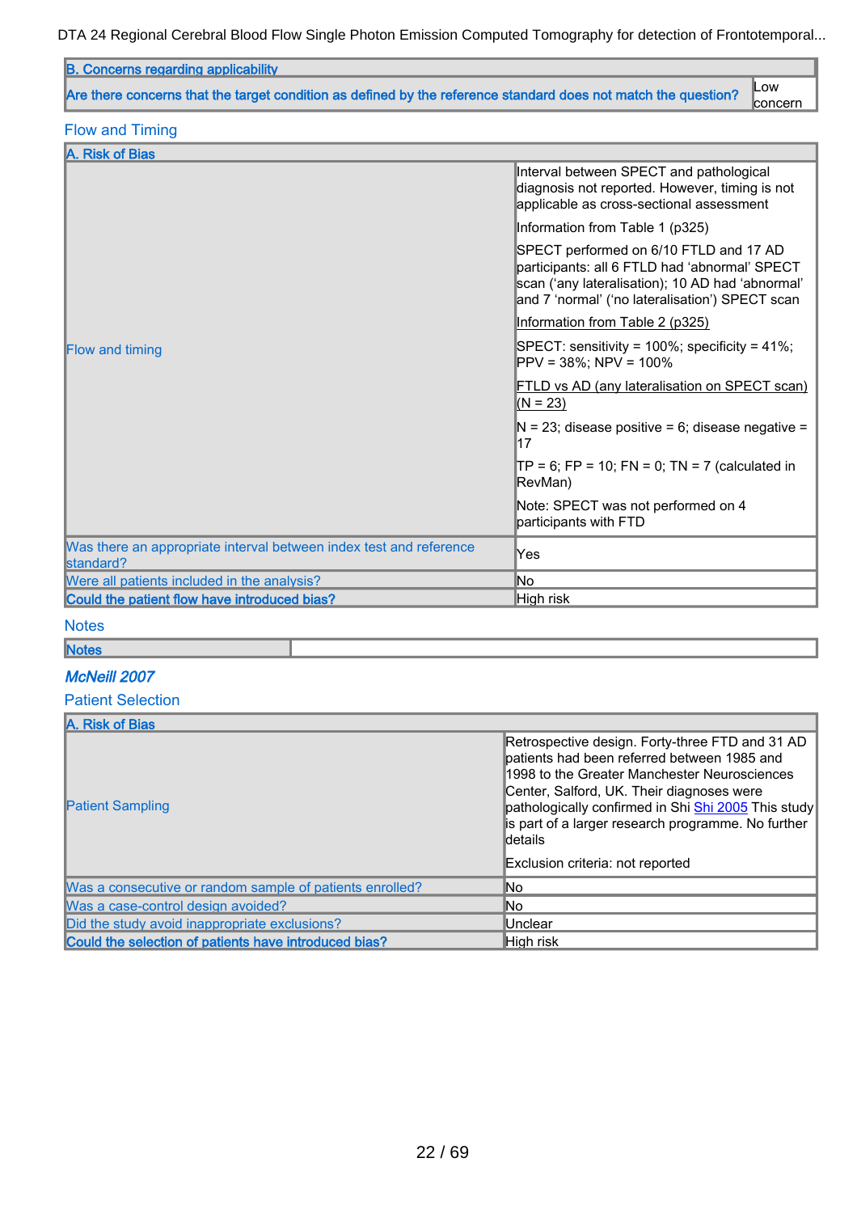| B. Concerns regarding applicability | |
|---|---|
| Are there concerns that the target condition as defined by the reference standard does not match the question? | Low concern |

## Flow and Timing

| A. Risk of Bias | |
|---|---|
| Flow and timing | Interval between SPECT and pathological diagnosis not reported. However, timing is not applicable as cross-sectional assessment<br><br>Information from Table 1 (p325)<br><br>SPECT performed on 6/10 FTLD and 17 AD participants: all 6 FTLD had 'abnormal' SPECT scan ('any lateralisation); 10 AD had 'abnormal' and 7 'normal' ('no lateralisation') SPECT scan<br><br>Information from Table 2 (p325)<br><br>SPECT: sensitivity = 100%; specificity = 41%; PPV = 38%; NPV = 100%<br><br>FTLD vs AD (any lateralisation on SPECT scan) (N = 23)<br><br>N = 23; disease positive = 6; disease negative = 17<br><br>TP = 6; FP = 10; FN = 0; TN = 7 (calculated in RevMan)<br><br>Note: SPECT was not performed on 4 participants with FTD |
| Was there an appropriate interval between index test and reference standard? | Yes |
| Were all patients included in the analysis? | No |
| **Could the patient flow have introduced bias?** | High risk |

## Notes

| **Notes** | |
|---|---|

## *McNeill 2007*

## Patient Selection

| A. Risk of Bias | |
|---|---|
| Patient Sampling | Retrospective design. Forty-three FTD and 31 AD patients had been referred between 1985 and 1998 to the Greater Manchester Neurosciences Center, Salford, UK. Their diagnoses were pathologically confirmed in Shi Shi 2005 This study is part of a larger research programme. No further details<br><br>Exclusion criteria: not reported |
| Was a consecutive or random sample of patients enrolled? | No |
| Was a case-control design avoided? | No |
| Did the study avoid inappropriate exclusions? | Unclear |
| **Could the selection of patients have introduced bias?** | High risk |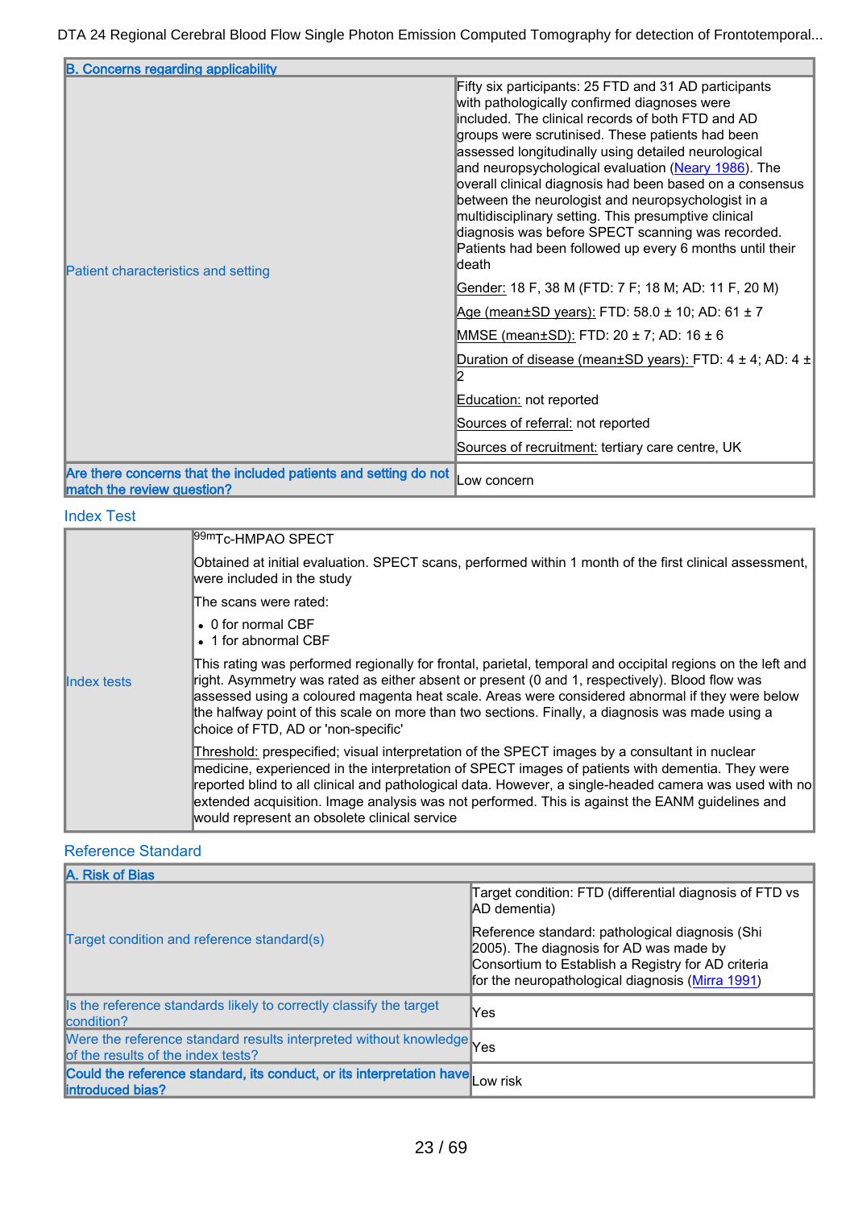| B. Concerns regarding applicability | |
|---|---|
| Patient characteristics and setting | Fifty six participants: 25 FTD and 31 AD participants with pathologically confirmed diagnoses were included. The clinical records of both FTD and AD groups were scrutinised. These patients had been assessed longitudinally using detailed neurological and neuropsychological evaluation (Neary 1986). The overall clinical diagnosis had been based on a consensus between the neurologist and neuropsychologist in a multidisciplinary setting. This presumptive clinical diagnosis was before SPECT scanning was recorded. Patients had been followed up every 6 months until their death<br><br>Gender: 18 F, 38 M (FTD: 7 F; 18 M; AD: 11 F, 20 M)<br><br>Age (mean±SD years): FTD: 58.0 ± 10; AD: 61 ± 7<br><br>MMSE (mean±SD): FTD: 20 ± 7; AD: 16 ± 6<br><br>Duration of disease (mean±SD years): FTD: 4 ± 4; AD: 4 ± 2<br><br>Education: not reported<br><br>Sources of referral: not reported<br><br>Sources of recruitment: tertiary care centre, UK |
| **Are there concerns that the included patients and setting do not match the review question?** | Low concern |

## Index Test

| | |
|---|---|
| Index tests | $^{99m}$Tc-HMPAO SPECT<br><br>Obtained at initial evaluation. SPECT scans, performed within 1 month of the first clinical assessment, were included in the study<br><br>The scans were rated:<br>• 0 for normal CBF<br>• 1 for abnormal CBF<br><br>This rating was performed regionally for frontal, parietal, temporal and occipital regions on the left and right. Asymmetry was rated as either absent or present (0 and 1, respectively). Blood flow was assessed using a coloured magenta heat scale. Areas were considered abnormal if they were below the halfway point of this scale on more than two sections. Finally, a diagnosis was made using a choice of FTD, AD or 'non-specific'<br><br>Threshold: prespecified; visual interpretation of the SPECT images by a consultant in nuclear medicine, experienced in the interpretation of SPECT images of patients with dementia. They were reported blind to all clinical and pathological data. However, a single-headed camera was used with no extended acquisition. Image analysis was not performed. This is against the EANM guidelines and would represent an obsolete clinical service |

## Reference Standard

| A. Risk of Bias | |
|---|---|
| Target condition and reference standard(s) | Target condition: FTD (differential diagnosis of FTD vs AD dementia)<br><br>Reference standard: pathological diagnosis (Shi 2005). The diagnosis for AD was made by Consortium to Establish a Registry for AD criteria for the neuropathological diagnosis (Mirra 1991) |
| Is the reference standards likely to correctly classify the target condition? | Yes |
| Were the reference standard results interpreted without knowledge of the results of the index tests? | Yes |
| **Could the reference standard, its conduct, or its interpretation have introduced bias?** | Low risk |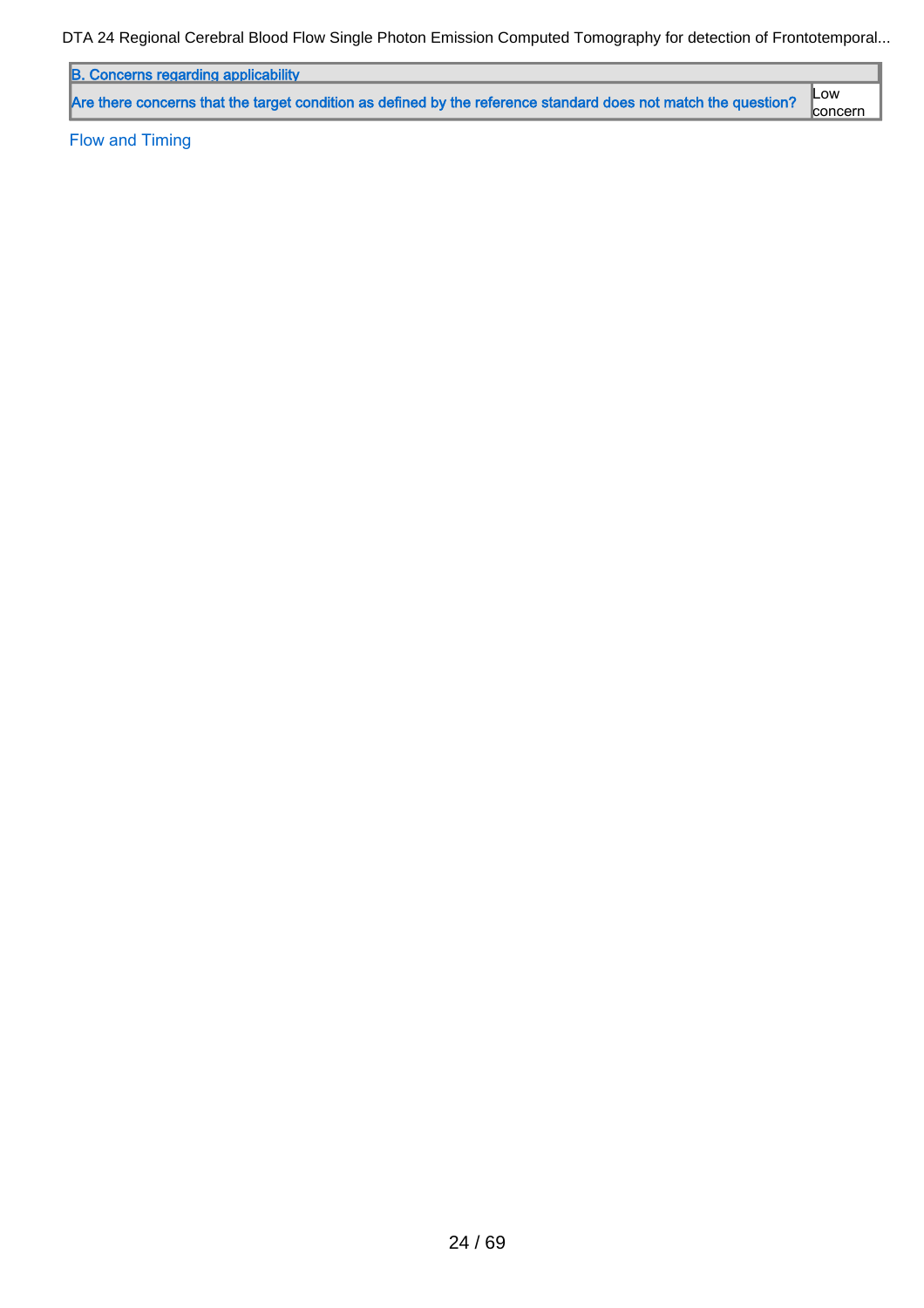| B. Concerns regarding applicability | |
| --- | --- |
| Are there concerns that the target condition as defined by the reference standard does not match the question? | Low concern |

Flow and Timing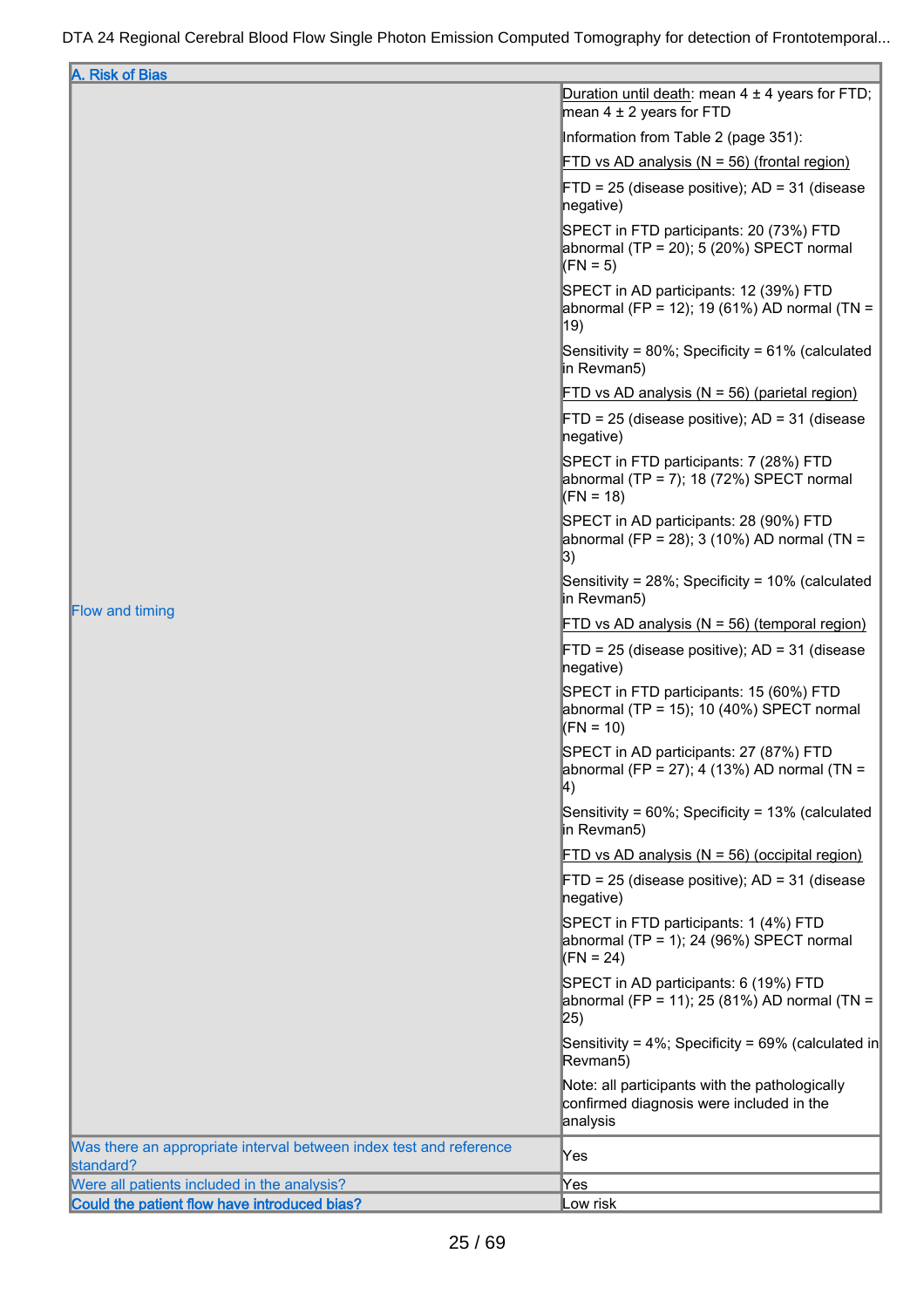| A. Risk of Bias | |
|---|---|
| Flow and timing | Duration until death: mean 4 ± 4 years for FTD; mean 4 ± 2 years for FTD<br><br>Information from Table 2 (page 351):<br><br>FTD vs AD analysis (N = 56) (frontal region)<br><br>FTD = 25 (disease positive); AD = 31 (disease negative)<br><br>SPECT in FTD participants: 20 (73%) FTD abnormal (TP = 20); 5 (20%) SPECT normal (FN = 5)<br><br>SPECT in AD participants: 12 (39%) FTD abnormal (FP = 12); 19 (61%) AD normal (TN = 19)<br><br>Sensitivity = 80%; Specificity = 61% (calculated in Revman5)<br><br>FTD vs AD analysis (N = 56) (parietal region)<br><br>FTD = 25 (disease positive); AD = 31 (disease negative)<br><br>SPECT in FTD participants: 7 (28%) FTD abnormal (TP = 7); 18 (72%) SPECT normal (FN = 18)<br><br>SPECT in AD participants: 28 (90%) FTD abnormal (FP = 28); 3 (10%) AD normal (TN = 3)<br><br>Sensitivity = 28%; Specificity = 10% (calculated in Revman5)<br><br>FTD vs AD analysis (N = 56) (temporal region)<br><br>FTD = 25 (disease positive); AD = 31 (disease negative)<br><br>SPECT in FTD participants: 15 (60%) FTD abnormal (TP = 15); 10 (40%) SPECT normal (FN = 10)<br><br>SPECT in AD participants: 27 (87%) FTD abnormal (FP = 27); 4 (13%) AD normal (TN = 4)<br><br>Sensitivity = 60%; Specificity = 13% (calculated in Revman5)<br><br>FTD vs AD analysis (N = 56) (occipital region)<br><br>FTD = 25 (disease positive); AD = 31 (disease negative)<br><br>SPECT in FTD participants: 1 (4%) FTD abnormal (TP = 1); 24 (96%) SPECT normal (FN = 24)<br><br>SPECT in AD participants: 6 (19%) FTD abnormal (FP = 11); 25 (81%) AD normal (TN = 25)<br><br>Sensitivity = 4%; Specificity = 69% (calculated in Revman5)<br><br>Note: all participants with the pathologically confirmed diagnosis were included in the analysis |
| Was there an appropriate interval between index test and reference standard? | Yes |
| Were all patients included in the analysis? | Yes |
| **Could the patient flow have introduced bias?** | Low risk |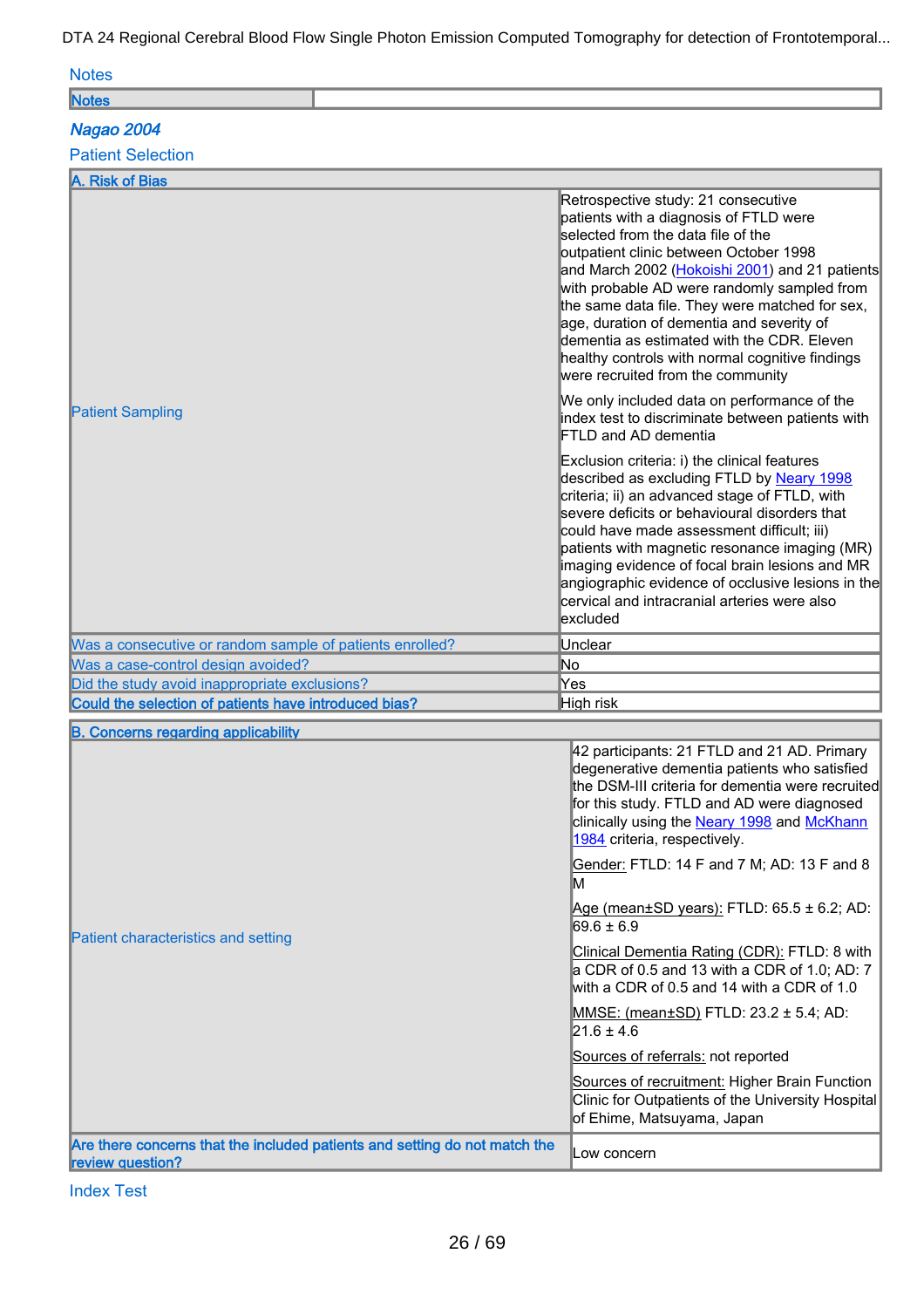### Notes

| Notes | |
|---|---|

### *Nagao 2004*

### Patient Selection

| A. Risk of Bias | |
|---|---|
| Patient Sampling | Retrospective study: 21 consecutive patients with a diagnosis of FTLD were selected from the data file of the outpatient clinic between October 1998 and March 2002 (Hokoishi 2001) and 21 patients with probable AD were randomly sampled from the same data file. They were matched for sex, age, duration of dementia and severity of dementia as estimated with the CDR. Eleven healthy controls with normal cognitive findings were recruited from the community<br><br>We only included data on performance of the index test to discriminate between patients with FTLD and AD dementia<br><br>Exclusion criteria: i) the clinical features described as excluding FTLD by Neary 1998 criteria; ii) an advanced stage of FTLD, with severe deficits or behavioural disorders that could have made assessment difficult; iii) patients with magnetic resonance imaging (MR) imaging evidence of focal brain lesions and MR angiographic evidence of occlusive lesions in the cervical and intracranial arteries were also excluded |
| Was a consecutive or random sample of patients enrolled? | Unclear |
| Was a case-control design avoided? | No |
| Did the study avoid inappropriate exclusions? | Yes |
| **Could the selection of patients have introduced bias?** | High risk |

| B. Concerns regarding applicability | |
|---|---|
| Patient characteristics and setting | 42 participants: 21 FTLD and 21 AD. Primary degenerative dementia patients who satisfied the DSM-III criteria for dementia were recruited for this study. FTLD and AD were diagnosed clinically using the Neary 1998 and McKhann 1984 criteria, respectively.<br><br>Gender: FTLD: 14 F and 7 M; AD: 13 F and 8 M<br><br>Age (mean±SD years): FTLD: 65.5 ± 6.2; AD: 69.6 ± 6.9<br><br>Clinical Dementia Rating (CDR): FTLD: 8 with a CDR of 0.5 and 13 with a CDR of 1.0; AD: 7 with a CDR of 0.5 and 14 with a CDR of 1.0<br><br>MMSE: (mean±SD) FTLD: 23.2 ± 5.4; AD: 21.6 ± 4.6<br><br>Sources of referrals: not reported<br><br>Sources of recruitment: Higher Brain Function Clinic for Outpatients of the University Hospital of Ehime, Matsuyama, Japan |
| **Are there concerns that the included patients and setting do not match the review question?** | Low concern |

### Index Test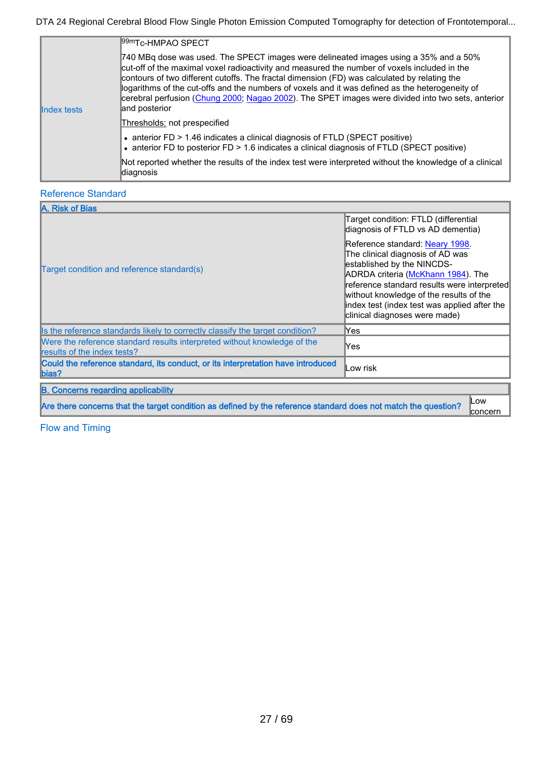| | |
|---|---|
| Index tests | $^{99m}$Tc-HMPAO SPECT<br><br>740 MBq dose was used. The SPECT images were delineated images using a 35% and a 50% cut-off of the maximal voxel radioactivity and measured the number of voxels included in the contours of two different cutoffs. The fractal dimension (FD) was calculated by relating the logarithms of the cut-offs and the numbers of voxels and it was defined as the heterogeneity of cerebral perfusion (Chung 2000; Nagao 2002). The SPET images were divided into two sets, anterior and posterior<br><br>Thresholds: not prespecified<br><br>• anterior FD > 1.46 indicates a clinical diagnosis of FTLD (SPECT positive)<br>• anterior FD to posterior FD > 1.6 indicates a clinical diagnosis of FTLD (SPECT positive)<br><br>Not reported whether the results of the index test were interpreted without the knowledge of a clinical diagnosis |

## Reference Standard

| A. Risk of Bias | |
|---|---|
| Target condition and reference standard(s) | Target condition: FTLD (differential diagnosis of FTLD vs AD dementia)<br><br>Reference standard: Neary 1998. The clinical diagnosis of AD was established by the NINCDS-ADRDA criteria (McKhann 1984). The reference standard results were interpreted without knowledge of the results of the index test (index test was applied after the clinical diagnoses were made) |
| Is the reference standards likely to correctly classify the target condition? | Yes |
| Were the reference standard results interpreted without knowledge of the results of the index tests? | Yes |
| **Could the reference standard, its conduct, or its interpretation have introduced bias?** | Low risk |

| B. Concerns regarding applicability | |
|---|---|
| **Are there concerns that the target condition as defined by the reference standard does not match the question?** | Low concern |

## Flow and Timing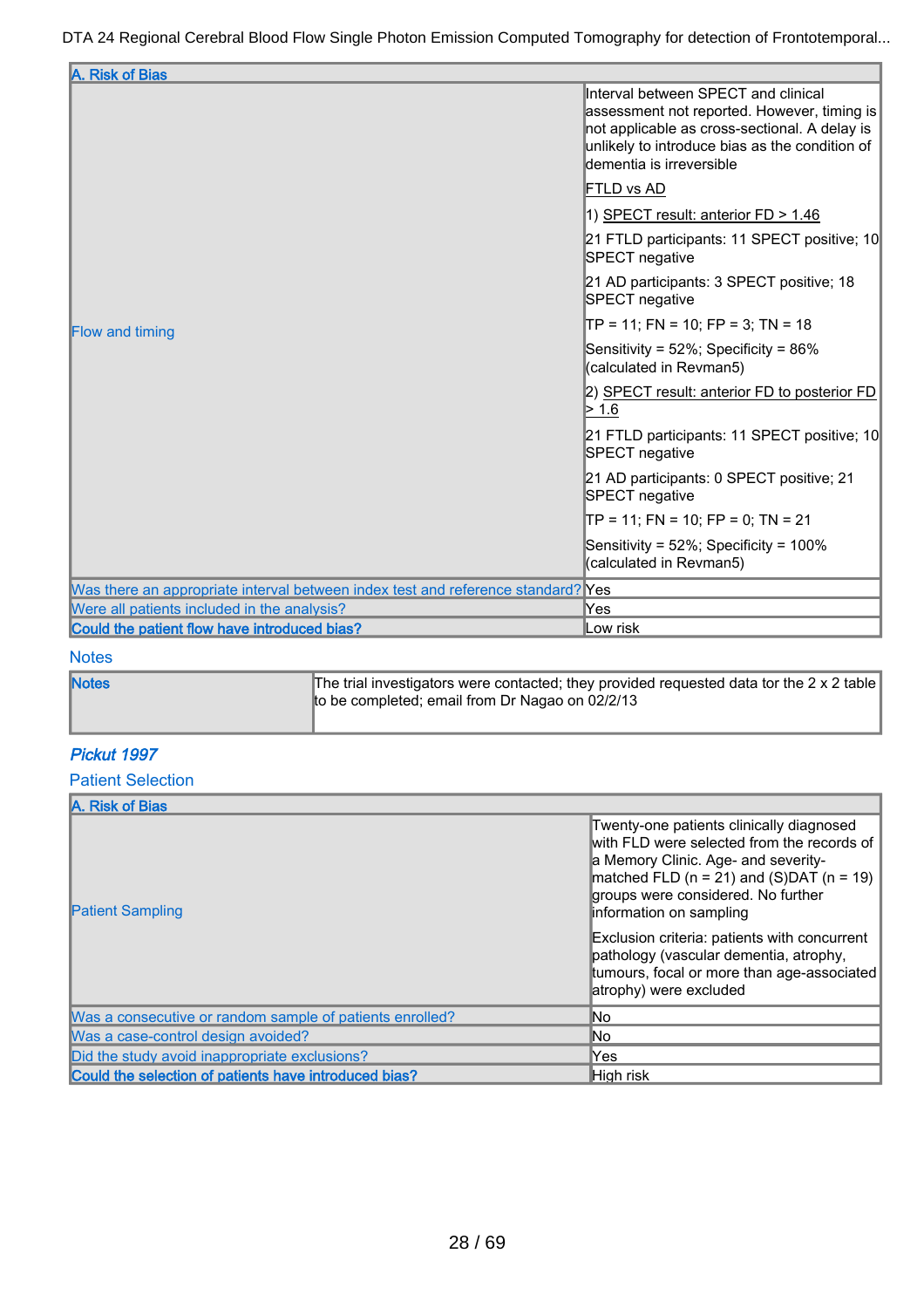| A. Risk of Bias | |
|---|---|
| Flow and timing | Interval between SPECT and clinical assessment not reported. However, timing is not applicable as cross-sectional. A delay is unlikely to introduce bias as the condition of dementia is irreversible<br><br>FTLD vs AD<br><br>1) SPECT result: anterior FD > 1.46<br><br>21 FTLD participants: 11 SPECT positive; 10 SPECT negative<br><br>21 AD participants: 3 SPECT positive; 18 SPECT negative<br><br>TP = 11; FN = 10; FP = 3; TN = 18<br><br>Sensitivity = 52%; Specificity = 86% (calculated in Revman5)<br><br>2) SPECT result: anterior FD to posterior FD > 1.6<br><br>21 FTLD participants: 11 SPECT positive; 10 SPECT negative<br><br>21 AD participants: 0 SPECT positive; 21 SPECT negative<br><br>TP = 11; FN = 10; FP = 0; TN = 21<br><br>Sensitivity = 52%; Specificity = 100% (calculated in Revman5) |
| Was there an appropriate interval between index test and reference standard? | Yes |
| Were all patients included in the analysis? | Yes |
| **Could the patient flow have introduced bias?** | Low risk |

Notes

| Notes | |
|---|---|
| **Notes** | The trial investigators were contacted; they provided requested data tor the 2 x 2 table to be completed; email from Dr Nagao on 02/2/13 |

### *Pickut 1997*

Patient Selection

| A. Risk of Bias | |
|---|---|
| Patient Sampling | Twenty-one patients clinically diagnosed with FLD were selected from the records of a Memory Clinic. Age- and severity-matched FLD (n = 21) and (S)DAT (n = 19) groups were considered. No further information on sampling<br><br>Exclusion criteria: patients with concurrent pathology (vascular dementia, atrophy, tumours, focal or more than age-associated atrophy) were excluded |
| Was a consecutive or random sample of patients enrolled? | No |
| Was a case-control design avoided? | No |
| Did the study avoid inappropriate exclusions? | Yes |
| **Could the selection of patients have introduced bias?** | High risk |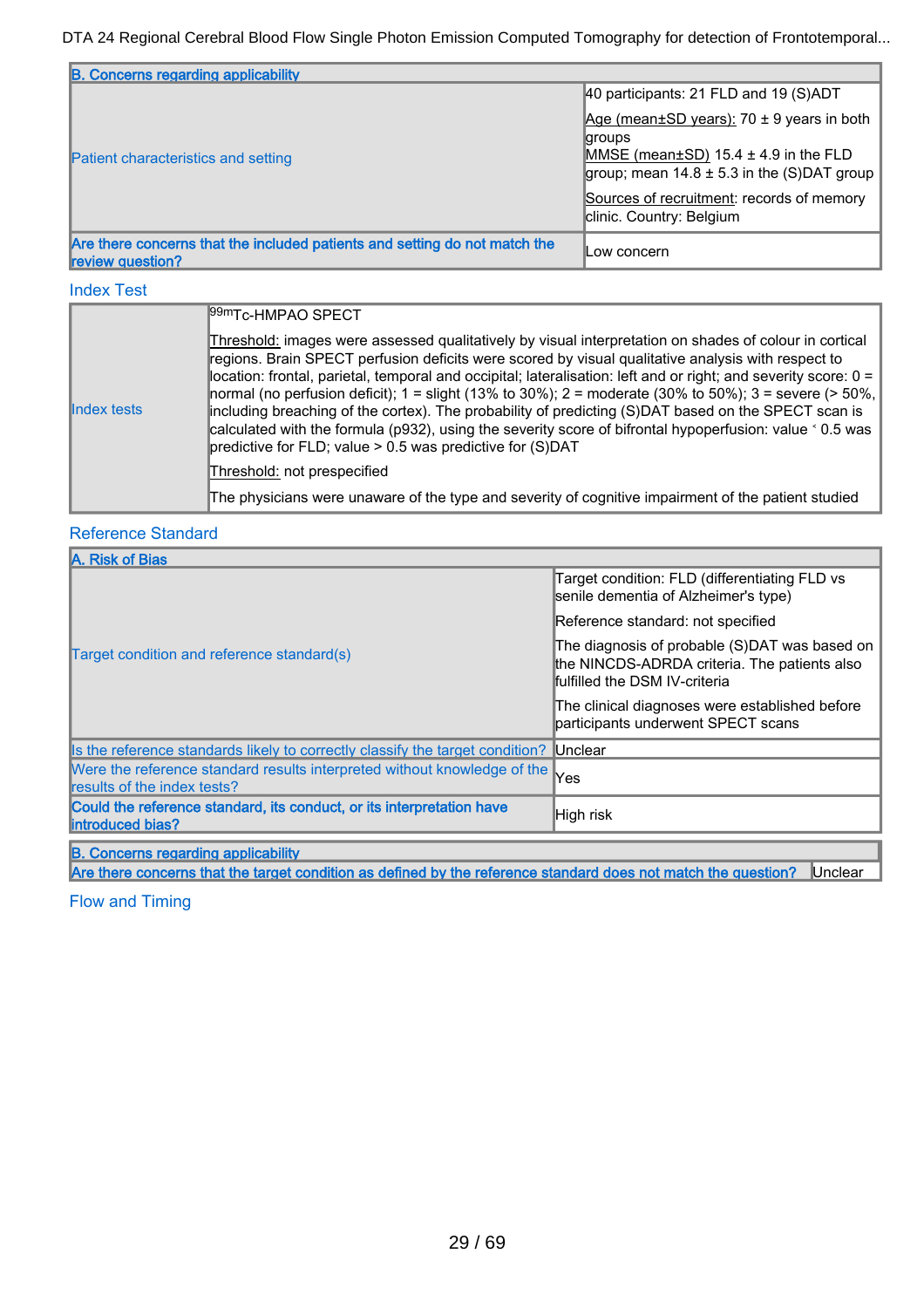| B. Concerns regarding applicability | |
|---|---|
| Patient characteristics and setting | 40 participants: 21 FLD and 19 (S)ADT<br><br>Age (mean±SD years): 70 ± 9 years in both groups<br>MMSE (mean±SD) 15.4 ± 4.9 in the FLD group; mean 14.8 ± 5.3 in the (S)DAT group<br><br>Sources of recruitment: records of memory clinic. Country: Belgium |
| Are there concerns that the included patients and setting do not match the review question? | Low concern |

### Index Test

| | |
|---|---|
| Index tests | $^{99m}$Tc-HMPAO SPECT<br><br>Threshold: images were assessed qualitatively by visual interpretation on shades of colour in cortical regions. Brain SPECT perfusion deficits were scored by visual qualitative analysis with respect to location: frontal, parietal, temporal and occipital; lateralisation: left and or right; and severity score: 0 = normal (no perfusion deficit); 1 = slight (13% to 30%); 2 = moderate (30% to 50%); 3 = severe (> 50%, including breaching of the cortex). The probability of predicting (S)DAT based on the SPECT scan is calculated with the formula (p932), using the severity score of bifrontal hypoperfusion: value ˂ 0.5 was predictive for FLD; value > 0.5 was predictive for (S)DAT<br><br>Threshold: not prespecified<br><br>The physicians were unaware of the type and severity of cognitive impairment of the patient studied |

### Reference Standard

| A. Risk of Bias | |
|---|---|
| Target condition and reference standard(s) | Target condition: FLD (differentiating FLD vs senile dementia of Alzheimer's type)<br><br>Reference standard: not specified<br><br>The diagnosis of probable (S)DAT was based on the NINCDS-ADRDA criteria. The patients also fulfilled the DSM IV-criteria<br><br>The clinical diagnoses were established before participants underwent SPECT scans |
| Is the reference standards likely to correctly classify the target condition? | Unclear |
| Were the reference standard results interpreted without knowledge of the results of the index tests? | Yes |
| Could the reference standard, its conduct, or its interpretation have introduced bias? | High risk |

| B. Concerns regarding applicability | |
|---|---|
| Are there concerns that the target condition as defined by the reference standard does not match the question? | Unclear |

### Flow and Timing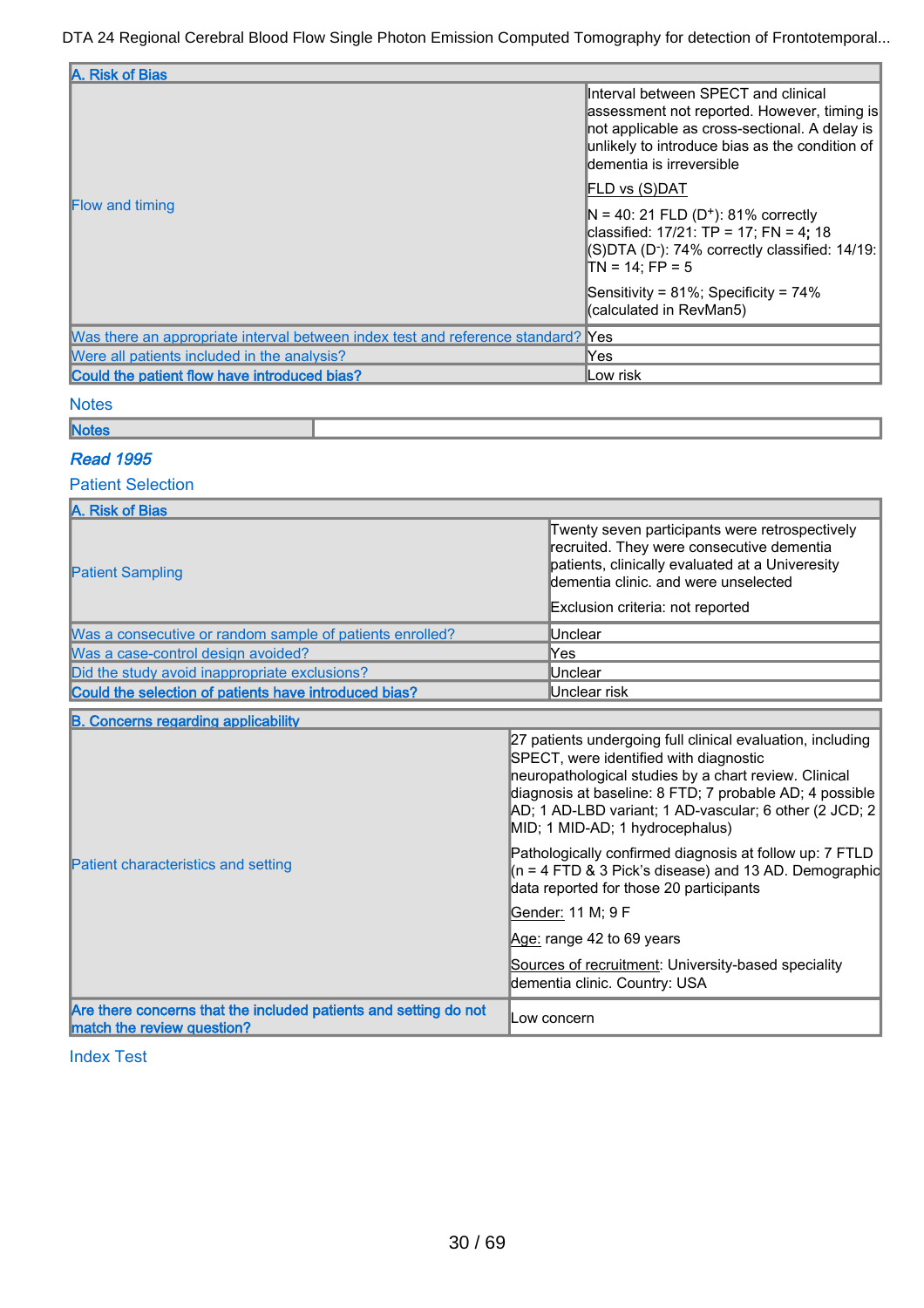| A. Risk of Bias | |
|---|---|
| Flow and timing | Interval between SPECT and clinical assessment not reported. However, timing is not applicable as cross-sectional. A delay is unlikely to introduce bias as the condition of dementia is irreversible<br><br>FLD vs (S)DAT<br><br>N = 40: 21 FLD ($D^+$): 81% correctly classified: 17/21: TP = 17; FN = 4**;** 18 (S)DTA ($D^-$): 74% correctly classified: 14/19: TN = 14; FP = 5<br><br>Sensitivity = 81%; Specificity = 74% (calculated in RevMan5) |
| Was there an appropriate interval between index test and reference standard? | Yes |
| Were all patients included in the analysis? | Yes |
| **Could the patient flow have introduced bias?** | Low risk |

Notes

| **Notes** | |
|---|---|

## *Read 1995*

### Patient Selection

| A. Risk of Bias | |
|---|---|
| Patient Sampling | Twenty seven participants were retrospectively recruited. They were consecutive dementia patients, clinically evaluated at a University dementia clinic. and were unselected<br><br>Exclusion criteria: not reported |
| Was a consecutive or random sample of patients enrolled? | Unclear |
| Was a case-control design avoided? | Yes |
| Did the study avoid inappropriate exclusions? | Unclear |
| **Could the selection of patients have introduced bias?** | Unclear risk |

| B. Concerns regarding applicability | |
|---|---|
| Patient characteristics and setting | 27 patients undergoing full clinical evaluation, including SPECT, were identified with diagnostic neuropathological studies by a chart review. Clinical diagnosis at baseline: 8 FTD; 7 probable AD; 4 possible AD; 1 AD-LBD variant; 1 AD-vascular; 6 other (2 JCD; 2 MID; 1 MID-AD; 1 hydrocephalus)<br><br>Pathologically confirmed diagnosis at follow up: 7 FTLD (n = 4 FTD & 3 Pick's disease) and 13 AD. Demographic data reported for those 20 participants<br><br>Gender: 11 M; 9 F<br><br>Age: range 42 to 69 years<br><br>Sources of recruitment: University-based speciality dementia clinic. Country: USA |
| **Are there concerns that the included patients and setting do not match the review question?** | Low concern |

### Index Test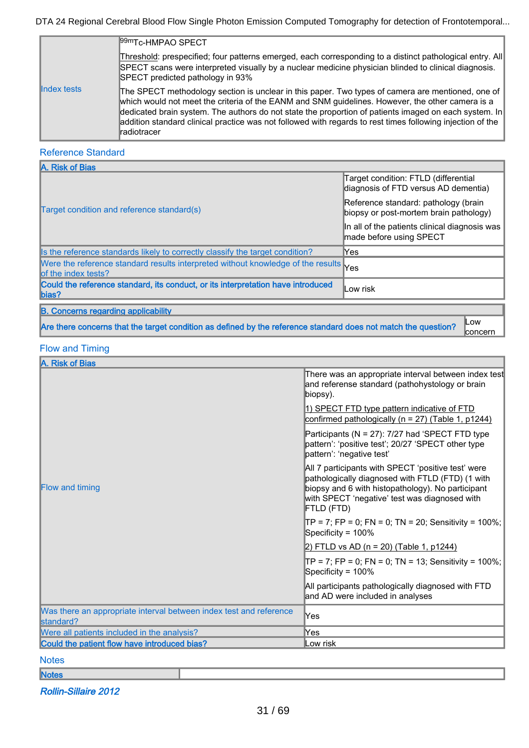| | |
|---|---|
| Index tests | $^{99m}$Tc-HMPAO SPECT<br><br>Threshold: prespecified; four patterns emerged, each corresponding to a distinct pathological entry. All SPECT scans were interpreted visually by a nuclear medicine physician blinded to clinical diagnosis. SPECT predicted pathology in 93%<br><br>The SPECT methodology section is unclear in this paper. Two types of camera are mentioned, one of which would not meet the criteria of the EANM and SNM guidelines. However, the other camera is a dedicated brain system. The authors do not state the proportion of patients imaged on each system. In addition standard clinical practice was not followed with regards to rest times following injection of the radiotracer |

## Reference Standard

| A. Risk of Bias | |
|---|---|
| Target condition and reference standard(s) | Target condition: FTLD (differential diagnosis of FTD versus AD dementia)<br><br>Reference standard: pathology (brain biopsy or post-mortem brain pathology)<br><br>In all of the patients clinical diagnosis was made before using SPECT |
| Is the reference standards likely to correctly classify the target condition? | Yes |
| Were the reference standard results interpreted without knowledge of the results of the index tests? | Yes |
| **Could the reference standard, its conduct, or its interpretation have introduced bias?** | Low risk |

| B. Concerns regarding applicability | |
|---|---|
| **Are there concerns that the target condition as defined by the reference standard does not match the question?** | Low concern |

## Flow and Timing

| A. Risk of Bias | |
|---|---|
| Flow and timing | There was an appropriate interval between index test and referense standard (pathohystology or brain biopsy).<br><br>1) SPECT FTD type pattern indicative of FTD confirmed pathologically (n = 27) (Table 1, p1244)<br><br>Participants (N = 27): 7/27 had 'SPECT FTD type pattern': 'positive test'; 20/27 'SPECT other type pattern': 'negative test'<br><br>All 7 participants with SPECT 'positive test' were pathologically diagnosed with FTLD (FTD) (1 with biopsy and 6 with histopathology). No participant with SPECT 'negative' test was diagnosed with FTLD (FTD)<br><br>TP = 7; FP = 0; FN = 0; TN = 20; Sensitivity = 100%; Specificity = 100%<br><br>2) FTLD vs AD (n = 20) (Table 1, p1244)<br><br>TP = 7; FP = 0; FN = 0; TN = 13; Sensitivity = 100%; Specificity = 100%<br><br>All participants pathologically diagnosed with FTD and AD were included in analyses |
| Was there an appropriate interval between index test and reference standard? | Yes |
| Were all patients included in the analysis? | Yes |
| **Could the patient flow have introduced bias?** | Low risk |

## Notes

| Notes | |
|---|---|

***Rollin-Sillaire 2012***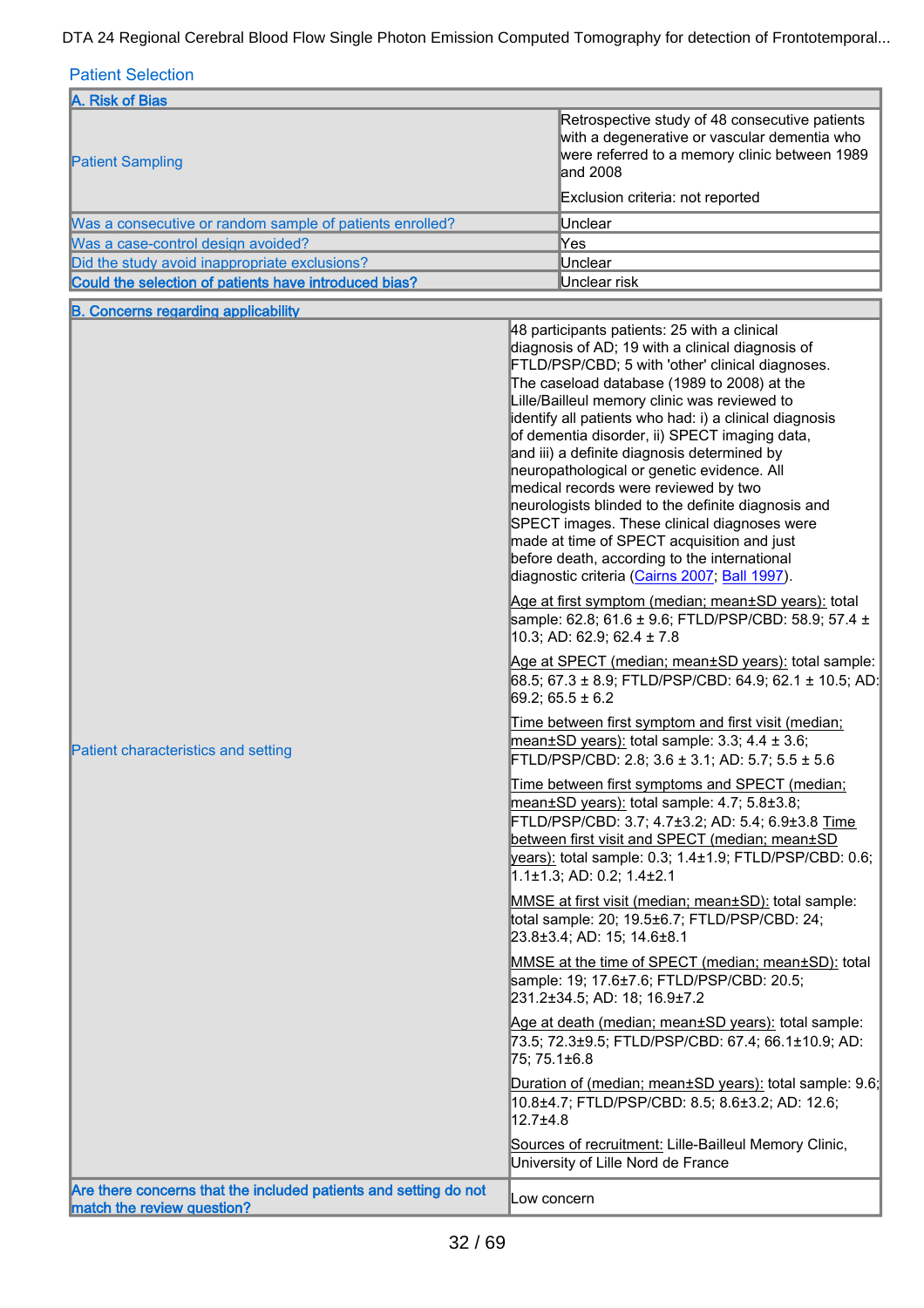## Patient Selection

| A. Risk of Bias | |
|---|---|
| Patient Sampling | Retrospective study of 48 consecutive patients with a degenerative or vascular dementia who were referred to a memory clinic between 1989 and 2008<br><br>Exclusion criteria: not reported |
| Was a consecutive or random sample of patients enrolled? | Unclear |
| Was a case-control design avoided? | Yes |
| Did the study avoid inappropriate exclusions? | Unclear |
| **Could the selection of patients have introduced bias?** | Unclear risk |

| B. Concerns regarding applicability | |
|---|---|
| Patient characteristics and setting | 48 participants patients: 25 with a clinical diagnosis of AD; 19 with a clinical diagnosis of FTLD/PSP/CBD; 5 with 'other' clinical diagnoses. The caseload database (1989 to 2008) at the Lille/Bailleul memory clinic was reviewed to identify all patients who had: i) a clinical diagnosis of dementia disorder, ii) SPECT imaging data, and iii) a definite diagnosis determined by neuropathological or genetic evidence. All medical records were reviewed by two neurologists blinded to the definite diagnosis and SPECT images. These clinical diagnoses were made at time of SPECT acquisition and just before death, according to the international diagnostic criteria (Cairns 2007; Ball 1997).<br><br>Age at first symptom (median; mean±SD years): total sample: 62.8; 61.6 ± 9.6; FTLD/PSP/CBD: 58.9; 57.4 ± 10.3; AD: 62.9; 62.4 ± 7.8<br><br>Age at SPECT (median; mean±SD years): total sample: 68.5; 67.3 ± 8.9; FTLD/PSP/CBD: 64.9; 62.1 ± 10.5; AD: 69.2; 65.5 ± 6.2<br><br>Time between first symptom and first visit (median; mean±SD years): total sample: 3.3; 4.4 ± 3.6; FTLD/PSP/CBD: 2.8; 3.6 ± 3.1; AD: 5.7; 5.5 ± 5.6<br><br>Time between first symptoms and SPECT (median; mean±SD years): total sample: 4.7; 5.8±3.8; FTLD/PSP/CBD: 3.7; 4.7±3.2; AD: 5.4; 6.9±3.8 Time between first visit and SPECT (median; mean±SD years): total sample: 0.3; 1.4±1.9; FTLD/PSP/CBD: 0.6; 1.1±1.3; AD: 0.2; 1.4±2.1<br><br>MMSE at first visit (median; mean±SD): total sample: total sample: 20; 19.5±6.7; FTLD/PSP/CBD: 24; 23.8±3.4; AD: 15; 14.6±8.1<br><br>MMSE at the time of SPECT (median; mean±SD): total sample: 19; 17.6±7.6; FTLD/PSP/CBD: 20.5; 231.2±34.5; AD: 18; 16.9±7.2<br><br>Age at death (median; mean±SD years): total sample: 73.5; 72.3±9.5; FTLD/PSP/CBD: 67.4; 66.1±10.9; AD: 75; 75.1±6.8<br><br>Duration of (median; mean±SD years): total sample: 9.6; 10.8±4.7; FTLD/PSP/CBD: 8.5; 8.6±3.2; AD: 12.6; 12.7±4.8<br><br>Sources of recruitment: Lille-Bailleul Memory Clinic, University of Lille Nord de France |
| **Are there concerns that the included patients and setting do not match the review question?** | Low concern |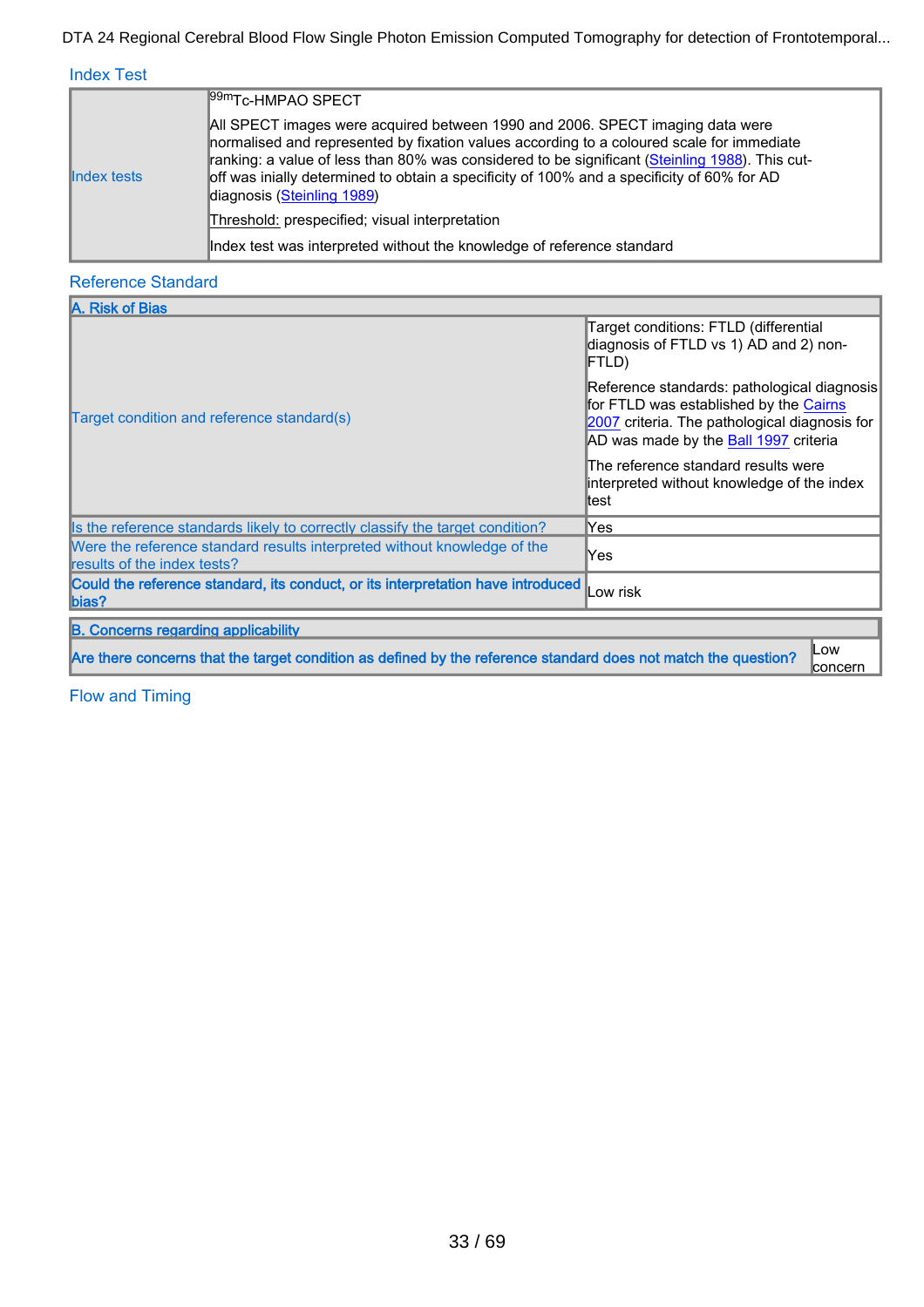## Index Test

| | |
|---|---|
| Index tests | $^{99m}$Tc-HMPAO SPECT<br><br>All SPECT images were acquired between 1990 and 2006. SPECT imaging data were normalised and represented by fixation values according to a coloured scale for immediate ranking: a value of less than 80% was considered to be significant (Steinling 1988). This cut-off was inially determined to obtain a specificity of 100% and a specificity of 60% for AD diagnosis (Steinling 1989)<br><br>Threshold: prespecified; visual interpretation<br><br>Index test was interpreted without the knowledge of reference standard |

## Reference Standard

| A. Risk of Bias | |
|---|---|
| Target condition and reference standard(s) | Target conditions: FTLD (differential diagnosis of FTLD vs 1) AD and 2) non-FTLD)<br><br>Reference standards: pathological diagnosis for FTLD was established by the Cairns 2007 criteria. The pathological diagnosis for AD was made by the Ball 1997 criteria<br><br>The reference standard results were interpreted without knowledge of the index test |
| Is the reference standards likely to correctly classify the target condition? | Yes |
| Were the reference standard results interpreted without knowledge of the results of the index tests? | Yes |
| **Could the reference standard, its conduct, or its interpretation have introduced bias?** | Low risk |

| B. Concerns regarding applicability | |
|---|---|
| **Are there concerns that the target condition as defined by the reference standard does not match the question?** | Low concern |

## Flow and Timing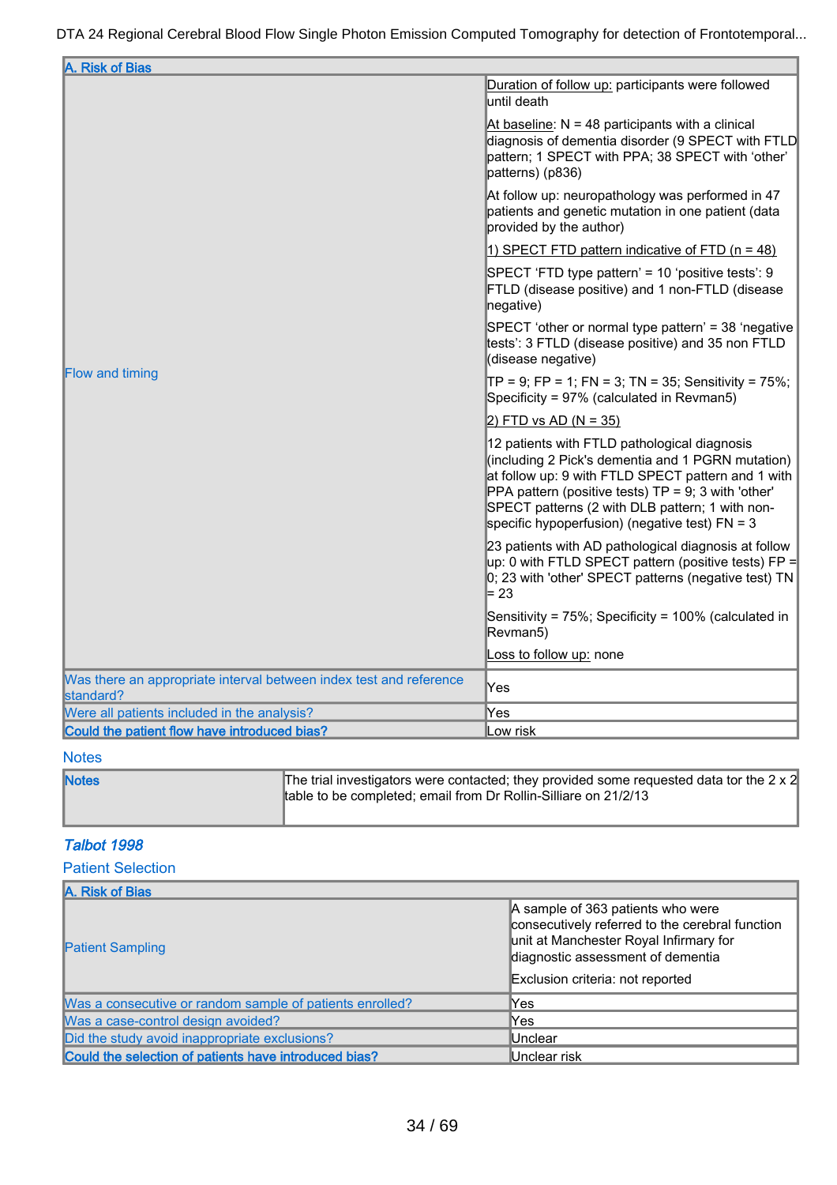| A. Risk of Bias | |
|---|---|
| Flow and timing | Duration of follow up: participants were followed until death<br><br>At baseline: N = 48 participants with a clinical diagnosis of dementia disorder (9 SPECT with FTLD pattern; 1 SPECT with PPA; 38 SPECT with 'other' patterns) (p836)<br><br>At follow up: neuropathology was performed in 47 patients and genetic mutation in one patient (data provided by the author)<br><br>1) SPECT FTD pattern indicative of FTD (n = 48)<br><br>SPECT 'FTD type pattern' = 10 'positive tests': 9 FTLD (disease positive) and 1 non-FTLD (disease negative)<br><br>SPECT 'other or normal type pattern' = 38 'negative tests': 3 FTLD (disease positive) and 35 non FTLD (disease negative)<br><br>TP = 9; FP = 1; FN = 3; TN = 35; Sensitivity = 75%; Specificity = 97% (calculated in Revman5)<br><br>2) FTD vs AD (N = 35)<br><br>12 patients with FTLD pathological diagnosis (including 2 Pick's dementia and 1 PGRN mutation) at follow up: 9 with FTLD SPECT pattern and 1 with PPA pattern (positive tests) TP = 9; 3 with 'other' SPECT patterns (2 with DLB pattern; 1 with non-specific hypoperfusion) (negative test) FN = 3<br><br>23 patients with AD pathological diagnosis at follow up: 0 with FTLD SPECT pattern (positive tests) FP = 0; 23 with 'other' SPECT patterns (negative test) TN = 23<br><br>Sensitivity = 75%; Specificity = 100% (calculated in Revman5)<br><br>Loss to follow up: none |
| Was there an appropriate interval between index test and reference standard? | Yes |
| Were all patients included in the analysis? | Yes |
| **Could the patient flow have introduced bias?** | Low risk |

### Notes

| **Notes** | The trial investigators were contacted; they provided some requested data tor the 2 x 2 table to be completed; email from Dr Rollin-Silliare on 21/2/13 |
|---|---|

## *Talbot 1998*

### Patient Selection

| A. Risk of Bias | |
|---|---|
| Patient Sampling | A sample of 363 patients who were consecutively referred to the cerebral function unit at Manchester Royal Infirmary for diagnostic assessment of dementia<br><br>Exclusion criteria: not reported |
| Was a consecutive or random sample of patients enrolled? | Yes |
| Was a case-control design avoided? | Yes |
| Did the study avoid inappropriate exclusions? | Unclear |
| **Could the selection of patients have introduced bias?** | Unclear risk |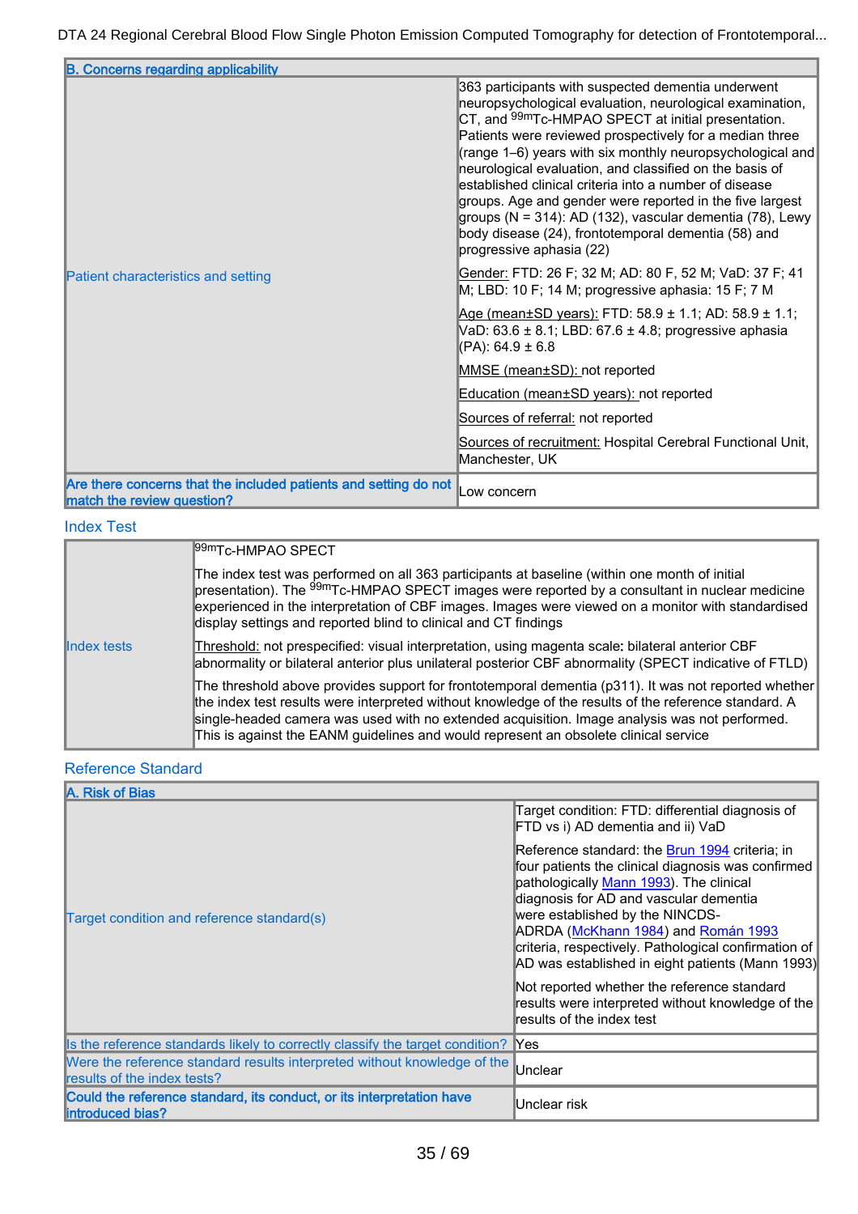| B. Concerns regarding applicability | |
|---|---|
| Patient characteristics and setting | 363 participants with suspected dementia underwent neuropsychological evaluation, neurological examination, CT, and $^{99m}$Tc-HMPAO SPECT at initial presentation. Patients were reviewed prospectively for a median three (range 1–6) years with six monthly neuropsychological and neurological evaluation, and classified on the basis of established clinical criteria into a number of disease groups. Age and gender were reported in the five largest groups (N = 314): AD (132), vascular dementia (78), Lewy body disease (24), frontotemporal dementia (58) and progressive aphasia (22)<br><br>Gender: FTD: 26 F; 32 M; AD: 80 F, 52 M; VaD: 37 F; 41 M; LBD: 10 F; 14 M; progressive aphasia: 15 F; 7 M<br><br>Age (mean±SD years): FTD: 58.9 ± 1.1; AD: 58.9 ± 1.1; VaD: 63.6 ± 8.1; LBD: 67.6 ± 4.8; progressive aphasia (PA): 64.9 ± 6.8<br><br>MMSE (mean±SD): not reported<br><br>Education (mean±SD years): not reported<br><br>Sources of referral: not reported<br><br>Sources of recruitment: Hospital Cerebral Functional Unit, Manchester, UK |
| **Are there concerns that the included patients and setting do not match the review question?** | Low concern |

## Index Test

| | |
|---|---|
| Index tests | $^{99m}$Tc-HMPAO SPECT<br><br>The index test was performed on all 363 participants at baseline (within one month of initial presentation). The $^{99m}$Tc-HMPAO SPECT images were reported by a consultant in nuclear medicine experienced in the interpretation of CBF images. Images were viewed on a monitor with standardised display settings and reported blind to clinical and CT findings<br><br>Threshold: not prespecified: visual interpretation, using magenta scale: bilateral anterior CBF abnormality or bilateral anterior plus unilateral posterior CBF abnormality (SPECT indicative of FTLD)<br><br>The threshold above provides support for frontotemporal dementia (p311). It was not reported whether the index test results were interpreted without knowledge of the results of the reference standard. A single-headed camera was used with no extended acquisition. Image analysis was not performed. This is against the EANM guidelines and would represent an obsolete clinical service |

## Reference Standard

| A. Risk of Bias | |
|---|---|
| Target condition and reference standard(s) | Target condition: FTD: differential diagnosis of FTD vs i) AD dementia and ii) VaD<br><br>Reference standard: the Brun 1994 criteria; in four patients the clinical diagnosis was confirmed pathologically Mann 1993). The clinical diagnosis for AD and vascular dementia were established by the NINCDS-ADRDA (McKhann 1984) and Román 1993 criteria, respectively. Pathological confirmation of AD was established in eight patients (Mann 1993)<br><br>Not reported whether the reference standard results were interpreted without knowledge of the results of the index test |
| Is the reference standards likely to correctly classify the target condition? | Yes |
| Were the reference standard results interpreted without knowledge of the results of the index tests? | Unclear |
| **Could the reference standard, its conduct, or its interpretation have introduced bias?** | Unclear risk |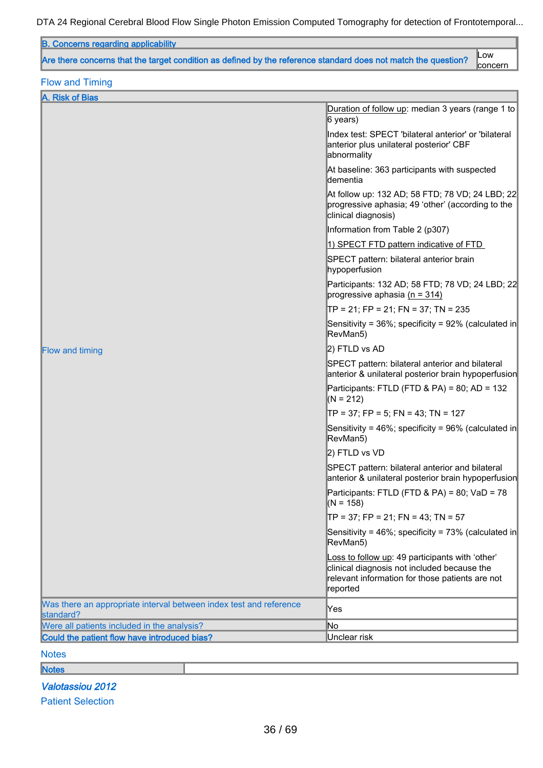| B. Concerns regarding applicability | |
|---|---|
| Are there concerns that the target condition as defined by the reference standard does not match the question? | Low concern |

## Flow and Timing

| A. Risk of Bias | |
|---|---|
| Flow and timing | Duration of follow up: median 3 years (range 1 to 6 years)<br><br>Index test: SPECT 'bilateral anterior' or 'bilateral anterior plus unilateral posterior' CBF abnormality<br><br>At baseline: 363 participants with suspected dementia<br><br>At follow up: 132 AD; 58 FTD; 78 VD; 24 LBD; 22 progressive aphasia; 49 'other' (according to the clinical diagnosis)<br><br>Information from Table 2 (p307)<br><br>1) SPECT FTD pattern indicative of FTD<br><br>SPECT pattern: bilateral anterior brain hypoperfusion<br><br>Participants: 132 AD; 58 FTD; 78 VD; 24 LBD; 22 progressive aphasia (n = 314)<br><br>TP = 21; FP = 21; FN = 37; TN = 235<br><br>Sensitivity = 36%; specificity = 92% (calculated in RevMan5)<br><br>2) FTLD vs AD<br><br>SPECT pattern: bilateral anterior and bilateral anterior & unilateral posterior brain hypoperfusion<br><br>Participants: FTLD (FTD & PA) = 80; AD = 132 (N = 212)<br><br>TP = 37; FP = 5; FN = 43; TN = 127<br><br>Sensitivity = 46%; specificity = 96% (calculated in RevMan5)<br><br>2) FTLD vs VD<br><br>SPECT pattern: bilateral anterior and bilateral anterior & unilateral posterior brain hypoperfusion<br><br>Participants: FTLD (FTD & PA) = 80; VaD = 78 (N = 158)<br><br>TP = 37; FP = 21; FN = 43; TN = 57<br><br>Sensitivity = 46%; specificity = 73% (calculated in RevMan5)<br><br>Loss to follow up: 49 participants with 'other' clinical diagnosis not included because the relevant information for those patients are not reported |
| Was there an appropriate interval between index test and reference standard? | Yes |
| Were all patients included in the analysis? | No |
| Could the patient flow have introduced bias? | Unclear risk |

## Notes

| Notes | |
|---|---|

## *Valotassiou 2012*

### Patient Selection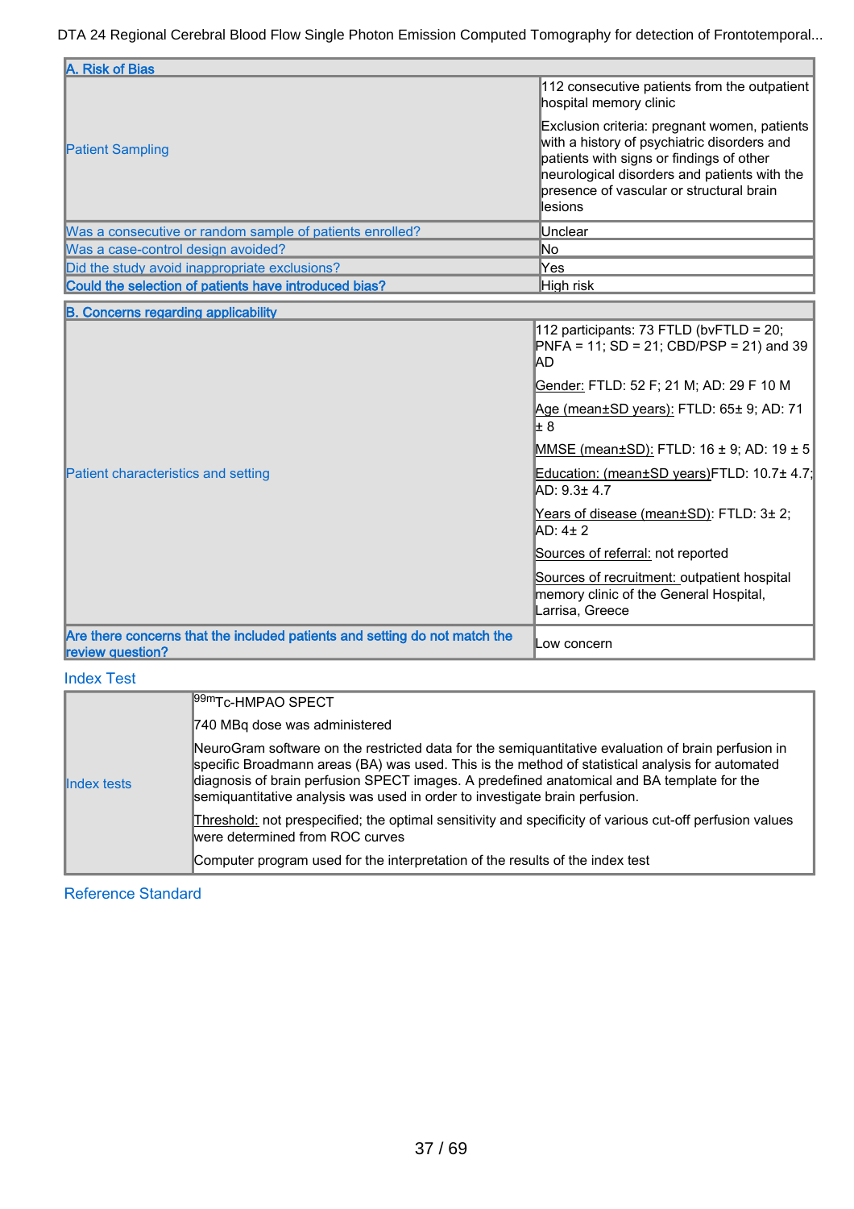| A. Risk of Bias | |
|---|---|
| Patient Sampling | 112 consecutive patients from the outpatient hospital memory clinic<br><br>Exclusion criteria: pregnant women, patients with a history of psychiatric disorders and patients with signs or findings of other neurological disorders and patients with the presence of vascular or structural brain lesions |
| Was a consecutive or random sample of patients enrolled? | Unclear |
| Was a case-control design avoided? | No |
| Did the study avoid inappropriate exclusions? | Yes |
| **Could the selection of patients have introduced bias?** | High risk |

| B. Concerns regarding applicability | |
|---|---|
| Patient characteristics and setting | 112 participants: 73 FTLD (bvFTLD = 20; PNFA = 11; SD = 21; CBD/PSP = 21) and 39 AD<br><br>Gender: FTLD: 52 F; 21 M; AD: 29 F 10 M<br><br>Age (mean±SD years): FTLD: 65± 9; AD: 71 ± 8<br><br>MMSE (mean±SD): FTLD: 16 ± 9; AD: 19 ± 5<br><br>Education: (mean±SD years)FTLD: 10.7± 4.7; AD: 9.3± 4.7<br><br>Years of disease (mean±SD): FTLD: 3± 2; AD: 4± 2<br><br>Sources of referral: not reported<br><br>Sources of recruitment: outpatient hospital memory clinic of the General Hospital, Larrisa, Greece |
| **Are there concerns that the included patients and setting do not match the review question?** | Low concern |

### Index Test

| | |
|---|---|
| Index tests | $^{99m}$Tc-HMPAO SPECT<br><br>740 MBq dose was administered<br><br>NeuroGram software on the restricted data for the semiquantitative evaluation of brain perfusion in specific Broadmann areas (BA) was used. This is the method of statistical analysis for automated diagnosis of brain perfusion SPECT images. A predefined anatomical and BA template for the semiquantitative analysis was used in order to investigate brain perfusion.<br><br>Threshold: not prespecified; the optimal sensitivity and specificity of various cut-off perfusion values were determined from ROC curves<br><br>Computer program used for the interpretation of the results of the index test |

### Reference Standard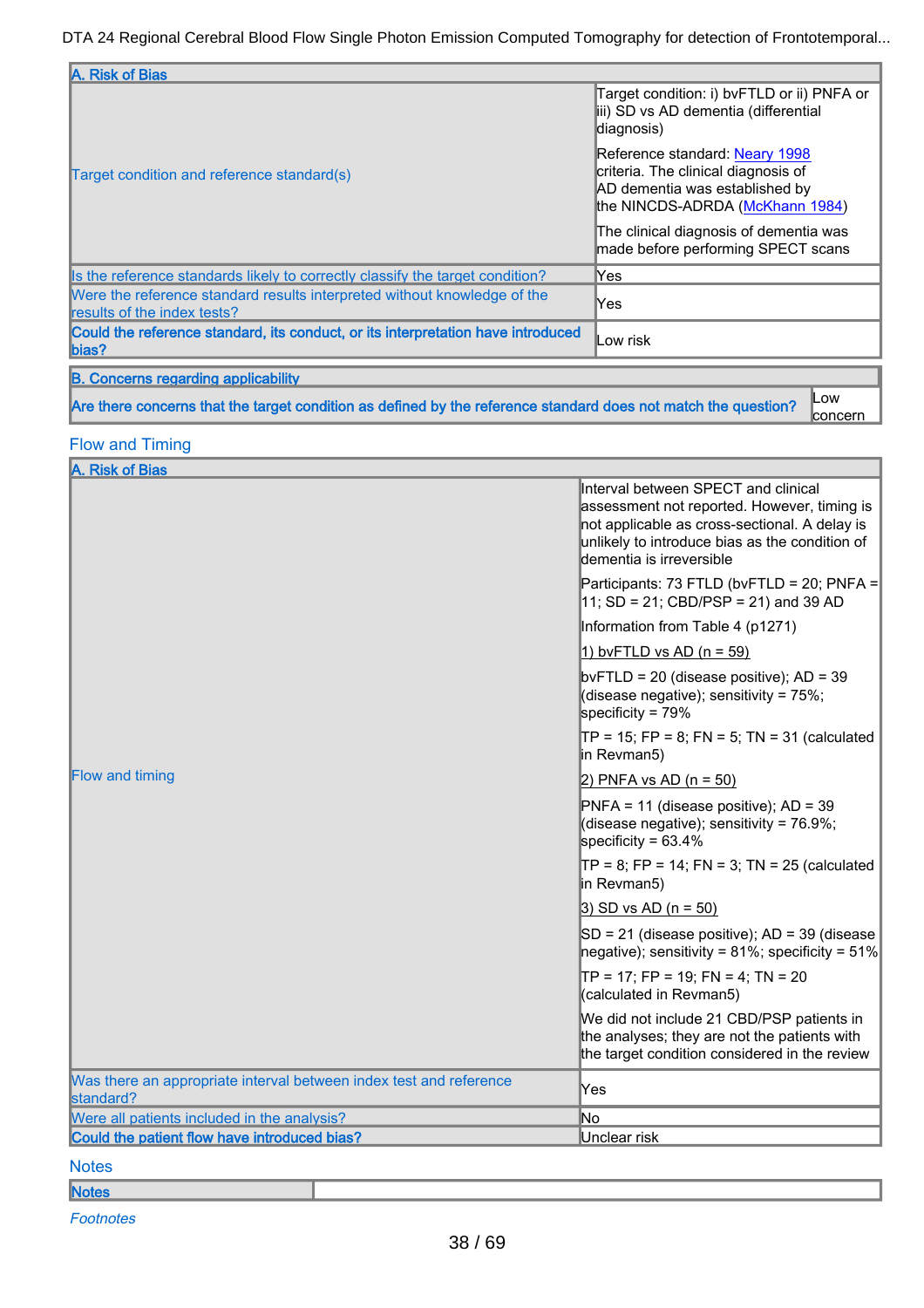| A. Risk of Bias | |
|---|---|
| Target condition and reference standard(s) | Target condition: i) bvFTLD or ii) PNFA or iii) SD vs AD dementia (differential diagnosis)<br><br>Reference standard: Neary 1998 criteria. The clinical diagnosis of AD dementia was established by the NINCDS-ADRDA (McKhann 1984)<br><br>The clinical diagnosis of dementia was made before performing SPECT scans |
| Is the reference standards likely to correctly classify the target condition? | Yes |
| Were the reference standard results interpreted without knowledge of the results of the index tests? | Yes |
| **Could the reference standard, its conduct, or its interpretation have introduced bias?** | Low risk |

| B. Concerns regarding applicability | |
|---|---|
| **Are there concerns that the target condition as defined by the reference standard does not match the question?** | Low concern |

## Flow and Timing

| A. Risk of Bias | |
|---|---|
| Flow and timing | Interval between SPECT and clinical assessment not reported. However, timing is not applicable as cross-sectional. A delay is unlikely to introduce bias as the condition of dementia is irreversible<br><br>Participants: 73 FTLD (bvFTLD = 20; PNFA = 11; SD = 21; CBD/PSP = 21) and 39 AD<br><br>Information from Table 4 (p1271)<br><br>1) bvFTLD vs AD (n = 59)<br><br>bvFTLD = 20 (disease positive); AD = 39 (disease negative); sensitivity = 75%; specificity = 79%<br><br>TP = 15; FP = 8; FN = 5; TN = 31 (calculated in Revman5)<br><br>2) PNFA vs AD (n = 50)<br><br>PNFA = 11 (disease positive); AD = 39 (disease negative); sensitivity = 76.9%; specificity = 63.4%<br><br>TP = 8; FP = 14; FN = 3; TN = 25 (calculated in Revman5)<br><br>3) SD vs AD (n = 50)<br><br>SD = 21 (disease positive); AD = 39 (disease negative); sensitivity = 81%; specificity = 51%<br><br>TP = 17; FP = 19; FN = 4; TN = 20 (calculated in Revman5)<br><br>We did not include 21 CBD/PSP patients in the analyses; they are not the patients with the target condition considered in the review |
| Was there an appropriate interval between index test and reference standard? | Yes |
| Were all patients included in the analysis? | No |
| **Could the patient flow have introduced bias?** | Unclear risk |

## Notes

| Notes | |
|---|---|

*Footnotes*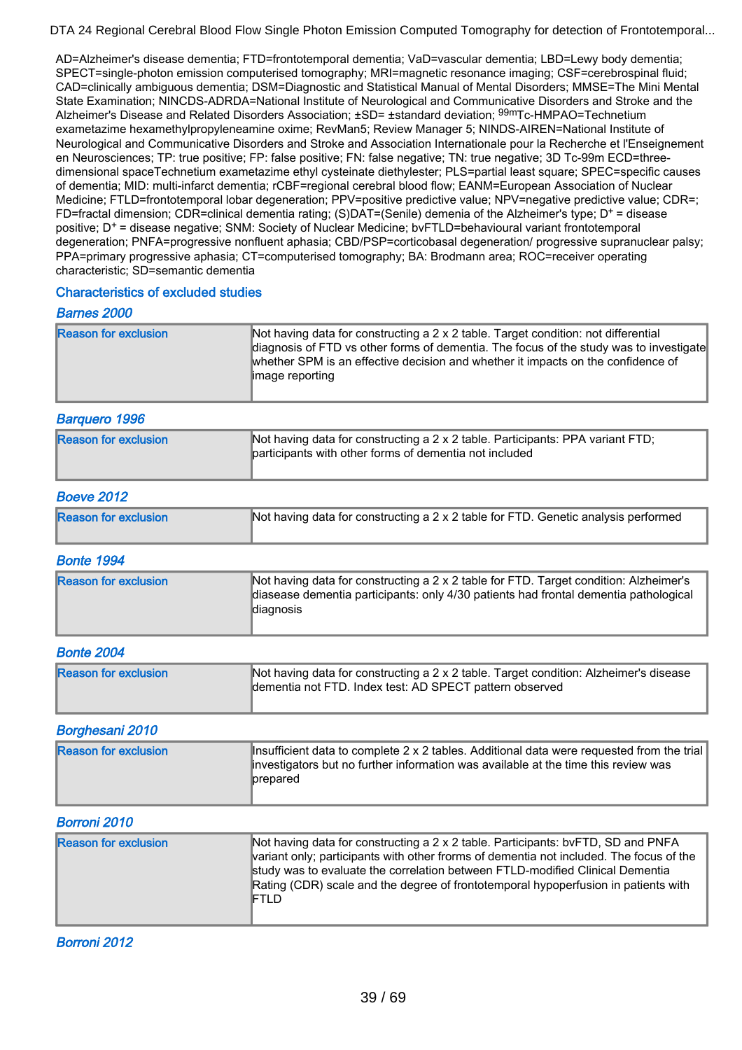AD=Alzheimer's disease dementia; FTD=frontotemporal dementia; VaD=vascular dementia; LBD=Lewy body dementia; SPECT=single-photon emission computerised tomography; MRI=magnetic resonance imaging; CSF=cerebrospinal fluid; CAD=clinically ambiguous dementia; DSM=Diagnostic and Statistical Manual of Mental Disorders; MMSE=The Mini Mental State Examination; NINCDS-ADRDA=National Institute of Neurological and Communicative Disorders and Stroke and the Alzheimer's Disease and Related Disorders Association; ±SD= ±standard deviation; $^{99m}$Tc-HMPAO=Technetium exametazime hexamethylpropyleneamine oxime; RevMan5; Review Manager 5; NINDS-AIREN=National Institute of Neurological and Communicative Disorders and Stroke and Association Internationale pour la Recherche et l'Enseignement en Neurosciences; TP: true positive; FP: false positive; FN: false negative; TN: true negative; 3D Tc-99m ECD=three-dimensional spaceTechnetium exametazime ethyl cysteinate diethylester; PLS=partial least square; SPEC=specific causes of dementia; MID: multi-infarct dementia; rCBF=regional cerebral blood flow; EANM=European Association of Nuclear Medicine; FTLD=frontotemporal lobar degeneration; PPV=positive predictive value; NPV=negative predictive value; CDR=; FD=fractal dimension; CDR=clinical dementia rating; (S)DAT=(Senile) demenia of the Alzheimer's type; $D^+$ = disease positive; $D^+$ = disease negative; SNM: Society of Nuclear Medicine; bvFTLD=behavioural variant frontotemporal degeneration; PNFA=progressive nonfluent aphasia; CBD/PSP=corticobasal degeneration/ progressive supranuclear palsy; PPA=primary progressive aphasia; CT=computerised tomography; BA: Brodmann area; ROC=receiver operating characteristic; SD=semantic dementia

## Characteristics of excluded studies

### Barnes 2000

| Reason for exclusion | Not having data for constructing a 2 x 2 table. Target condition: not differential diagnosis of FTD vs other forms of dementia. The focus of the study was to investigate whether SPM is an effective decision and whether it impacts on the confidence of image reporting |
|---|---|

### Barquero 1996

| Reason for exclusion | Not having data for constructing a 2 x 2 table. Participants: PPA variant FTD; participants with other forms of dementia not included |
|---|---|

### Boeve 2012

| Reason for exclusion | Not having data for constructing a 2 x 2 table for FTD. Genetic analysis performed |
|---|---|

### Bonte 1994

| Reason for exclusion | Not having data for constructing a 2 x 2 table for FTD. Target condition: Alzheimer's disease dementia participants: only 4/30 patients had frontal dementia pathological diagnosis |
|---|---|

### Bonte 2004

| Reason for exclusion | Not having data for constructing a 2 x 2 table. Target condition: Alzheimer's disease dementia not FTD. Index test: AD SPECT pattern observed |
|---|---|

### Borghesani 2010

| Reason for exclusion | Insufficient data to complete 2 x 2 tables. Additional data were requested from the trial investigators but no further information was available at the time this review was prepared |
|---|---|

### Borroni 2010

| Reason for exclusion | Not having data for constructing a 2 x 2 table. Participants: bvFTD, SD and PNFA variant only; participants with other frorms of dementia not included. The focus of the study was to evaluate the correlation between FTLD-modified Clinical Dementia Rating (CDR) scale and the degree of frontotemporal hypoperfusion in patients with FTLD |
|---|---|

### Borroni 2012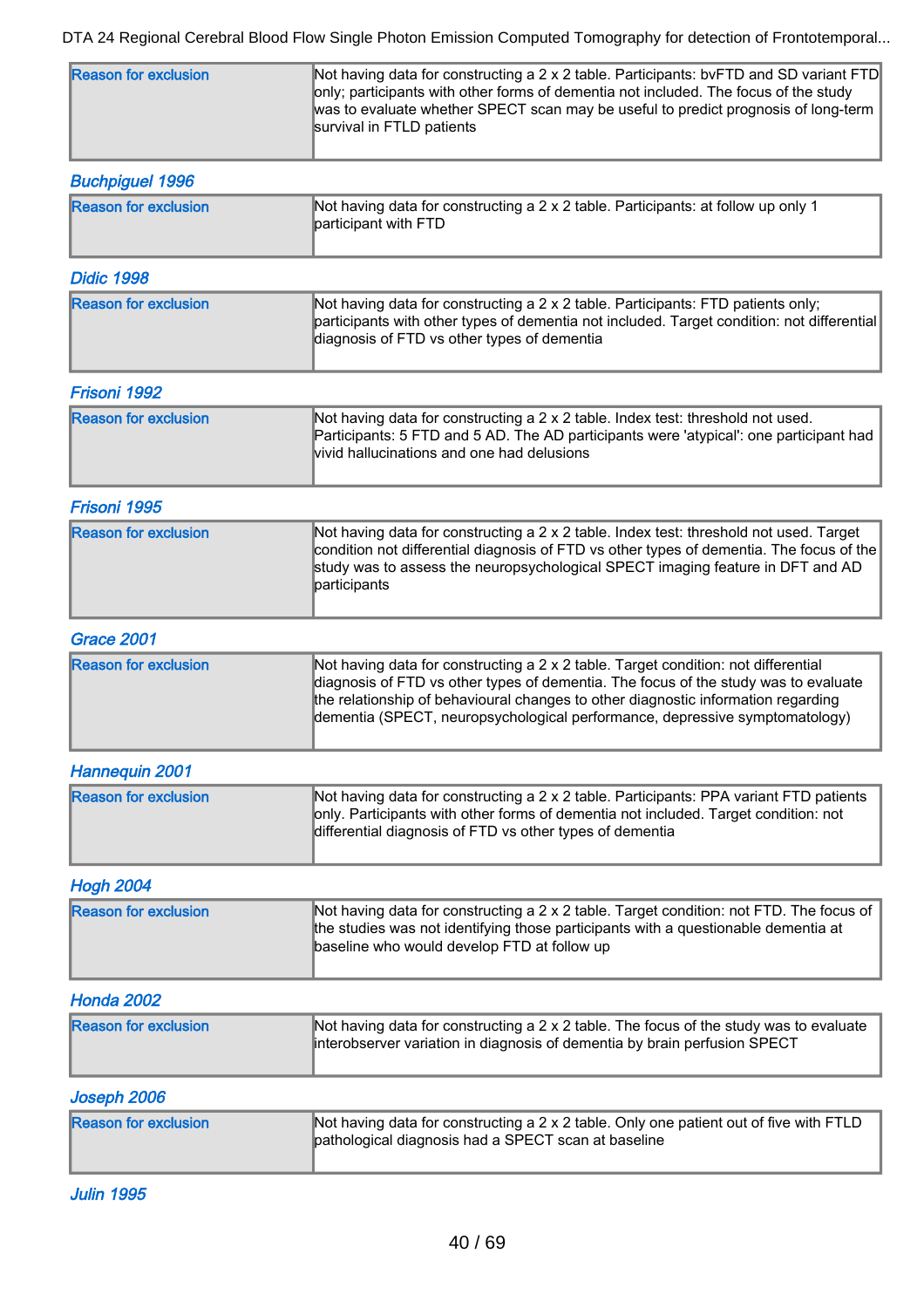| Reason for exclusion | Not having data for constructing a 2 x 2 table. Participants: bvFTD and SD variant FTD only; participants with other forms of dementia not included. The focus of the study was to evaluate whether SPECT scan may be useful to predict prognosis of long-term survival in FTLD patients |
|---|---|

### *Buchpiguel 1996*

| Reason for exclusion | Not having data for constructing a 2 x 2 table. Participants: at follow up only 1 participant with FTD |
|---|---|

### *Didic 1998*

| Reason for exclusion | Not having data for constructing a 2 x 2 table. Participants: FTD patients only; participants with other types of dementia not included. Target condition: not differential diagnosis of FTD vs other types of dementia |
|---|---|

### *Frisoni 1992*

| Reason for exclusion | Not having data for constructing a 2 x 2 table. Index test: threshold not used. Participants: 5 FTD and 5 AD. The AD participants were 'atypical': one participant had vivid hallucinations and one had delusions |
|---|---|

### *Frisoni 1995*

| Reason for exclusion | Not having data for constructing a 2 x 2 table. Index test: threshold not used. Target condition not differential diagnosis of FTD vs other types of dementia. The focus of the study was to assess the neuropsychological SPECT imaging feature in DFT and AD participants |
|---|---|

### *Grace 2001*

| Reason for exclusion | Not having data for constructing a 2 x 2 table. Target condition: not differential diagnosis of FTD vs other types of dementia. The focus of the study was to evaluate the relationship of behavioural changes to other diagnostic information regarding dementia (SPECT, neuropsychological performance, depressive symptomatology) |
|---|---|

### *Hannequin 2001*

| Reason for exclusion | Not having data for constructing a 2 x 2 table. Participants: PPA variant FTD patients only. Participants with other forms of dementia not included. Target condition: not differential diagnosis of FTD vs other types of dementia |
|---|---|

### *Hogh 2004*

| Reason for exclusion | Not having data for constructing a 2 x 2 table. Target condition: not FTD. The focus of the studies was not identifying those participants with a questionable dementia at baseline who would develop FTD at follow up |
|---|---|

### *Honda 2002*

| Reason for exclusion | Not having data for constructing a 2 x 2 table. The focus of the study was to evaluate interobserver variation in diagnosis of dementia by brain perfusion SPECT |
|---|---|

### *Joseph 2006*

| Reason for exclusion | Not having data for constructing a 2 x 2 table. Only one patient out of five with FTLD pathological diagnosis had a SPECT scan at baseline |
|---|---|

### *Julin 1995*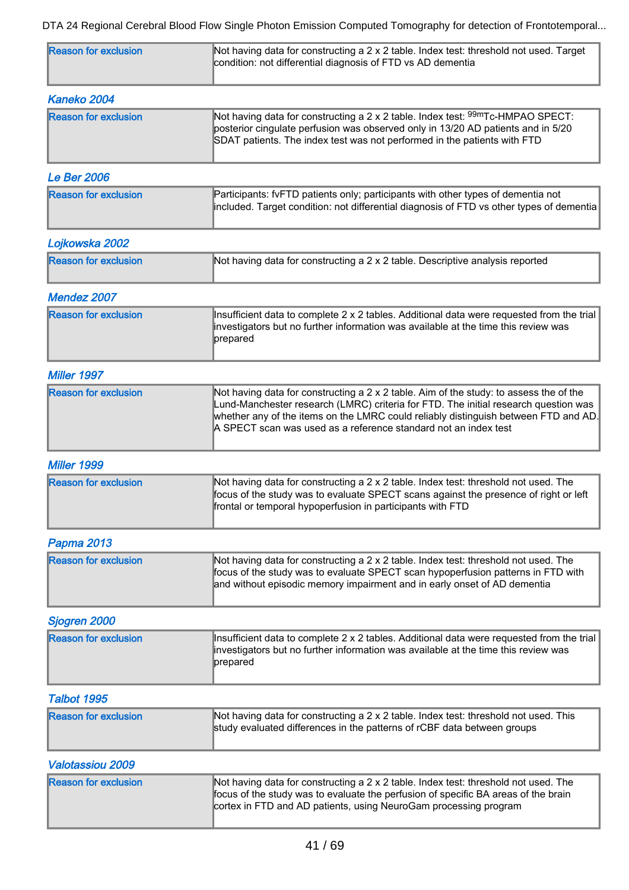| Reason for exclusion | Not having data for constructing a 2 x 2 table. Index test: threshold not used. Target condition: not differential diagnosis of FTD vs AD dementia |
|---|---|

### *Kaneko 2004*

| Reason for exclusion | Not having data for constructing a 2 x 2 table. Index test: $^{99m}$Tc-HMPAO SPECT: posterior cingulate perfusion was observed only in 13/20 AD patients and in 5/20 SDAT patients. The index test was not performed in the patients with FTD |
|---|---|

### *Le Ber 2006*

| Reason for exclusion | Participants: fvFTD patients only; participants with other types of dementia not included. Target condition: not differential diagnosis of FTD vs other types of dementia |
|---|---|

### *Lojkowska 2002*

| Reason for exclusion | Not having data for constructing a 2 x 2 table. Descriptive analysis reported |
|---|---|

### *Mendez 2007*

| Reason for exclusion | Insufficient data to complete 2 x 2 tables. Additional data were requested from the trial investigators but no further information was available at the time this review was prepared |
|---|---|

### *Miller 1997*

| Reason for exclusion | Not having data for constructing a 2 x 2 table. Aim of the study: to assess the of the Lund-Manchester research (LMRC) criteria for FTD. The initial research question was whether any of the items on the LMRC could reliably distinguish between FTD and AD. A SPECT scan was used as a reference standard not an index test |
|---|---|

### *Miller 1999*

| Reason for exclusion | Not having data for constructing a 2 x 2 table. Index test: threshold not used. The focus of the study was to evaluate SPECT scans against the presence of right or left frontal or temporal hypoperfusion in participants with FTD |
|---|---|

### *Papma 2013*

| Reason for exclusion | Not having data for constructing a 2 x 2 table. Index test: threshold not used. The focus of the study was to evaluate SPECT scan hypoperfusion patterns in FTD with and without episodic memory impairment and in early onset of AD dementia |
|---|---|

### *Sjogren 2000*

| Reason for exclusion | Insufficient data to complete 2 x 2 tables. Additional data were requested from the trial investigators but no further information was available at the time this review was prepared |
|---|---|

### *Talbot 1995*

| Reason for exclusion | Not having data for constructing a 2 x 2 table. Index test: threshold not used. This study evaluated differences in the patterns of rCBF data between groups |
|---|---|

### *Valotassiou 2009*

| Reason for exclusion | Not having data for constructing a 2 x 2 table. Index test: threshold not used. The focus of the study was to evaluate the perfusion of specific BA areas of the brain cortex in FTD and AD patients, using NeuroGam processing program |
|---|---|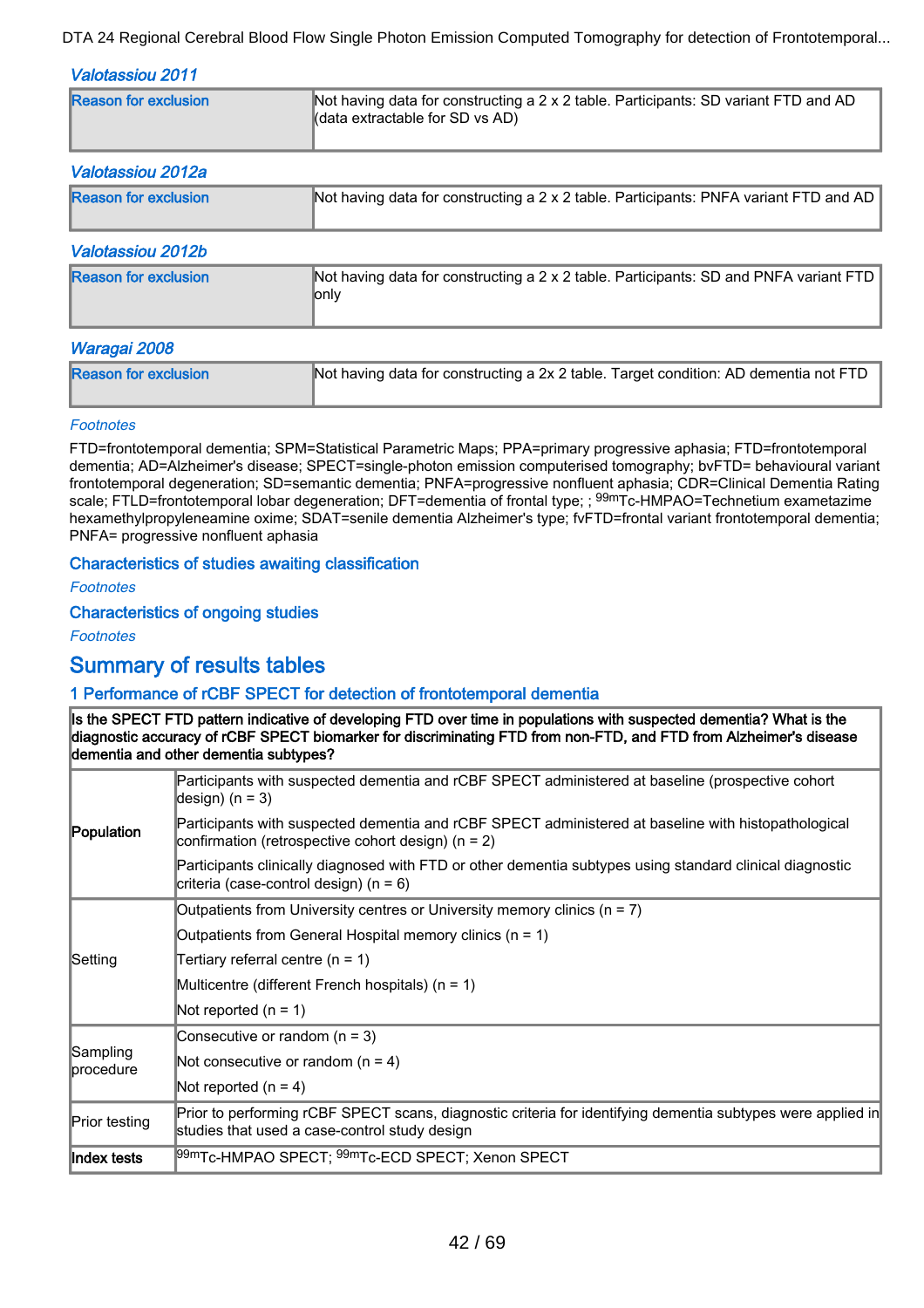### Valotassiou 2011

| Reason for exclusion | Not having data for constructing a 2 x 2 table. Participants: SD variant FTD and AD (data extractable for SD vs AD) |
|---|---|

### Valotassiou 2012a

| Reason for exclusion | Not having data for constructing a 2 x 2 table. Participants: PNFA variant FTD and AD |
|---|---|

### Valotassiou 2012b

| Reason for exclusion | Not having data for constructing a 2 x 2 table. Participants: SD and PNFA variant FTD only |
|---|---|

### Waragai 2008

| Reason for exclusion | Not having data for constructing a 2x 2 table. Target condition: AD dementia not FTD |
|---|---|

*Footnotes*

FTD=frontotemporal dementia; SPM=Statistical Parametric Maps; PPA=primary progressive aphasia; FTD=frontotemporal dementia; AD=Alzheimer's disease; SPECT=single-photon emission computerised tomography; bvFTD= behavioural variant frontotemporal degeneration; SD=semantic dementia; PNFA=progressive nonfluent aphasia; CDR=Clinical Dementia Rating scale; FTLD=frontotemporal lobar degeneration; DFT=dementia of frontal type; ; $^{99m}$Tc-HMPAO=Technetium exametazime hexamethylpropyleneamine oxime; SDAT=senile dementia Alzheimer's type; fvFTD=frontal variant frontotemporal dementia; PNFA= progressive nonfluent aphasia

## Characteristics of studies awaiting classification

*Footnotes*

## Characteristics of ongoing studies

*Footnotes*

# Summary of results tables

## 1 Performance of rCBF SPECT for detection of frontotemporal dementia

| **Is the SPECT FTD pattern indicative of developing FTD over time in populations with suspected dementia? What is the diagnostic accuracy of rCBF SPECT biomarker for discriminating FTD from non-FTD, and FTD from Alzheimer's disease dementia and other dementia subtypes?** | |
|---|---|
| **Population** | Participants with suspected dementia and rCBF SPECT administered at baseline (prospective cohort design) (n = 3)<br>Participants with suspected dementia and rCBF SPECT administered at baseline with histopathological confirmation (retrospective cohort design) (n = 2)<br>Participants clinically diagnosed with FTD or other dementia subtypes using standard clinical diagnostic criteria (case-control design) (n = 6) |
| Setting | Outpatients from University centres or University memory clinics (n = 7)<br>Outpatients from General Hospital memory clinics (n = 1)<br>Tertiary referral centre (n = 1)<br>Multicentre (different French hospitals) (n = 1)<br>Not reported (n = 1) |
| Sampling procedure | Consecutive or random (n = 3)<br>Not consecutive or random (n = 4)<br>Not reported (n = 4) |
| Prior testing | Prior to performing rCBF SPECT scans, diagnostic criteria for identifying dementia subtypes were applied in studies that used a case-control study design |
| **Index tests** | $^{99m}$Tc-HMPAO SPECT; $^{99m}$Tc-ECD SPECT; Xenon SPECT |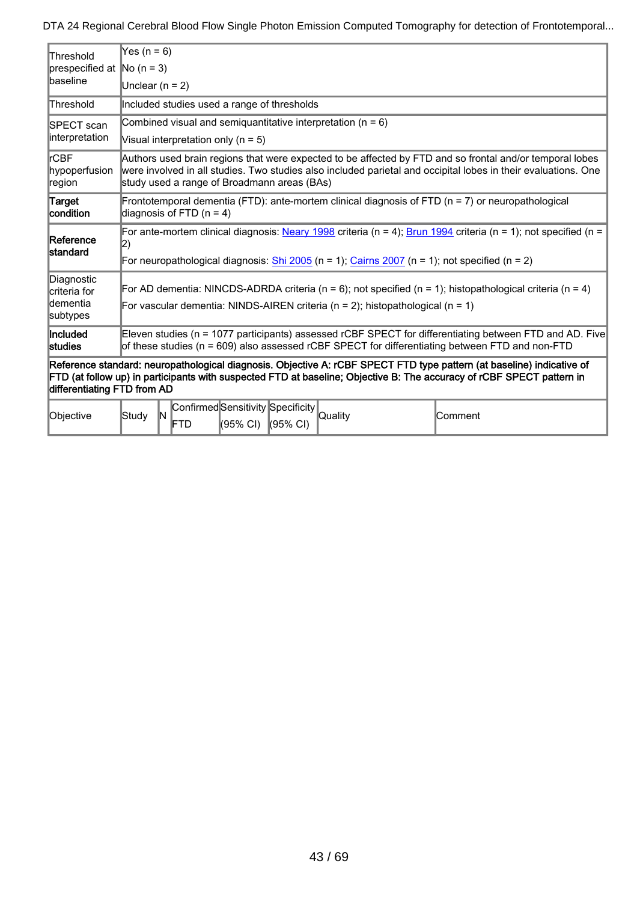| | |
|---|---|
| Threshold prespecified at baseline | Yes (n = 6)<br>No (n = 3)<br>Unclear (n = 2) |
| Threshold | Included studies used a range of thresholds |
| SPECT scan interpretation | Combined visual and semiquantitative interpretation (n = 6)<br>Visual interpretation only (n = 5) |
| rCBF hypoperfusion region | Authors used brain regions that were expected to be affected by FTD and so frontal and/or temporal lobes were involved in all studies. Two studies also included parietal and occipital lobes in their evaluations. One study used a range of Broadmann areas (BAs) |
| **Target condition** | Frontotemporal dementia (FTD): ante-mortem clinical diagnosis of FTD (n = 7) or neuropathological diagnosis of FTD (n = 4) |
| **Reference standard** | For ante-mortem clinical diagnosis: Neary 1998 criteria (n = 4); Brun 1994 criteria (n = 1); not specified (n = 2)<br>For neuropathological diagnosis: Shi 2005 (n = 1); Cairns 2007 (n = 1); not specified (n = 2) |
| Diagnostic criteria for dementia subtypes | For AD dementia: NINCDS-ADRDA criteria (n = 6); not specified (n = 1); histopathological criteria (n = 4)<br>For vascular dementia: NINDS-AIREN criteria (n = 2); histopathological (n = 1) |
| **Included studies** | Eleven studies (n = 1077 participants) assessed rCBF SPECT for differentiating between FTD and AD. Five of these studies (n = 609) also assessed rCBF SPECT for differentiating between FTD and non-FTD |

**Reference standard: neuropathological diagnosis. Objective A: rCBF SPECT FTD type pattern (at baseline) indicative of FTD (at follow up) in participants with suspected FTD at baseline; Objective B: The accuracy of rCBF SPECT pattern in differentiating FTD from AD**

| Objective | Study | N | Confirmed FTD | Sensitivity (95% CI) | Specificity (95% CI) | Quality | Comment |
|---|---|---|---|---|---|---|---|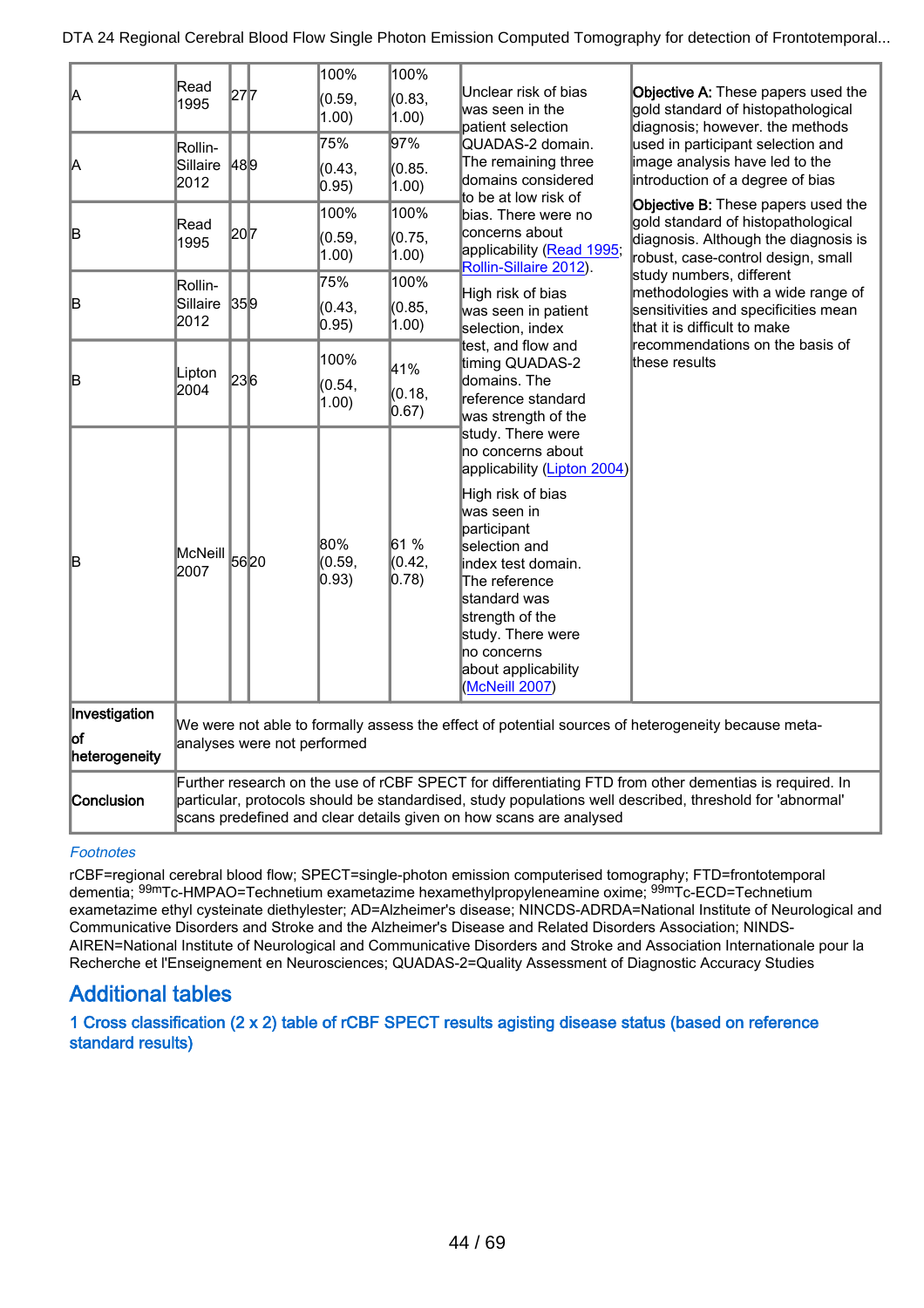| | | | | | | | |
|---|---|---|---|---|---|---|---|
| A | Read 1995 | 27 | 7 | 100% (0.59, 1.00) | 100% (0.83, 1.00) | Unclear risk of bias was seen in the patient selection QUADAS-2 domain. The remaining three domains considered to be at low risk of bias. There were no concerns about applicability (Read 1995; Rollin-Sillaire 2012). | **Objective A:** These papers used the gold standard of histopathological diagnosis; however. the methods used in participant selection and image analysis have led to the introduction of a degree of bias |
| A | Rollin-Sillaire 2012 | 48 | 9 | 75% (0.43, 0.95) | 97% (0.85. 1.00) | | |
| B | Read 1995 | 20 | 7 | 100% (0.59, 1.00) | 100% (0.75, 1.00) | | **Objective B:** These papers used the gold standard of histopathological diagnosis. Although the diagnosis is robust, case-control design, small study numbers, different methodologies with a wide range of sensitivities and specificities mean that it is difficult to make recommendations on the basis of these results |
| B | Rollin-Sillaire 2012 | 35 | 9 | 75% (0.43, 0.95) | 100% (0.85, 1.00) | | |
| B | Lipton 2004 | 23 | 6 | 100% (0.54, 1.00) | 41% (0.18, 0.67) | High risk of bias was seen in patient selection, index test, and flow and timing QUADAS-2 domains. The reference standard was strength of the study. There were no concerns about applicability (Lipton 2004) | |
| B | McNeill 2007 | 56 | 20 | 80% (0.59, 0.93) | 61 % (0.42, 0.78) | High risk of bias was seen in participant selection and index test domain. The reference standard was strength of the study. There were no concerns about applicability (McNeill 2007) | |
| **Investigation of heterogeneity** | We were not able to formally assess the effect of potential sources of heterogeneity because meta-analyses were not performed | | | | | | |
| **Conclusion** | Further research on the use of rCBF SPECT for differentiating FTD from other dementias is required. In particular, protocols should be standardised, study populations well described, threshold for 'abnormal' scans predefined and clear details given on how scans are analysed | | | | | | |

*Footnotes*

rCBF=regional cerebral blood flow; SPECT=single-photon emission computerised tomography; FTD=frontotemporal dementia; $^{99m}$Tc-HMPAO=Technetium exametazime hexamethylpropyleneamine oxime; $^{99m}$Tc-ECD=Technetium exametazime ethyl cysteinate diethylester; AD=Alzheimer's disease; NINCDS-ADRDA=National Institute of Neurological and Communicative Disorders and Stroke and the Alzheimer's Disease and Related Disorders Association; NINDS-AIREN=National Institute of Neurological and Communicative Disorders and Stroke and Association Internationale pour la Recherche et l'Enseignement en Neurosciences; QUADAS-2=Quality Assessment of Diagnostic Accuracy Studies

## Additional tables

### 1 Cross classification (2 x 2) table of rCBF SPECT results agisting disease status (based on reference standard results)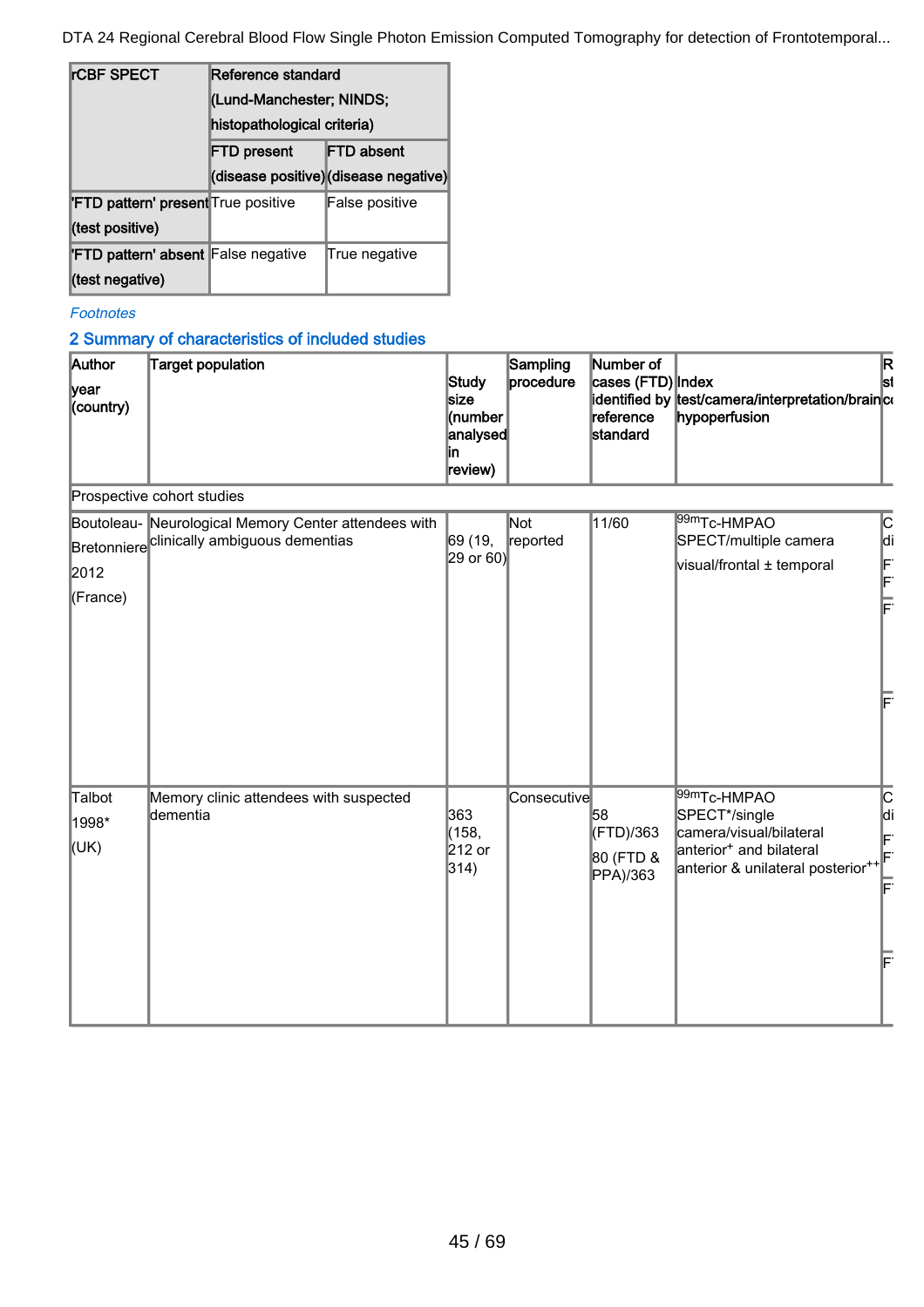| rCBF SPECT | Reference standard (Lund-Manchester; NINDS; histopathological criteria) | |
|---|---|---|
| | FTD present (disease positive) | FTD absent (disease negative) |
| 'FTD pattern' present (test positive) | True positive | False positive |
| 'FTD pattern' absent (test negative) | False negative | True negative |

*Footnotes*

## 2 Summary of characteristics of included studies

| Author year (country) | Target population | Study size (number analysed in review) | Sampling procedure | Number of cases (FTD) identified by reference standard | Index test/camera/interpretation/brain hypoperfusion | R st |
|---|---|---|---|---|---|---|
| Prospective cohort studies | | | | | | |
| Boutoleau-Bretonniere 2012 (France) | Neurological Memory Center attendees with clinically ambiguous dementias | 69 (19, 29 or 60) | Not reported | 11/60 | $^{99m}$Tc-HMPAO SPECT/multiple camera visual/frontal ± temporal | C di F F F F |
| Talbot 1998* (UK) | Memory clinic attendees with suspected dementia | 363 (158, 212 or 314) | Consecutive | 58 (FTD)/363 80 (FTD & PPA)/363 | $^{99m}$Tc-HMPAO SPECT*/single camera/visual/bilateral anterior+ and bilateral anterior & unilateral posterior++ | C di F F F F |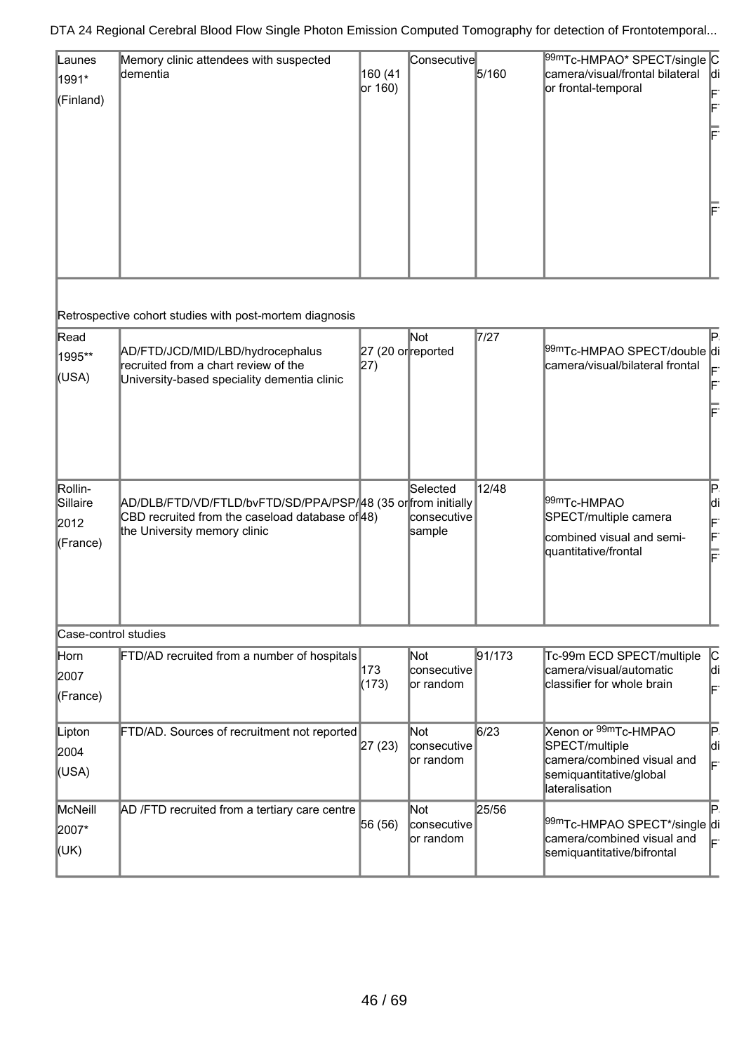| | | | | | | |
|---|---|---|---|---|---|---|
| Launes 1991* (Finland) | Memory clinic attendees with suspected dementia | 160 (41 or 160) | Consecutive | 5/160 | $^{99m}$Tc-HMPAO* SPECT/single camera/visual/frontal bilateral or frontal-temporal | C di F F F F |
| Retrospective cohort studies with post-mortem diagnosis | | | | | | |
| Read 1995** (USA) | AD/FTD/JCD/MID/LBD/hydrocephalus recruited from a chart review of the University-based speciality dementia clinic | 27 (20 or 27) | Not reported | 7/27 | $^{99m}$Tc-HMPAO SPECT/double camera/visual/bilateral frontal | P di F F F |
| Rollin-Sillaire 2012 (France) | AD/DLB/FTD/VD/FTLD/bvFTD/SD/PPA/PSP/CBD recruited from the caseload database of the University memory clinic | 48 (35 or 48) | Selected from initially consecutive sample | 12/48 | $^{99m}$Tc-HMPAO SPECT/multiple camera combined visual and semi-quantitative/frontal | P di F F F |
| Case-control studies | | | | | | |
| Horn 2007 (France) | FTD/AD recruited from a number of hospitals | 173 (173) | Not consecutive or random | 91/173 | Tc-99m ECD SPECT/multiple camera/visual/automatic classifier for whole brain | C di F |
| Lipton 2004 (USA) | FTD/AD. Sources of recruitment not reported | 27 (23) | Not consecutive or random | 6/23 | Xenon or $^{99m}$Tc-HMPAO SPECT/multiple camera/combined visual and semiquantitative/global lateralisation | P di F |
| McNeill 2007* (UK) | AD /FTD recruited from a tertiary care centre | 56 (56) | Not consecutive or random | 25/56 | $^{99m}$Tc-HMPAO SPECT*/single camera/combined visual and semiquantitative/bifrontal | P di F |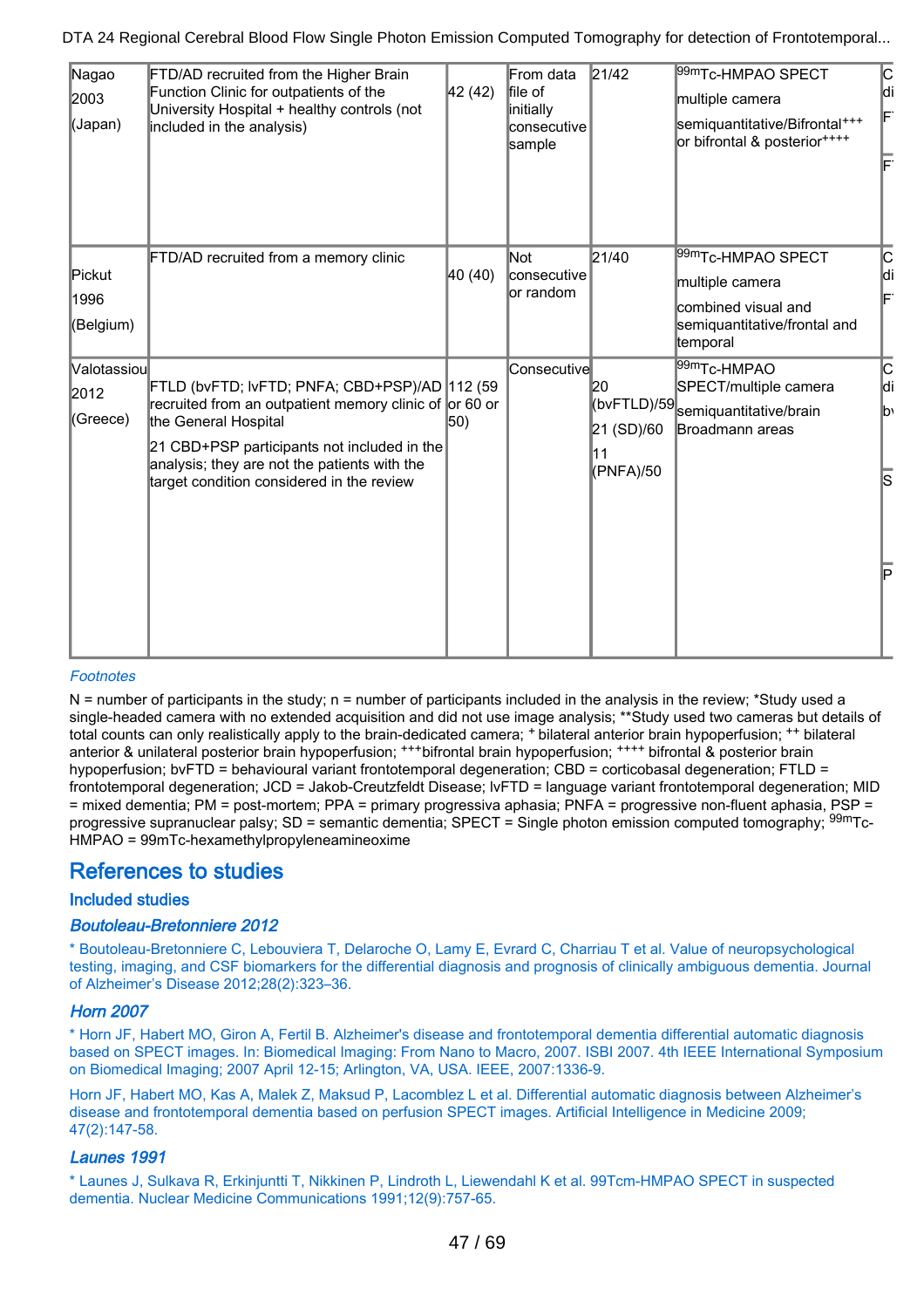| | | | | | | |
|---|---|---|---|---|---|---|
| Nagao 2003 (Japan) | FTD/AD recruited from the Higher Brain Function Clinic for outpatients of the University Hospital + healthy controls (not included in the analysis) | 42 (42) | From data file of initially consecutive sample | 21/42 | $^{99m}$Tc-HMPAO SPECT multiple camera semiquantitative/Bifrontal+++ or bifrontal & posterior++++ | C di F F |
| Pickut 1996 (Belgium) | FTD/AD recruited from a memory clinic | 40 (40) | Not consecutive or random | 21/40 | $^{99m}$Tc-HMPAO SPECT multiple camera combined visual and semiquantitative/frontal and temporal | C di F |
| Valotassiou 2012 (Greece) | FTLD (bvFTD; lvFTD; PNFA; CBD+PSP)/AD recruited from an outpatient memory clinic of the General Hospital<br>21 CBD+PSP participants not included in the analysis; they are not the patients with the target condition considered in the review | 112 (59 or 60 or 50) | Consecutive | 20 (bvFTLD)/59<br>21 (SD)/60<br>11 (PNFA)/50 | $^{99m}$Tc-HMPAO SPECT/multiple camera semiquantitative/brain Broadmann areas | C di b S P |

*Footnotes*

N = number of participants in the study; n = number of participants included in the analysis in the review; *Study used a single-headed camera with no extended acquisition and did not use image analysis; **Study used two cameras but details of total counts can only realistically apply to the brain-dedicated camera; + bilateral anterior brain hypoperfusion; ++ bilateral anterior & unilateral posterior brain hypoperfusion; +++bifrontal brain hypoperfusion; ++++ bifrontal & posterior brain hypoperfusion; bvFTD = behavioural variant frontotemporal degeneration; CBD = corticobasal degeneration; FTLD = frontotemporal degeneration; JCD = Jakob-Creutzfeldt Disease; lvFTD = language variant frontotemporal degeneration; MID = mixed dementia; PM = post-mortem; PPA = primary progressiva aphasia; PNFA = progressive non-fluent aphasia, PSP = progressive supranuclear palsy; SD = semantic dementia; SPECT = Single photon emission computed tomography; $^{99m}$Tc-HMPAO = 99mTc-hexamethylpropyleneamineoxime

# References to studies

## Included studies

### Boutoleau-Bretonniere 2012

* Boutoleau-Bretonniere C, Lebouviera T, Delaroche O, Lamy E, Evrard C, Charriau T et al. Value of neuropsychological testing, imaging, and CSF biomarkers for the differential diagnosis and prognosis of clinically ambiguous dementia. Journal of Alzheimer's Disease 2012;28(2):323–36.

### Horn 2007

* Horn JF, Habert MO, Giron A, Fertil B. Alzheimer's disease and frontotemporal dementia differential automatic diagnosis based on SPECT images. In: Biomedical Imaging: From Nano to Macro, 2007. ISBI 2007. 4th IEEE International Symposium on Biomedical Imaging; 2007 April 12-15; Arlington, VA, USA. IEEE, 2007:1336-9.

Horn JF, Habert MO, Kas A, Malek Z, Maksud P, Lacomblez L et al. Differential automatic diagnosis between Alzheimer's disease and frontotemporal dementia based on perfusion SPECT images. Artificial Intelligence in Medicine 2009; 47(2):147-58.

### Launes 1991

* Launes J, Sulkava R, Erkinjuntti T, Nikkinen P, Lindroth L, Liewendahl K et al. 99Tcm-HMPAO SPECT in suspected dementia. Nuclear Medicine Communications 1991;12(9):757-65.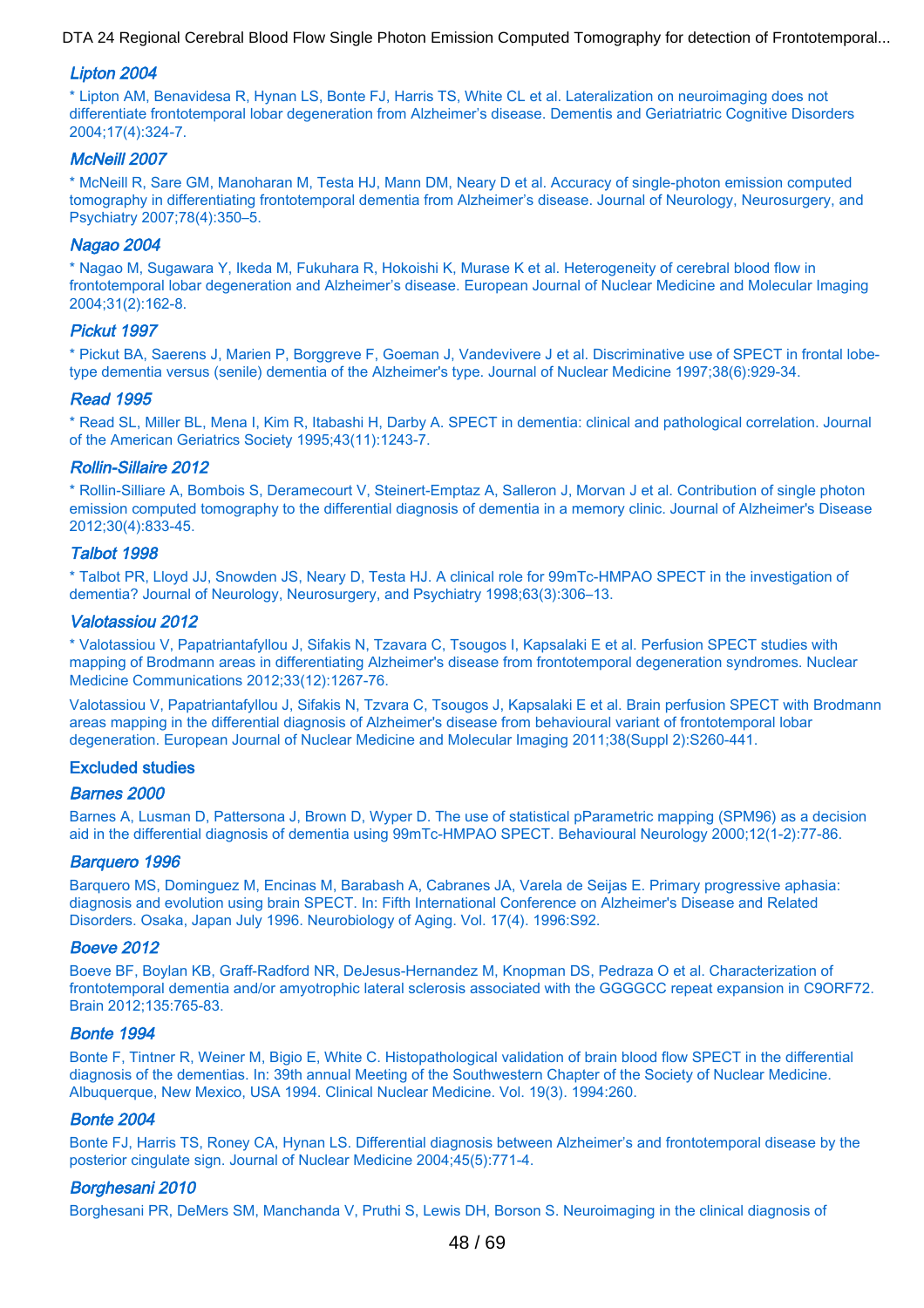### *Lipton 2004*

* Lipton AM, Benavidesa R, Hynan LS, Bonte FJ, Harris TS, White CL et al. Lateralization on neuroimaging does not differentiate frontotemporal lobar degeneration from Alzheimer's disease. Dementis and Geriatraitric Cognitive Disorders 2004;17(4):324-7.

### *McNeill 2007*

* McNeill R, Sare GM, Manoharan M, Testa HJ, Mann DM, Neary D et al. Accuracy of single-photon emission computed tomography in differentiating frontotemporal dementia from Alzheimer's disease. Journal of Neurology, Neurosurgery, and Psychiatry 2007;78(4):350–5.

### *Nagao 2004*

* Nagao M, Sugawara Y, Ikeda M, Fukuhara R, Hokoishi K, Murase K et al. Heterogeneity of cerebral blood flow in frontotemporal lobar degeneration and Alzheimer's disease. European Journal of Nuclear Medicine and Molecular Imaging 2004;31(2):162-8.

### *Pickut 1997*

* Pickut BA, Saerens J, Marien P, Borggreve F, Goeman J, Vandevivere J et al. Discriminative use of SPECT in frontal lobe-type dementia versus (senile) dementia of the Alzheimer's type. Journal of Nuclear Medicine 1997;38(6):929-34.

### *Read 1995*

* Read SL, Miller BL, Mena I, Kim R, Itabashi H, Darby A. SPECT in dementia: clinical and pathological correlation. Journal of the American Geriatrics Society 1995;43(11):1243-7.

### *Rollin-Sillaire 2012*

* Rollin-Silliare A, Bombois S, Deramecourt V, Steinert-Emptaz A, Salleron J, Morvan J et al. Contribution of single photon emission computed tomography to the differential diagnosis of dementia in a memory clinic. Journal of Alzheimer's Disease 2012;30(4):833-45.

### *Talbot 1998*

* Talbot PR, Lloyd JJ, Snowden JS, Neary D, Testa HJ. A clinical role for 99mTc-HMPAO SPECT in the investigation of dementia? Journal of Neurology, Neurosurgery, and Psychiatry 1998;63(3):306–13.

### *Valotassiou 2012*

* Valotassiou V, Papatriantafyllou J, Sifakis N, Tzavara C, Tsougos I, Kapsalaki E et al. Perfusion SPECT studies with mapping of Brodmann areas in differentiating Alzheimer's disease from frontotemporal degeneration syndromes. Nuclear Medicine Communications 2012;33(12):1267-76.

Valotassiou V, Papatriantafyllou J, Sifakis N, Tzvara C, Tsougos J, Kapsalaki E et al. Brain perfusion SPECT with Brodmann areas mapping in the differential diagnosis of Alzheimer's disease from behavioural variant of frontotemporal lobar degeneration. European Journal of Nuclear Medicine and Molecular Imaging 2011;38(Suppl 2):S260-441.

## Excluded studies

### *Barnes 2000*

Barnes A, Lusman D, Pattersona J, Brown D, Wyper D. The use of statistical pParametric mapping (SPM96) as a decision aid in the differential diagnosis of dementia using 99mTc-HMPAO SPECT. Behavioural Neurology 2000;12(1-2):77-86.

### *Barquero 1996*

Barquero MS, Dominguez M, Encinas M, Barabash A, Cabranes JA, Varela de Seijas E. Primary progressive aphasia: diagnosis and evolution using brain SPECT. In: Fifth International Conference on Alzheimer's Disease and Related Disorders. Osaka, Japan July 1996. Neurobiology of Aging. Vol. 17(4). 1996:S92.

### *Boeve 2012*

Boeve BF, Boylan KB, Graff-Radford NR, DeJesus-Hernandez M, Knopman DS, Pedraza O et al. Characterization of frontotemporal dementia and/or amyotrophic lateral sclerosis associated with the GGGGCC repeat expansion in C9ORF72. Brain 2012;135:765-83.

### *Bonte 1994*

Bonte F, Tintner R, Weiner M, Bigio E, White C. Histopathological validation of brain blood flow SPECT in the differential diagnosis of the dementias. In: 39th annual Meeting of the Southwestern Chapter of the Society of Nuclear Medicine. Albuquerque, New Mexico, USA 1994. Clinical Nuclear Medicine. Vol. 19(3). 1994:260.

### *Bonte 2004*

Bonte FJ, Harris TS, Roney CA, Hynan LS. Differential diagnosis between Alzheimer's and frontotemporal disease by the posterior cingulate sign. Journal of Nuclear Medicine 2004;45(5):771-4.

### *Borghesani 2010*

Borghesani PR, DeMers SM, Manchanda V, Pruthi S, Lewis DH, Borson S. Neuroimaging in the clinical diagnosis of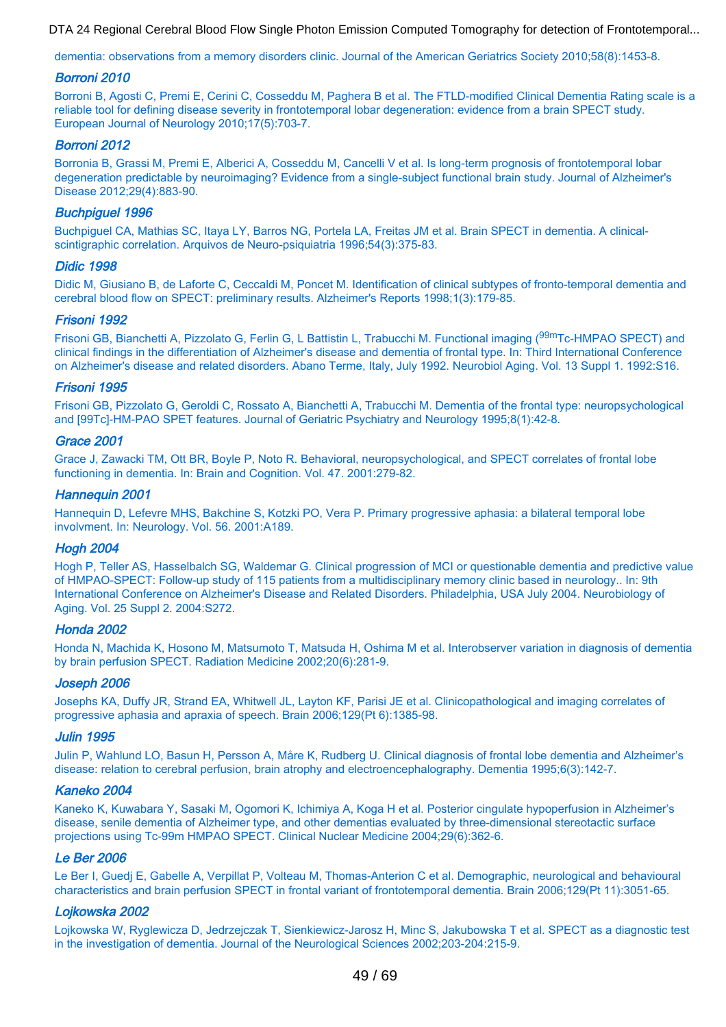dementia: observations from a memory disorders clinic. Journal of the American Geriatrics Society 2010;58(8):1453-8.

### *Borroni 2010*

Borroni B, Agosti C, Premi E, Cerini C, Cosseddu M, Paghera B et al. The FTLD-modified Clinical Dementia Rating scale is a reliable tool for defining disease severity in frontotemporal lobar degeneration: evidence from a brain SPECT study. European Journal of Neurology 2010;17(5):703-7.

### *Borroni 2012*

Borronia B, Grassi M, Premi E, Alberici A, Cosseddu M, Cancelli V et al. Is long-term prognosis of frontotemporal lobar degeneration predictable by neuroimaging? Evidence from a single-subject functional brain study. Journal of Alzheimer's Disease 2012;29(4):883-90.

### *Buchpiguel 1996*

Buchpiguel CA, Mathias SC, Itaya LY, Barros NG, Portela LA, Freitas JM et al. Brain SPECT in dementia. A clinical-scintigraphic correlation. Arquivos de Neuro-psiquiatria 1996;54(3):375-83.

### *Didic 1998*

Didic M, Giusiano B, de Laforte C, Ceccaldi M, Poncet M. Identification of clinical subtypes of fronto-temporal dementia and cerebral blood flow on SPECT: preliminary results. Alzheimer's Reports 1998;1(3):179-85.

### *Frisoni 1992*

Frisoni GB, Bianchetti A, Pizzolato G, Ferlin G, L Battistin L, Trabucchi M. Functional imaging ($^{99m}$Tc-HMPAO SPECT) and clinical findings in the differentiation of Alzheimer's disease and dementia of frontal type. In: Third International Conference on Alzheimer's disease and related disorders. Abano Terme, Italy, July 1992. Neurobiol Aging. Vol. 13 Suppl 1. 1992:S16.

### *Frisoni 1995*

Frisoni GB, Pizzolato G, Geroldi C, Rossato A, Bianchetti A, Trabucchi M. Dementia of the frontal type: neuropsychological and [99Tc]-HM-PAO SPET features. Journal of Geriatric Psychiatry and Neurology 1995;8(1):42-8.

### *Grace 2001*

Grace J, Zawacki TM, Ott BR, Boyle P, Noto R. Behavioral, neuropsychological, and SPECT correlates of frontal lobe functioning in dementia. In: Brain and Cognition. Vol. 47. 2001:279-82.

### *Hannequin 2001*

Hannequin D, Lefevre MHS, Bakchine S, Kotzki PO, Vera P. Primary progressive aphasia: a bilateral temporal lobe involvment. In: Neurology. Vol. 56. 2001:A189.

### *Hogh 2004*

Hogh P, Teller AS, Hasselbalch SG, Waldemar G. Clinical progression of MCI or questionable dementia and predictive value of HMPAO-SPECT: Follow-up study of 115 patients from a multidisciplinary memory clinic based in neurology.. In: 9th International Conference on Alzheimer's Disease and Related Disorders. Philadelphia, USA July 2004. Neurobiology of Aging. Vol. 25 Suppl 2. 2004:S272.

### *Honda 2002*

Honda N, Machida K, Hosono M, Matsumoto T, Matsuda H, Oshima M et al. Interobserver variation in diagnosis of dementia by brain perfusion SPECT. Radiation Medicine 2002;20(6):281-9.

### *Joseph 2006*

Josephs KA, Duffy JR, Strand EA, Whitwell JL, Layton KF, Parisi JE et al. Clinicopathological and imaging correlates of progressive aphasia and apraxia of speech. Brain 2006;129(Pt 6):1385-98.

### *Julin 1995*

Julin P, Wahlund LO, Basun H, Persson A, Måre K, Rudberg U. Clinical diagnosis of frontal lobe dementia and Alzheimer's disease: relation to cerebral perfusion, brain atrophy and electroencephalography. Dementia 1995;6(3):142-7.

### *Kaneko 2004*

Kaneko K, Kuwabara Y, Sasaki M, Ogomori K, Ichimiya A, Koga H et al. Posterior cingulate hypoperfusion in Alzheimer's disease, senile dementia of Alzheimer type, and other dementias evaluated by three-dimensional stereotactic surface projections using Tc-99m HMPAO SPECT. Clinical Nuclear Medicine 2004;29(6):362-6.

### *Le Ber 2006*

Le Ber I, Guedj E, Gabelle A, Verpillat P, Volteau M, Thomas-Anterion C et al. Demographic, neurological and behavioural characteristics and brain perfusion SPECT in frontal variant of frontotemporal dementia. Brain 2006;129(Pt 11):3051-65.

### *Lojkowska 2002*

Lojkowska W, Ryglewicza D, Jedrzejczak T, Sienkiewicz-Jarosz H, Minc S, Jakubowska T et al. SPECT as a diagnostic test in the investigation of dementia. Journal of the Neurological Sciences 2002;203-204:215-9.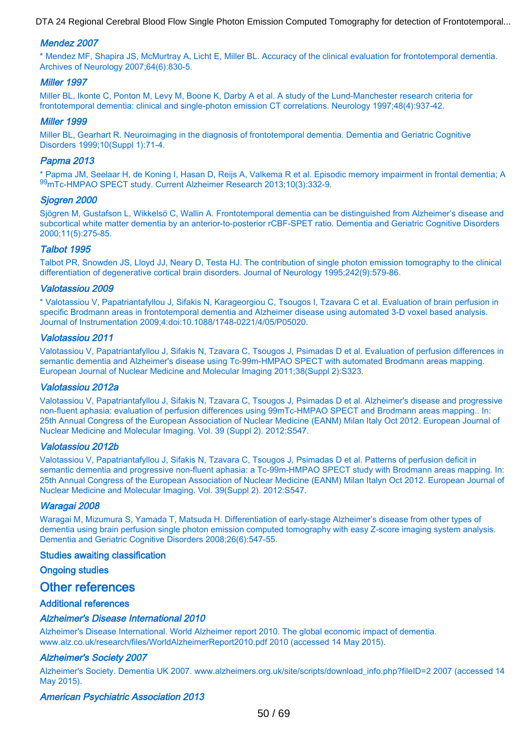### *Mendez 2007*

* Mendez MF, Shapira JS, McMurtray A, Licht E, Miller BL. Accuracy of the clinical evaluation for frontotemporal dementia. Archives of Neurology 2007;64(6):830-5.

### *Miller 1997*

Miller BL, Ikonte C, Ponton M, Levy M, Boone K, Darby A et al. A study of the Lund-Manchester research criteria for frontotemporal dementia: clinical and single-photon emission CT correlations. Neurology 1997;48(4):937-42.

### *Miller 1999*

Miller BL, Gearhart R. Neuroimaging in the diagnosis of frontotemporal dementia. Dementia and Geriatric Cognitive Disorders 1999;10(Suppl 1):71-4.

### *Papma 2013*

* Papma JM, Seelaar H, de Koning I, Hasan D, Reijs A, Valkema R et al. Episodic memory impairment in frontal dementia; A $^{99}$mTc-HMPAO SPECT study. Current Alzheimer Research 2013;10(3):332-9.

### *Sjogren 2000*

Sjögren M, Gustafson L, Wikkelsö C, Wallin A. Frontotemporal dementia can be distinguished from Alzheimer's disease and subcortical white matter dementia by an anterior-to-posterior rCBF-SPET ratio. Dementia and Geriatric Cognitive Disorders 2000;11(5):275-85.

### *Talbot 1995*

Talbot PR, Snowden JS, Lloyd JJ, Neary D, Testa HJ. The contribution of single photon emission tomography to the clinical differentiation of degenerative cortical brain disorders. Journal of Neurology 1995;242(9):579-86.

### *Valotassiou 2009*

* Valotassiou V, Papatriantafyllou J, Sifakis N, Karageorgiou C, Tsougos I, Tzavara C et al. Evaluation of brain perfusion in specific Brodmann areas in frontotemporal dementia and Alzheimer disease using automated 3-D voxel based analysis. Journal of Instrumentation 2009;4:doi:10.1088/1748-0221/4/05/P05020.

### *Valotassiou 2011*

Valotassiou V, Papatriantafyllou J, Sifakis N, Tzavara C, Tsougos J, Psimadas D et al. Evaluation of perfusion differences in semantic dementia and Alzheimer's disease using Tc-99m-HMPAO SPECT with automated Brodmann areas mapping. European Journal of Nuclear Medicine and Molecular Imaging 2011;38(Suppl 2):S323.

### *Valotassiou 2012a*

Valotassiou V, Papatriantafyllou J, Sifakis N, Tzavara C, Tsougos J, Psimadas D et al. Alzheimer's disease and progressive non-fluent aphasia: evaluation of perfusion differences using 99mTc-HMPAO SPECT and Brodmann areas mapping.. In: 25th Annual Congress of the European Association of Nuclear Medicine (EANM) Milan Italy Oct 2012. European Journal of Nuclear Medicine and Molecular Imaging. Vol. 39 (Suppl 2). 2012:S547.

### *Valotassiou 2012b*

Valotassiou V, Papatriantafyllou J, Sifakis N, Tzavara C, Tsougos J, Psimadas D et al. Patterns of perfusion deficit in semantic dementia and progressive non-fluent aphasia: a Tc-99m-HMPAO SPECT study with Brodmann areas mapping. In: 25th Annual Congress of the European Association of Nuclear Medicine (EANM) Milan Italyn Oct 2012. European Journal of Nuclear Medicine and Molecular Imaging. Vol. 39(Suppl 2). 2012:S547.

### *Waragai 2008*

Waragai M, Mizumura S, Yamada T, Matsuda H. Differentiation of early-stage Alzheimer's disease from other types of dementia using brain perfusion single photon emission computed tomography with easy Z-score imaging system analysis. Dementia and Geriatric Cognitive Disorders 2008;26(6):547-55.

### Studies awaiting classification

### Ongoing studies

## Other references

### Additional references

### *Alzheimer's Disease International 2010*

Alzheimer's Disease International. World Alzheimer report 2010. The global economic impact of dementia. www.alz.co.uk/research/files/WorldAlzheimerReport2010.pdf 2010 (accessed 14 May 2015).

### *Alzheimer's Society 2007*

Alzheimer's Society. Dementia UK 2007. www.alzheimers.org.uk/site/scripts/download_info.php?fileID=2 2007 (accessed 14 May 2015).

### *American Psychiatric Association 2013*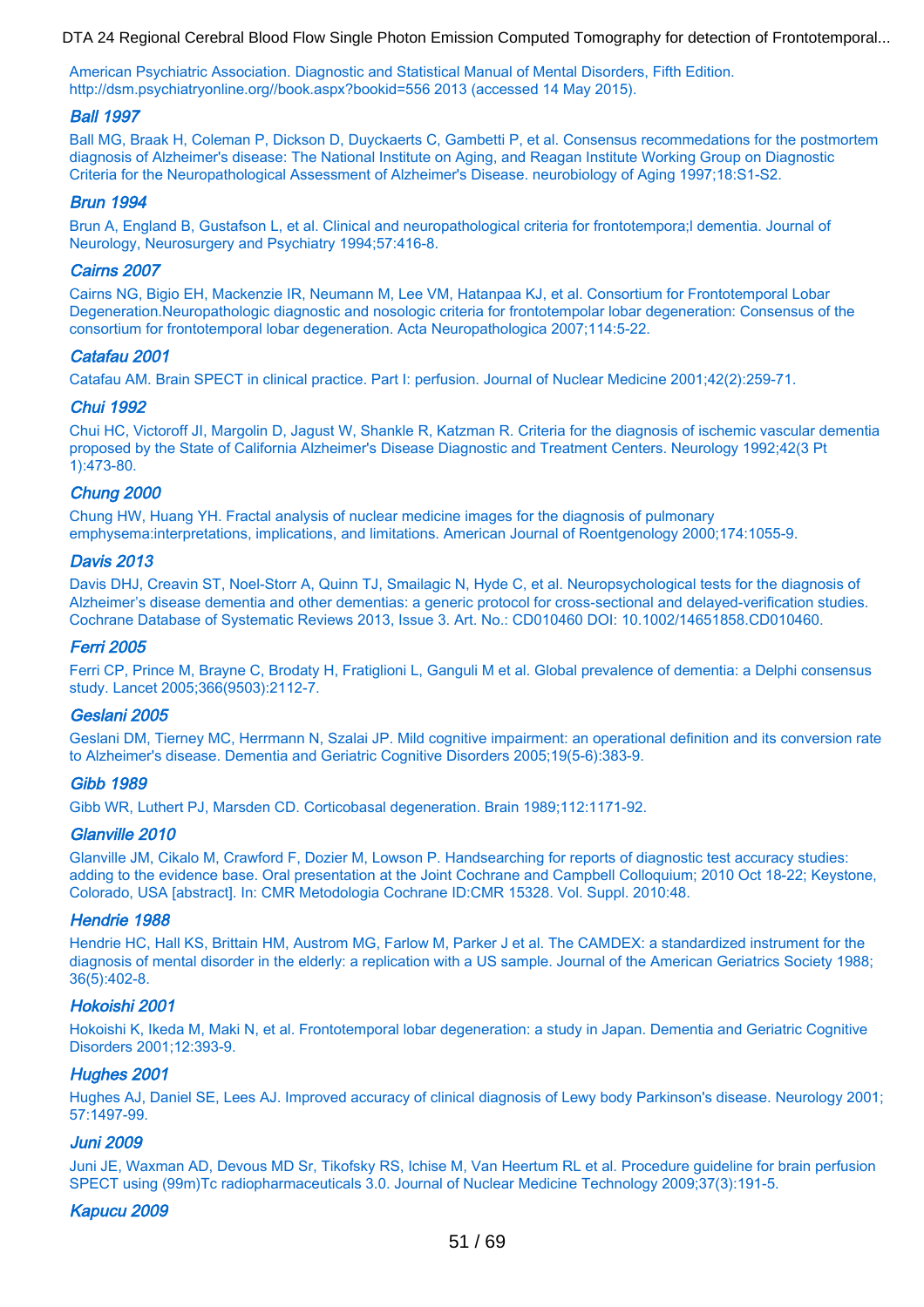American Psychiatric Association. Diagnostic and Statistical Manual of Mental Disorders, Fifth Edition. http://dsm.psychiatryonline.org//book.aspx?bookid=556 2013 (accessed 14 May 2015).

### *Ball 1997*

Ball MG, Braak H, Coleman P, Dickson D, Duyckaerts C, Gambetti P, et al. Consensus recommedations for the postmortem diagnosis of Alzheimer's disease: The National Institute on Aging, and Reagan Institute Working Group on Diagnostic Criteria for the Neuropathological Assessment of Alzheimer's Disease. neurobiology of Aging 1997;18:S1-S2.

### *Brun 1994*

Brun A, England B, Gustafson L, et al. Clinical and neuropathological criteria for frontotempora;l dementia. Journal of Neurology, Neurosurgery and Psychiatry 1994;57:416-8.

### *Cairns 2007*

Cairns NG, Bigio EH, Mackenzie IR, Neumann M, Lee VM, Hatanpaa KJ, et al. Consortium for Frontotemporal Lobar Degeneration.Neuropathologic diagnostic and nosologic criteria for frontotempolar lobar degeneration: Consensus of the consortium for frontotemporal lobar degeneration. Acta Neuropathologica 2007;114:5-22.

### *Catafau 2001*

Catafau AM. Brain SPECT in clinical practice. Part I: perfusion. Journal of Nuclear Medicine 2001;42(2):259-71.

### *Chui 1992*

Chui HC, Victoroff JI, Margolin D, Jagust W, Shankle R, Katzman R. Criteria for the diagnosis of ischemic vascular dementia proposed by the State of California Alzheimer's Disease Diagnostic and Treatment Centers. Neurology 1992;42(3 Pt 1):473-80.

### *Chung 2000*

Chung HW, Huang YH. Fractal analysis of nuclear medicine images for the diagnosis of pulmonary emphysema:interpretations, implications, and limitations. American Journal of Roentgenology 2000;174:1055-9.

### *Davis 2013*

Davis DHJ, Creavin ST, Noel-Storr A, Quinn TJ, Smailagic N, Hyde C, et al. Neuropsychological tests for the diagnosis of Alzheimer's disease dementia and other dementias: a generic protocol for cross-sectional and delayed-verification studies. Cochrane Database of Systematic Reviews 2013, Issue 3. Art. No.: CD010460 DOI: 10.1002/14651858.CD010460.

### *Ferri 2005*

Ferri CP, Prince M, Brayne C, Brodaty H, Fratiglioni L, Ganguli M et al. Global prevalence of dementia: a Delphi consensus study. Lancet 2005;366(9503):2112-7.

### *Geslani 2005*

Geslani DM, Tierney MC, Herrmann N, Szalai JP. Mild cognitive impairment: an operational definition and its conversion rate to Alzheimer's disease. Dementia and Geriatric Cognitive Disorders 2005;19(5-6):383-9.

### *Gibb 1989*

Gibb WR, Luthert PJ, Marsden CD. Corticobasal degeneration. Brain 1989;112:1171-92.

### *Glanville 2010*

Glanville JM, Cikalo M, Crawford F, Dozier M, Lowson P. Handsearching for reports of diagnostic test accuracy studies: adding to the evidence base. Oral presentation at the Joint Cochrane and Campbell Colloquium; 2010 Oct 18-22; Keystone, Colorado, USA [abstract]. In: CMR Metodologia Cochrane ID:CMR 15328. Vol. Suppl. 2010:48.

### *Hendrie 1988*

Hendrie HC, Hall KS, Brittain HM, Austrom MG, Farlow M, Parker J et al. The CAMDEX: a standardized instrument for the diagnosis of mental disorder in the elderly: a replication with a US sample. Journal of the American Geriatrics Society 1988; 36(5):402-8.

### *Hokoishi 2001*

Hokoishi K, Ikeda M, Maki N, et al. Frontotemporal lobar degeneration: a study in Japan. Dementia and Geriatric Cognitive Disorders 2001;12:393-9.

### *Hughes 2001*

Hughes AJ, Daniel SE, Lees AJ. Improved accuracy of clinical diagnosis of Lewy body Parkinson's disease. Neurology 2001; 57:1497-99.

### *Juni 2009*

Juni JE, Waxman AD, Devous MD Sr, Tikofsky RS, Ichise M, Van Heertum RL et al. Procedure guideline for brain perfusion SPECT using (99m)Tc radiopharmaceuticals 3.0. Journal of Nuclear Medicine Technology 2009;37(3):191-5.

### *Kapucu 2009*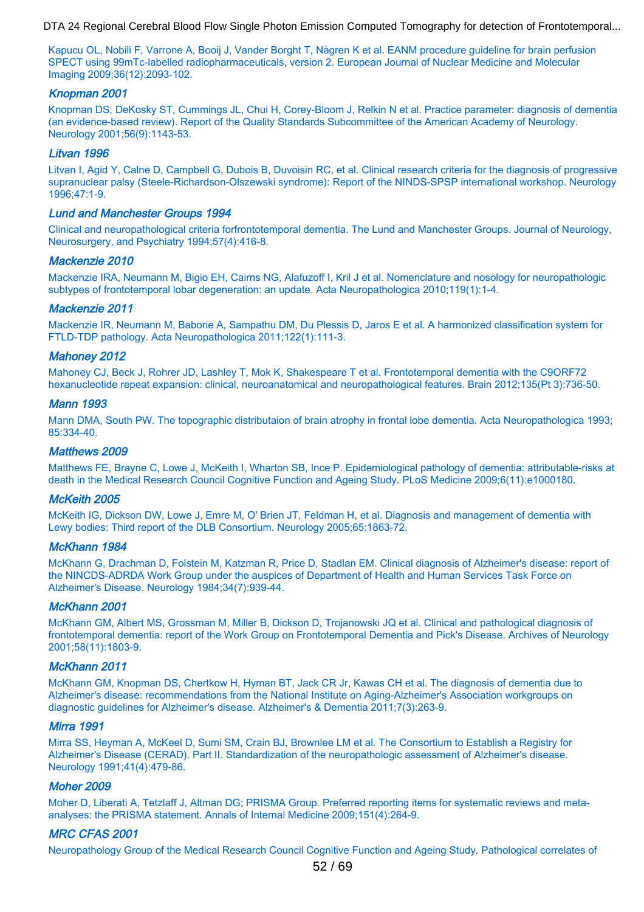Kapucu OL, Nobili F, Varrone A, Booij J, Vander Borght T, Någren K et al. EANM procedure guideline for brain perfusion SPECT using 99mTc-labelled radiopharmaceuticals, version 2. European Journal of Nuclear Medicine and Molecular Imaging 2009;36(12):2093-102.

### *Knopman 2001*

Knopman DS, DeKosky ST, Cummings JL, Chui H, Corey-Bloom J, Relkin N et al. Practice parameter: diagnosis of dementia (an evidence-based review). Report of the Quality Standards Subcommittee of the American Academy of Neurology. Neurology 2001;56(9):1143-53.

### *Litvan 1996*

Litvan I, Agid Y, Calne D, Campbell G, Dubois B, Duvoisin RC, et al. Clinical research criteria for the diagnosis of progressive supranuclear palsy (Steele-Richardson-Olszewski syndrome): Report of the NINDS-SPSP international workshop. Neurology 1996;47:1-9.

### *Lund and Manchester Groups 1994*

Clinical and neuropathological criteria forfrontotemporal dementia. The Lund and Manchester Groups. Journal of Neurology, Neurosurgery, and Psychiatry 1994;57(4):416-8.

### *Mackenzie 2010*

Mackenzie IRA, Neumann M, Bigio EH, Cairns NG, Alafuzoff I, Kril J et al. Nomenclature and nosology for neuropathologic subtypes of frontotemporal lobar degeneration: an update. Acta Neuropathologica 2010;119(1):1-4.

### *Mackenzie 2011*

Mackenzie IR, Neumann M, Baborie A, Sampathu DM, Du Plessis D, Jaros E et al. A harmonized classification system for FTLD-TDP pathology. Acta Neuropathologica 2011;122(1):111-3.

### *Mahoney 2012*

Mahoney CJ, Beck J, Rohrer JD, Lashley T, Mok K, Shakespeare T et al. Frontotemporal dementia with the C9ORF72 hexanucleotide repeat expansion: clinical, neuroanatomical and neuropathological features. Brain 2012;135(Pt 3):736-50.

### *Mann 1993*

Mann DMA, South PW. The topographic distributaion of brain atrophy in frontal lobe dementia. Acta Neuropathologica 1993; 85:334-40.

### *Matthews 2009*

Matthews FE, Brayne C, Lowe J, McKeith I, Wharton SB, Ince P. Epidemiological pathology of dementia: attributable-risks at death in the Medical Research Council Cognitive Function and Ageing Study. PLoS Medicine 2009;6(11):e1000180.

### *McKeith 2005*

McKeith IG, Dickson DW, Lowe J, Emre M, O' Brien JT, Feldman H, et al. Diagnosis and management of dementia with Lewy bodies: Third report of the DLB Consortium. Neurology 2005;65:1863-72.

### *McKhann 1984*

McKhann G, Drachman D, Folstein M, Katzman R, Price D, Stadlan EM. Clinical diagnosis of Alzheimer's disease: report of the NINCDS-ADRDA Work Group under the auspices of Department of Health and Human Services Task Force on Alzheimer's Disease. Neurology 1984;34(7):939-44.

### *McKhann 2001*

McKhann GM, Albert MS, Grossman M, Miller B, Dickson D, Trojanowski JQ et al. Clinical and pathological diagnosis of frontotemporal dementia: report of the Work Group on Frontotemporal Dementia and Pick's Disease. Archives of Neurology 2001;58(11):1803-9.

### *McKhann 2011*

McKhann GM, Knopman DS, Chertkow H, Hyman BT, Jack CR Jr, Kawas CH et al. The diagnosis of dementia due to Alzheimer's disease: recommendations from the National Institute on Aging-Alzheimer's Association workgroups on diagnostic guidelines for Alzheimer's disease. Alzheimer's & Dementia 2011;7(3):263-9.

### *Mirra 1991*

Mirra SS, Heyman A, McKeel D, Sumi SM, Crain BJ, Brownlee LM et al. The Consortium to Establish a Registry for Alzheimer's Disease (CERAD). Part II. Standardization of the neuropathologic assessment of Alzheimer's disease. Neurology 1991;41(4):479-86.

### *Moher 2009*

Moher D, Liberati A, Tetzlaff J, Altman DG; PRISMA Group. Preferred reporting items for systematic reviews and meta-analyses: the PRISMA statement. Annals of Internal Medicine 2009;151(4):264-9.

### *MRC CFAS 2001*

Neuropathology Group of the Medical Research Council Cognitive Function and Ageing Study. Pathological correlates of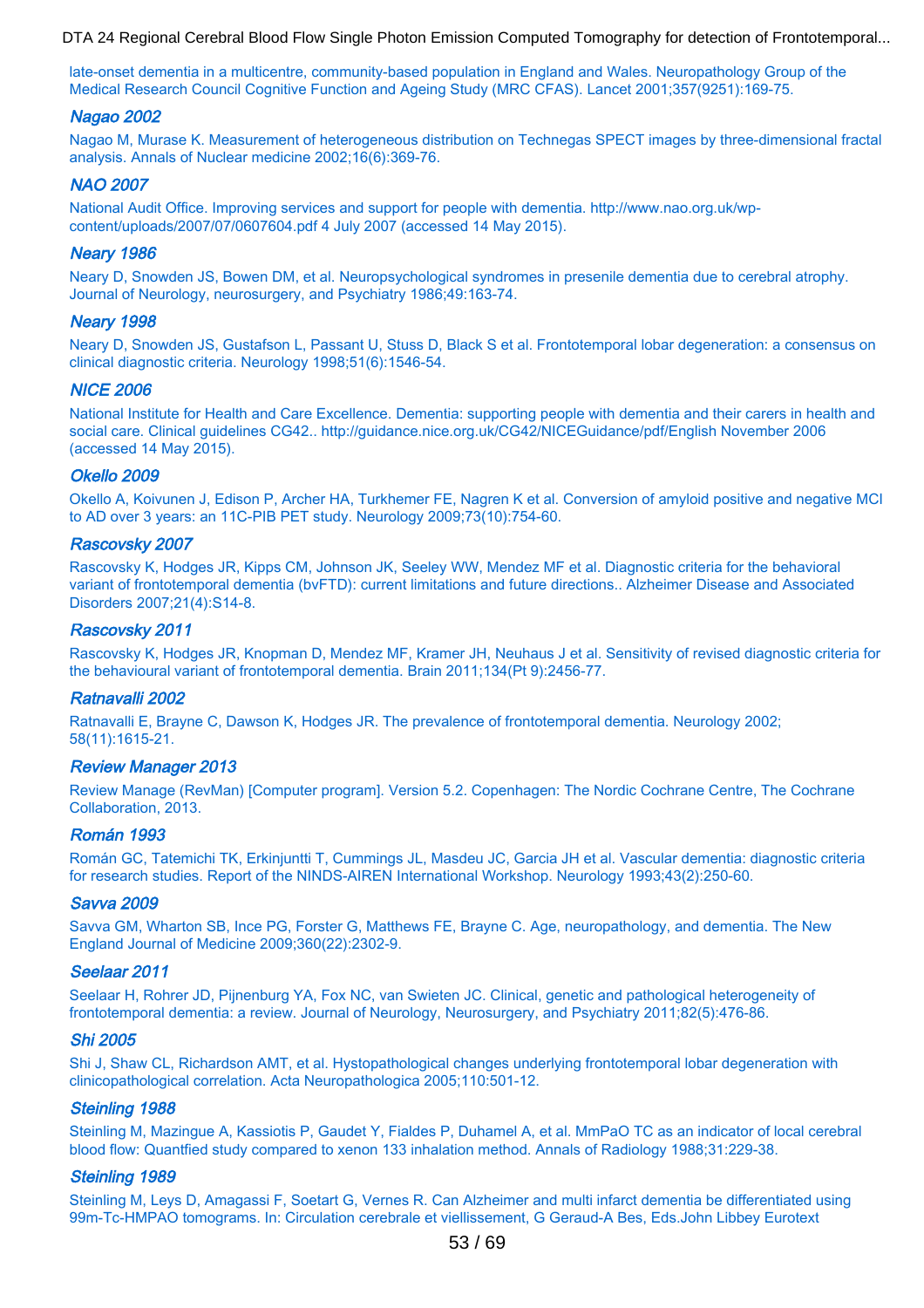late-onset dementia in a multicentre, community-based population in England and Wales. Neuropathology Group of the Medical Research Council Cognitive Function and Ageing Study (MRC CFAS). Lancet 2001;357(9251):169-75.

### *Nagao 2002*

Nagao M, Murase K. Measurement of heterogeneous distribution on Technegas SPECT images by three-dimensional fractal analysis. Annals of Nuclear medicine 2002;16(6):369-76.

### *NAO 2007*

National Audit Office. Improving services and support for people with dementia. http://www.nao.org.uk/wp-content/uploads/2007/07/0607604.pdf 4 July 2007 (accessed 14 May 2015).

### *Neary 1986*

Neary D, Snowden JS, Bowen DM, et al. Neuropsychological syndromes in presenile dementia due to cerebral atrophy. Journal of Neurology, neurosurgery, and Psychiatry 1986;49:163-74.

### *Neary 1998*

Neary D, Snowden JS, Gustafson L, Passant U, Stuss D, Black S et al. Frontotemporal lobar degeneration: a consensus on clinical diagnostic criteria. Neurology 1998;51(6):1546-54.

### *NICE 2006*

National Institute for Health and Care Excellence. Dementia: supporting people with dementia and their carers in health and social care. Clinical guidelines CG42.. http://guidance.nice.org.uk/CG42/NICEGuidance/pdf/English November 2006 (accessed 14 May 2015).

### *Okello 2009*

Okello A, Koivunen J, Edison P, Archer HA, Turkhemer FE, Nagren K et al. Conversion of amyloid positive and negative MCI to AD over 3 years: an 11C-PIB PET study. Neurology 2009;73(10):754-60.

### *Rascovsky 2007*

Rascovsky K, Hodges JR, Kipps CM, Johnson JK, Seeley WW, Mendez MF et al. Diagnostic criteria for the behavioral variant of frontotemporal dementia (bvFTD): current limitations and future directions.. Alzheimer Disease and Associated Disorders 2007;21(4):S14-8.

### *Rascovsky 2011*

Rascovsky K, Hodges JR, Knopman D, Mendez MF, Kramer JH, Neuhaus J et al. Sensitivity of revised diagnostic criteria for the behavioural variant of frontotemporal dementia. Brain 2011;134(Pt 9):2456-77.

### *Ratnavalli 2002*

Ratnavalli E, Brayne C, Dawson K, Hodges JR. The prevalence of frontotemporal dementia. Neurology 2002; 58(11):1615-21.

### *Review Manager 2013*

Review Manage (RevMan) [Computer program]. Version 5.2. Copenhagen: The Nordic Cochrane Centre, The Cochrane Collaboration, 2013.

### *Román 1993*

Román GC, Tatemichi TK, Erkinjuntti T, Cummings JL, Masdeu JC, Garcia JH et al. Vascular dementia: diagnostic criteria for research studies. Report of the NINDS-AIREN International Workshop. Neurology 1993;43(2):250-60.

### *Savva 2009*

Savva GM, Wharton SB, Ince PG, Forster G, Matthews FE, Brayne C. Age, neuropathology, and dementia. The New England Journal of Medicine 2009;360(22):2302-9.

### *Seelaar 2011*

Seelaar H, Rohrer JD, Pijnenburg YA, Fox NC, van Swieten JC. Clinical, genetic and pathological heterogeneity of frontotemporal dementia: a review. Journal of Neurology, Neurosurgery, and Psychiatry 2011;82(5):476-86.

### *Shi 2005*

Shi J, Shaw CL, Richardson AMT, et al. Hystopathological changes underlying frontotemporal lobar degeneration with clinicopathological correlation. Acta Neuropathologica 2005;110:501-12.

### *Steinling 1988*

Steinling M, Mazingue A, Kassiotis P, Gaudet Y, Fialdes P, Duhamel A, et al. MmPaO TC as an indicator of local cerebral blood flow: Quantfied study compared to xenon 133 inhalation method. Annals of Radiology 1988;31:229-38.

### *Steinling 1989*

Steinling M, Leys D, Amagassi F, Soetart G, Vernes R. Can Alzheimer and multi infarct dementia be differentiated using 99m-Tc-HMPAO tomograms. In: Circulation cerebrale et viellissement, G Geraud-A Bes, Eds.John Libbey Eurotext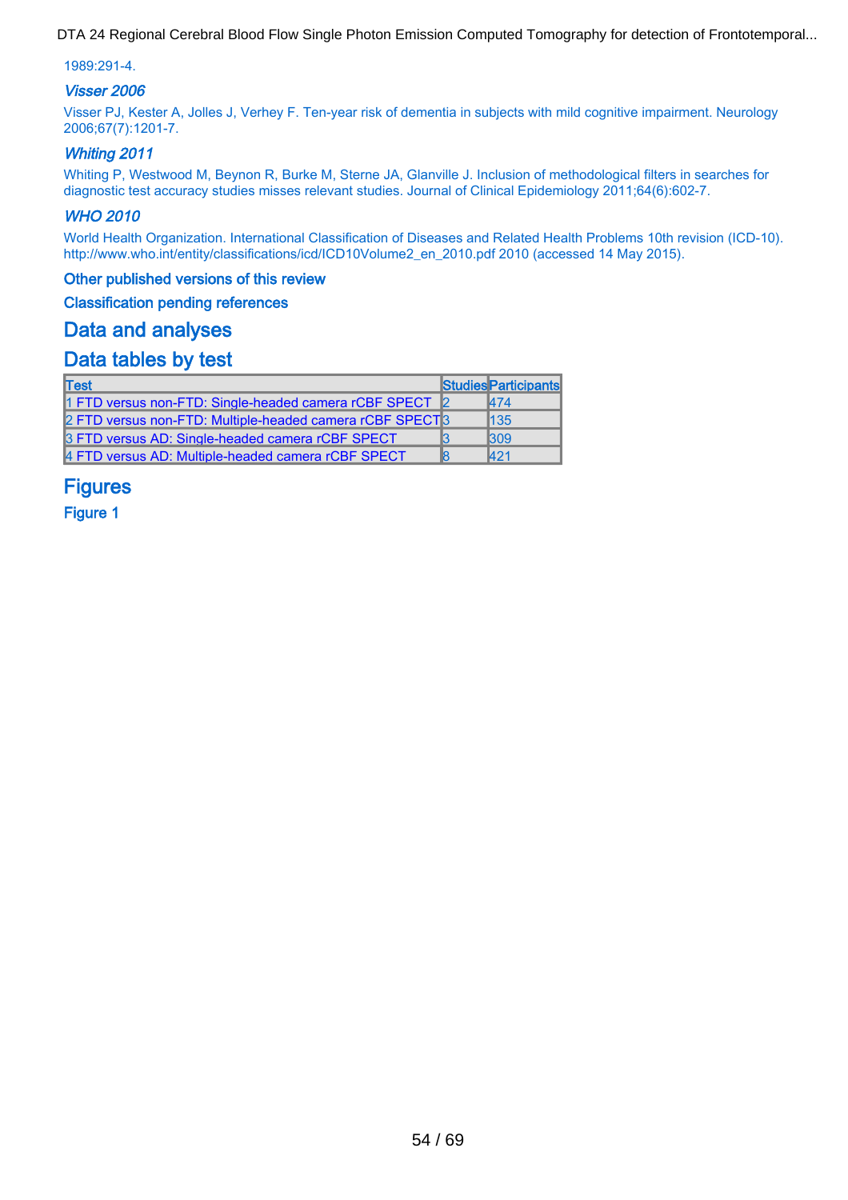1989:291-4.

### *Visser 2006*

Visser PJ, Kester A, Jolles J, Verhey F. Ten-year risk of dementia in subjects with mild cognitive impairment. Neurology 2006;67(7):1201-7.

### *Whiting 2011*

Whiting P, Westwood M, Beynon R, Burke M, Sterne JA, Glanville J. Inclusion of methodological filters in searches for diagnostic test accuracy studies misses relevant studies. Journal of Clinical Epidemiology 2011;64(6):602-7.

### *WHO 2010*

World Health Organization. International Classification of Diseases and Related Health Problems 10th revision (ICD-10). http://www.who.int/entity/classifications/icd/ICD10Volume2_en_2010.pdf 2010 (accessed 14 May 2015).

### Other published versions of this review

### Classification pending references

## Data and analyses

## Data tables by test

| Test | Studies | Participants |
|---|---|---|
| 1 FTD versus non-FTD: Single-headed camera rCBF SPECT | 2 | 474 |
| 2 FTD versus non-FTD: Multiple-headed camera rCBF SPECT | 3 | 135 |
| 3 FTD versus AD: Single-headed camera rCBF SPECT | 3 | 309 |
| 4 FTD versus AD: Multiple-headed camera rCBF SPECT | 8 | 421 |

## Figures

### Figure 1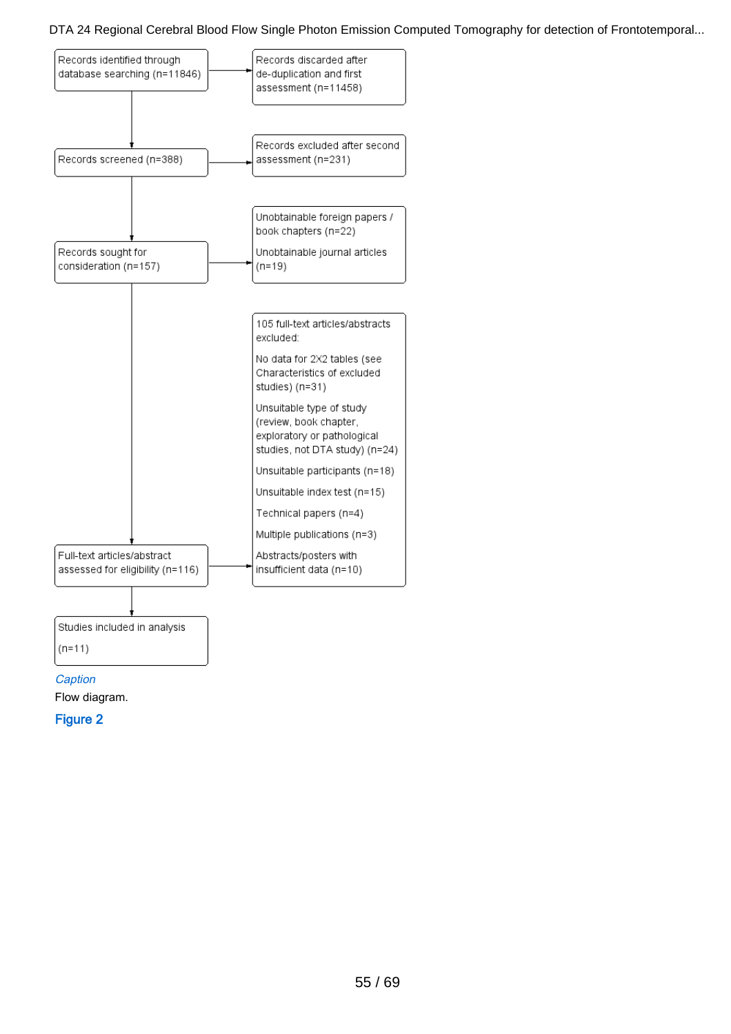Records identified through database searching (n=11846)

Records discarded after de-duplication and first assessment (n=11458)

Records screened (n=388)

Records excluded after second assessment (n=231)

Records sought for consideration (n=157)

Unobtainable foreign papers / book chapters (n=22)

Unobtainable journal articles (n=19)

Full-text articles/abstract assessed for eligibility (n=116)

105 full-text articles/abstracts excluded:

No data for 2X2 tables (see Characteristics of excluded studies) (n=31)

Unsuitable type of study (review, book chapter, exploratory or pathological studies, not DTA study) (n=24)

Unsuitable participants (n=18)

Unsuitable index test (n=15)

Technical papers (n=4)

Multiple publications (n=3)

Abstracts/posters with insufficient data (n=10)

Studies included in analysis (n=11)

*Caption*

Flow diagram.

**Figure 2**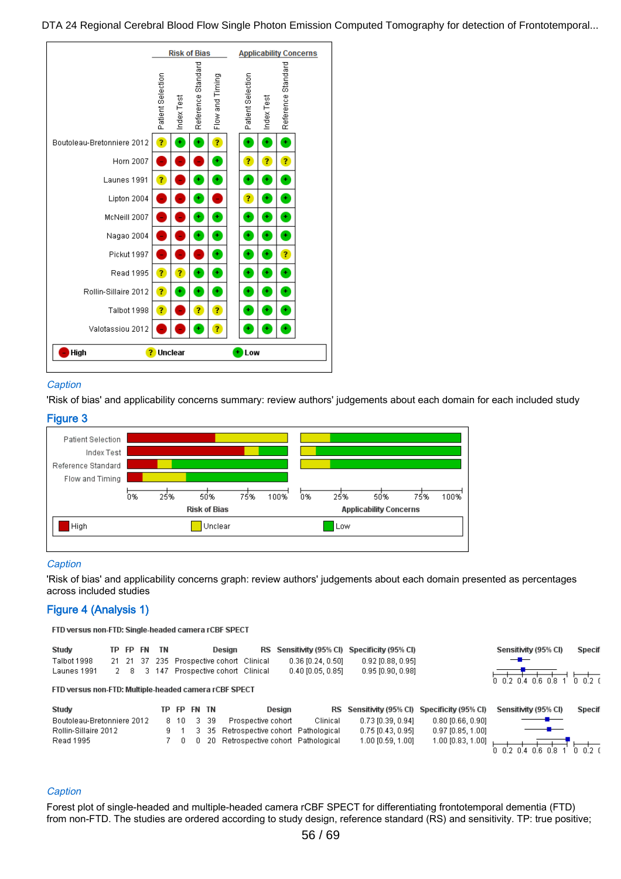| Study | Risk of Bias: Patient Selection | Risk of Bias: Index Test | Risk of Bias: Reference Standard | Risk of Bias: Flow and Timing | Applicability Concerns: Patient Selection | Applicability Concerns: Index Test | Applicability Concerns: Reference Standard |
|---|---|---|---|---|---|---|---|
| Boutoleau-Bretonniere 2012 | ? | + | + | ? | + | + | + |
| Horn 2007 | - | - | - | + | ? | ? | ? |
| Launes 1991 | ? | - | + | + | + | + | + |
| Lipton 2004 | - | - | + | - | ? | + | + |
| McNeill 2007 | - | - | + | + | + | + | + |
| Nagao 2004 | - | - | + | + | + | + | + |
| Pickut 1997 | - | - | - | + | + | + | ? |
| Read 1995 | ? | ? | + | + | + | + | + |
| Rollin-Sillaire 2012 | ? | + | + | + | + | + | + |
| Talbot 1998 | ? | - | ? | ? | + | + | + |
| Valotassiou 2012 | - | - | + | ? | + | + | + |

- High; ? Unclear; + Low

Caption

'Risk of bias' and applicability concerns summary: review authors' judgements about each domain for each included study

## Figure 3

Caption

'Risk of bias' and applicability concerns graph: review authors' judgements about each domain presented as percentages across included studies

## Figure 4 (Analysis 1)

**FTD versus non-FTD: Single-headed camera rCBF SPECT**

| Study | TP | FP | FN | TN | Design | RS | Sensitivity (95% CI) | Specificity (95% CI) |
|---|---|---|---|---|---|---|---|---|
| Talbot 1998 | 21 | 21 | 37 | 235 | Prospective cohort | Clinical | 0.36 [0.24, 0.50] | 0.92 [0.88, 0.95] |
| Launes 1991 | 2 | 8 | 3 | 147 | Prospective cohort | Clinical | 0.40 [0.05, 0.85] | 0.95 [0.90, 0.98] |

**FTD versus non-FTD: Multiple-headed camera rCBF SPECT**

| Study | TP | FP | FN | TN | Design | RS | Sensitivity (95% CI) | Specificity (95% CI) |
|---|---|---|---|---|---|---|---|---|
| Boutoleau-Bretonniere 2012 | 8 | 10 | 3 | 39 | Prospective cohort | Clinical | 0.73 [0.39, 0.94] | 0.80 [0.66, 0.90] |
| Rollin-Sillaire 2012 | 9 | 1 | 3 | 35 | Retrospective cohort | Pathological | 0.75 [0.43, 0.95] | 0.97 [0.85, 1.00] |
| Read 1995 | 7 | 0 | 0 | 20 | Retrospective cohort | Pathological | 1.00 [0.59, 1.00] | 1.00 [0.83, 1.00] |

Caption

Forest plot of single-headed and multiple-headed camera rCBF SPECT for differentiating frontotemporal dementia (FTD) from non-FTD. The studies are ordered according to study design, reference standard (RS) and sensitivity. TP: true positive;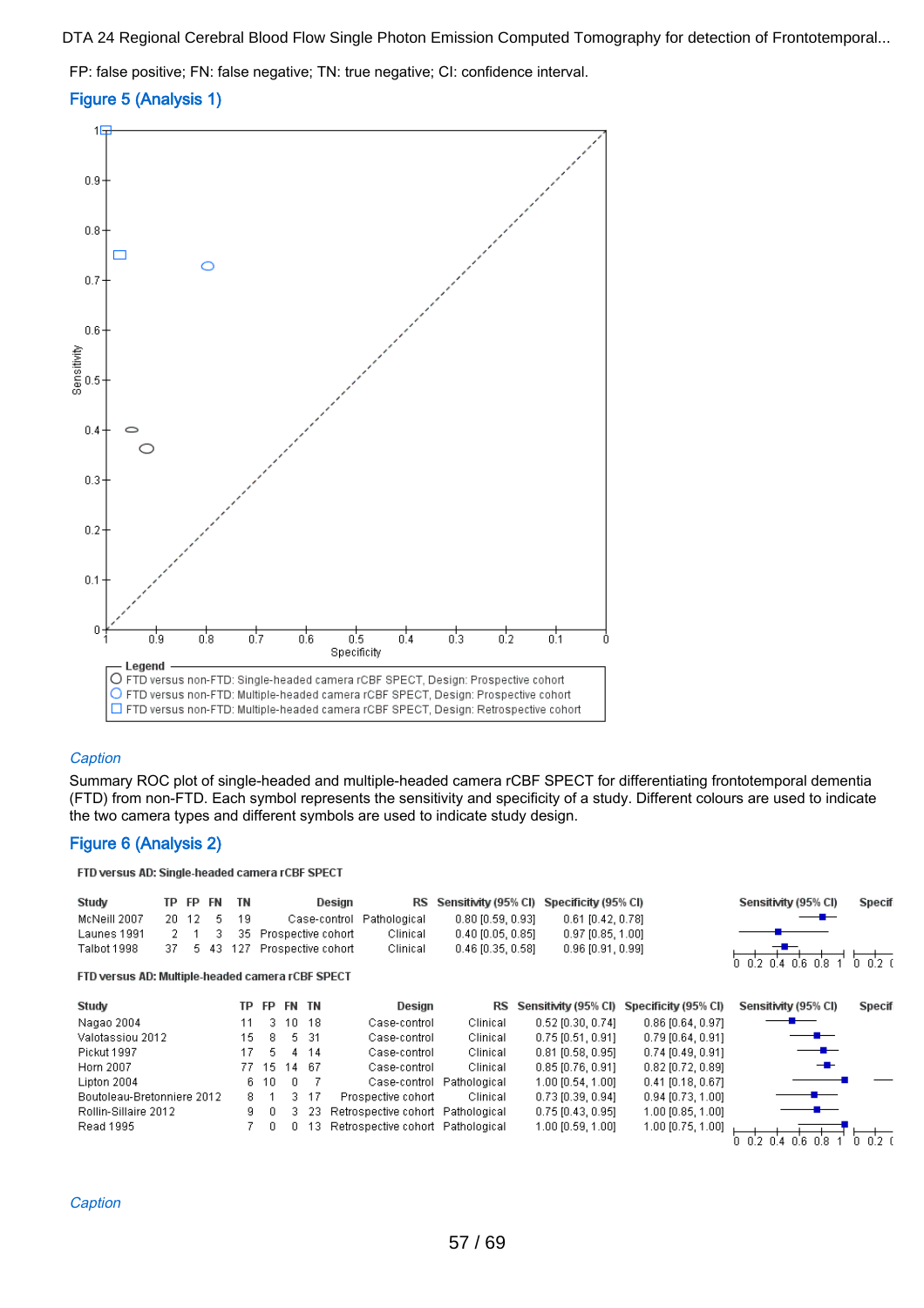FP: false positive; FN: false negative; TN: true negative; CI: confidence interval.

## Figure 5 (Analysis 1)

Legend
- FTD versus non-FTD: Single-headed camera rCBF SPECT, Design: Prospective cohort
- FTD versus non-FTD: Multiple-headed camera rCBF SPECT, Design: Prospective cohort
- FTD versus non-FTD: Multiple-headed camera rCBF SPECT, Design: Retrospective cohort

*Caption*

Summary ROC plot of single-headed and multiple-headed camera rCBF SPECT for differentiating frontotemporal dementia (FTD) from non-FTD. Each symbol represents the sensitivity and specificity of a study. Different colours are used to indicate the two camera types and different symbols are used to indicate study design.

## Figure 6 (Analysis 2)

**FTD versus AD: Single-headed camera rCBF SPECT**

| Study | TP | FP | FN | TN | Design | RS | Sensitivity (95% CI) | Specificity (95% CI) |
|---|---|---|---|---|---|---|---|---|
| McNeill 2007 | 20 | 12 | 5 | 19 | Case-control | Pathological | 0.80 [0.59, 0.93] | 0.61 [0.42, 0.78] |
| Launes 1991 | 2 | 1 | 3 | 35 | Prospective cohort | Clinical | 0.40 [0.05, 0.85] | 0.97 [0.85, 1.00] |
| Talbot 1998 | 37 | 5 | 43 | 127 | Prospective cohort | Clinical | 0.46 [0.35, 0.58] | 0.96 [0.91, 0.99] |

**FTD versus AD: Multiple-headed camera rCBF SPECT**

| Study | TP | FP | FN | TN | Design | RS | Sensitivity (95% CI) | Specificity (95% CI) |
|---|---|---|---|---|---|---|---|---|
| Nagao 2004 | 11 | 3 | 10 | 18 | Case-control | Clinical | 0.52 [0.30, 0.74] | 0.86 [0.64, 0.97] |
| Valotassiou 2012 | 15 | 8 | 5 | 31 | Case-control | Clinical | 0.75 [0.51, 0.91] | 0.79 [0.64, 0.91] |
| Pickut 1997 | 17 | 5 | 4 | 14 | Case-control | Clinical | 0.81 [0.58, 0.95] | 0.74 [0.49, 0.91] |
| Horn 2007 | 77 | 15 | 14 | 67 | Case-control | Clinical | 0.85 [0.76, 0.91] | 0.82 [0.72, 0.89] |
| Lipton 2004 | 6 | 10 | 0 | 7 | Case-control | Pathological | 1.00 [0.54, 1.00] | 0.41 [0.18, 0.67] |
| Boutoleau-Bretonniere 2012 | 8 | 1 | 3 | 17 | Prospective cohort | Clinical | 0.73 [0.39, 0.94] | 0.94 [0.73, 1.00] |
| Rollin-Sillaire 2012 | 9 | 0 | 3 | 23 | Retrospective cohort | Pathological | 0.75 [0.43, 0.95] | 1.00 [0.85, 1.00] |
| Read 1995 | 7 | 0 | 0 | 13 | Retrospective cohort | Pathological | 1.00 [0.59, 1.00] | 1.00 [0.75, 1.00] |

*Caption*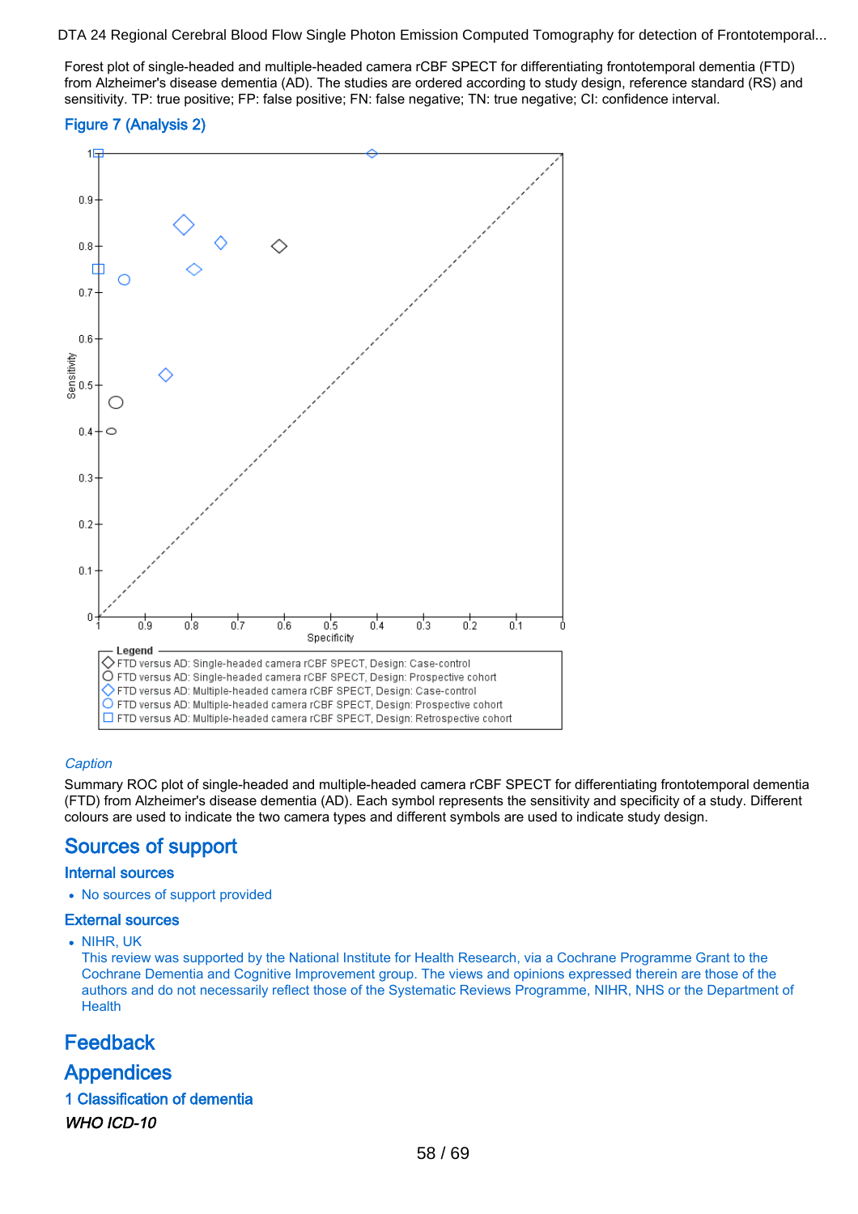Forest plot of single-headed and multiple-headed camera rCBF SPECT for differentiating frontotemporal dementia (FTD) from Alzheimer's disease dementia (AD). The studies are ordered according to study design, reference standard (RS) and sensitivity. TP: true positive; FP: false positive; FN: false negative; TN: true negative; CI: confidence interval.

### Figure 7 (Analysis 2)

Legend

- FTD versus AD: Single-headed camera rCBF SPECT, Design: Case-control
- FTD versus AD: Single-headed camera rCBF SPECT, Design: Prospective cohort
- FTD versus AD: Multiple-headed camera rCBF SPECT, Design: Case-control
- FTD versus AD: Multiple-headed camera rCBF SPECT, Design: Prospective cohort
- FTD versus AD: Multiple-headed camera rCBF SPECT, Design: Retrospective cohort

*Caption*

Summary ROC plot of single-headed and multiple-headed camera rCBF SPECT for differentiating frontotemporal dementia (FTD) from Alzheimer's disease dementia (AD). Each symbol represents the sensitivity and specificity of a study. Different colours are used to indicate the two camera types and different symbols are used to indicate study design.

# Sources of support

## Internal sources

- No sources of support provided

## External sources

- NIHR, UK
  This review was supported by the National Institute for Health Research, via a Cochrane Programme Grant to the Cochrane Dementia and Cognitive Improvement group. The views and opinions expressed therein are those of the authors and do not necessarily reflect those of the Systematic Reviews Programme, NIHR, NHS or the Department of Health

# Feedback

# Appendices

## 1 Classification of dementia

*WHO ICD-10*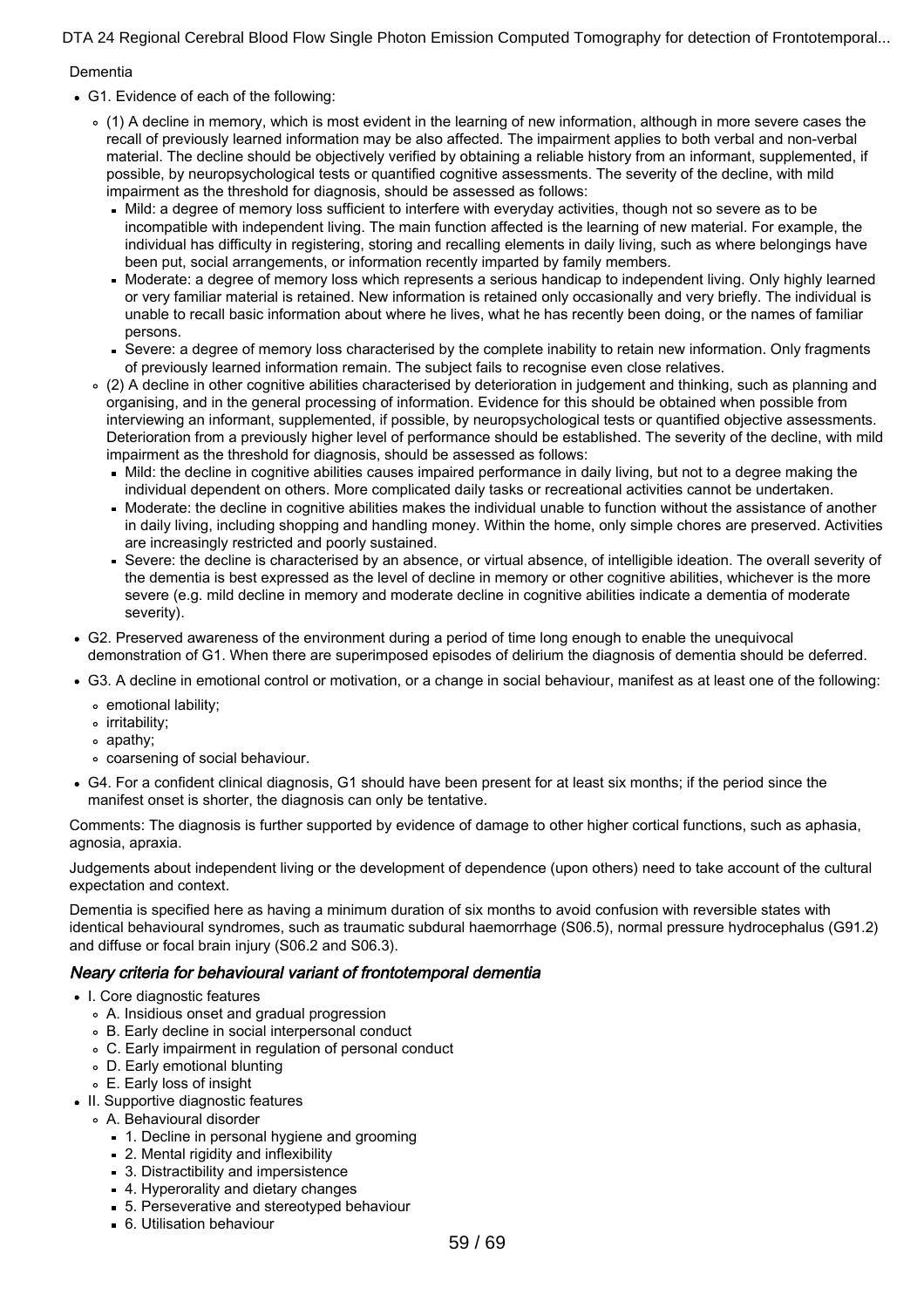Dementia

- G1. Evidence of each of the following:
  - (1) A decline in memory, which is most evident in the learning of new information, although in more severe cases the recall of previously learned information may be also affected. The impairment applies to both verbal and non-verbal material. The decline should be objectively verified by obtaining a reliable history from an informant, supplemented, if possible, by neuropsychological tests or quantified cognitive assessments. The severity of the decline, with mild impairment as the threshold for diagnosis, should be assessed as follows:
    - Mild: a degree of memory loss sufficient to interfere with everyday activities, though not so severe as to be incompatible with independent living. The main function affected is the learning of new material. For example, the individual has difficulty in registering, storing and recalling elements in daily living, such as where belongings have been put, social arrangements, or information recently imparted by family members.
    - Moderate: a degree of memory loss which represents a serious handicap to independent living. Only highly learned or very familiar material is retained. New information is retained only occasionally and very briefly. The individual is unable to recall basic information about where he lives, what he has recently been doing, or the names of familiar persons.
    - Severe: a degree of memory loss characterised by the complete inability to retain new information. Only fragments of previously learned information remain. The subject fails to recognise even close relatives.
  - (2) A decline in other cognitive abilities characterised by deterioration in judgement and thinking, such as planning and organising, and in the general processing of information. Evidence for this should be obtained when possible from interviewing an informant, supplemented, if possible, by neuropsychological tests or quantified objective assessments. Deterioration from a previously higher level of performance should be established. The severity of the decline, with mild impairment as the threshold for diagnosis, should be assessed as follows:
    - Mild: the decline in cognitive abilities causes impaired performance in daily living, but not to a degree making the individual dependent on others. More complicated daily tasks or recreational activities cannot be undertaken.
    - Moderate: the decline in cognitive abilities makes the individual unable to function without the assistance of another in daily living, including shopping and handling money. Within the home, only simple chores are preserved. Activities are increasingly restricted and poorly sustained.
    - Severe: the decline is characterised by an absence, or virtual absence, of intelligible ideation. The overall severity of the dementia is best expressed as the level of decline in memory or other cognitive abilities, whichever is the more severe (e.g. mild decline in memory and moderate decline in cognitive abilities indicate a dementia of moderate severity).
- G2. Preserved awareness of the environment during a period of time long enough to enable the unequivocal demonstration of G1. When there are superimposed episodes of delirium the diagnosis of dementia should be deferred.
- G3. A decline in emotional control or motivation, or a change in social behaviour, manifest as at least one of the following:
  - emotional lability;
  - irritability;
  - apathy;
  - coarsening of social behaviour.
- G4. For a confident clinical diagnosis, G1 should have been present for at least six months; if the period since the manifest onset is shorter, the diagnosis can only be tentative.

Comments: The diagnosis is further supported by evidence of damage to other higher cortical functions, such as aphasia, agnosia, apraxia.

Judgements about independent living or the development of dependence (upon others) need to take account of the cultural expectation and context.

Dementia is specified here as having a minimum duration of six months to avoid confusion with reversible states with identical behavioural syndromes, such as traumatic subdural haemorrhage (S06.5), normal pressure hydrocephalus (G91.2) and diffuse or focal brain injury (S06.2 and S06.3).

### *Neary criteria for behavioural variant of frontotemporal dementia*

- I. Core diagnostic features
  - A. Insidious onset and gradual progression
  - B. Early decline in social interpersonal conduct
  - C. Early impairment in regulation of personal conduct
  - D. Early emotional blunting
  - E. Early loss of insight
- II. Supportive diagnostic features
  - A. Behavioural disorder
    - 1. Decline in personal hygiene and grooming
    - 2. Mental rigidity and inflexibility
    - 3. Distractibility and impersistence
    - 4. Hyperorality and dietary changes
    - 5. Perseverative and stereotyped behaviour
    - 6. Utilisation behaviour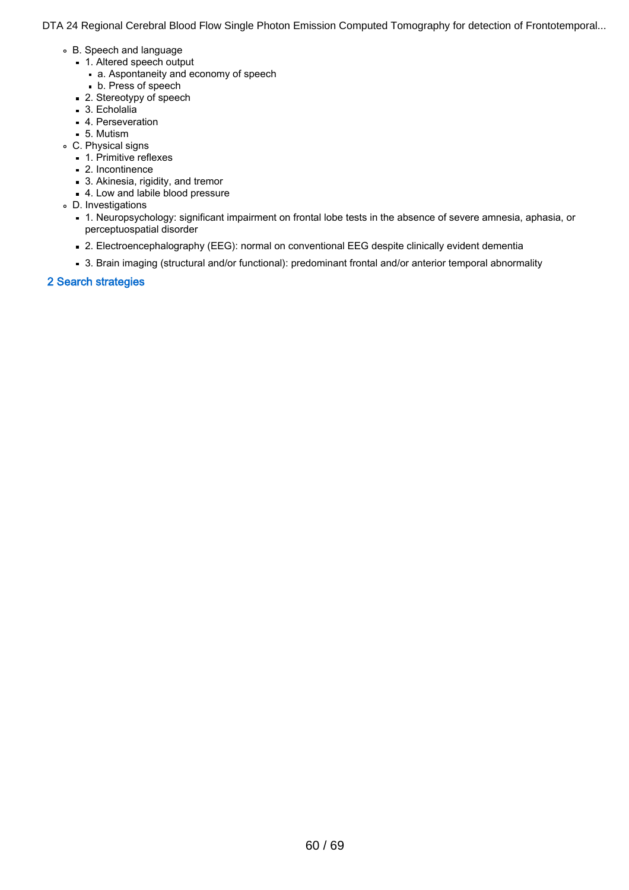- B. Speech and language
  - 1. Altered speech output
    - a. Aspontaneity and economy of speech
    - b. Press of speech
  - 2. Stereotypy of speech
  - 3. Echolalia
  - 4. Perseveration
  - 5. Mutism
- C. Physical signs
  - 1. Primitive reflexes
  - 2. Incontinence
  - 3. Akinesia, rigidity, and tremor
  - 4. Low and labile blood pressure
- D. Investigations
  - 1. Neuropsychology: significant impairment on frontal lobe tests in the absence of severe amnesia, aphasia, or perceptuospatial disorder
  - 2. Electroencephalography (EEG): normal on conventional EEG despite clinically evident dementia
  - 3. Brain imaging (structural and/or functional): predominant frontal and/or anterior temporal abnormality

## 2 Search strategies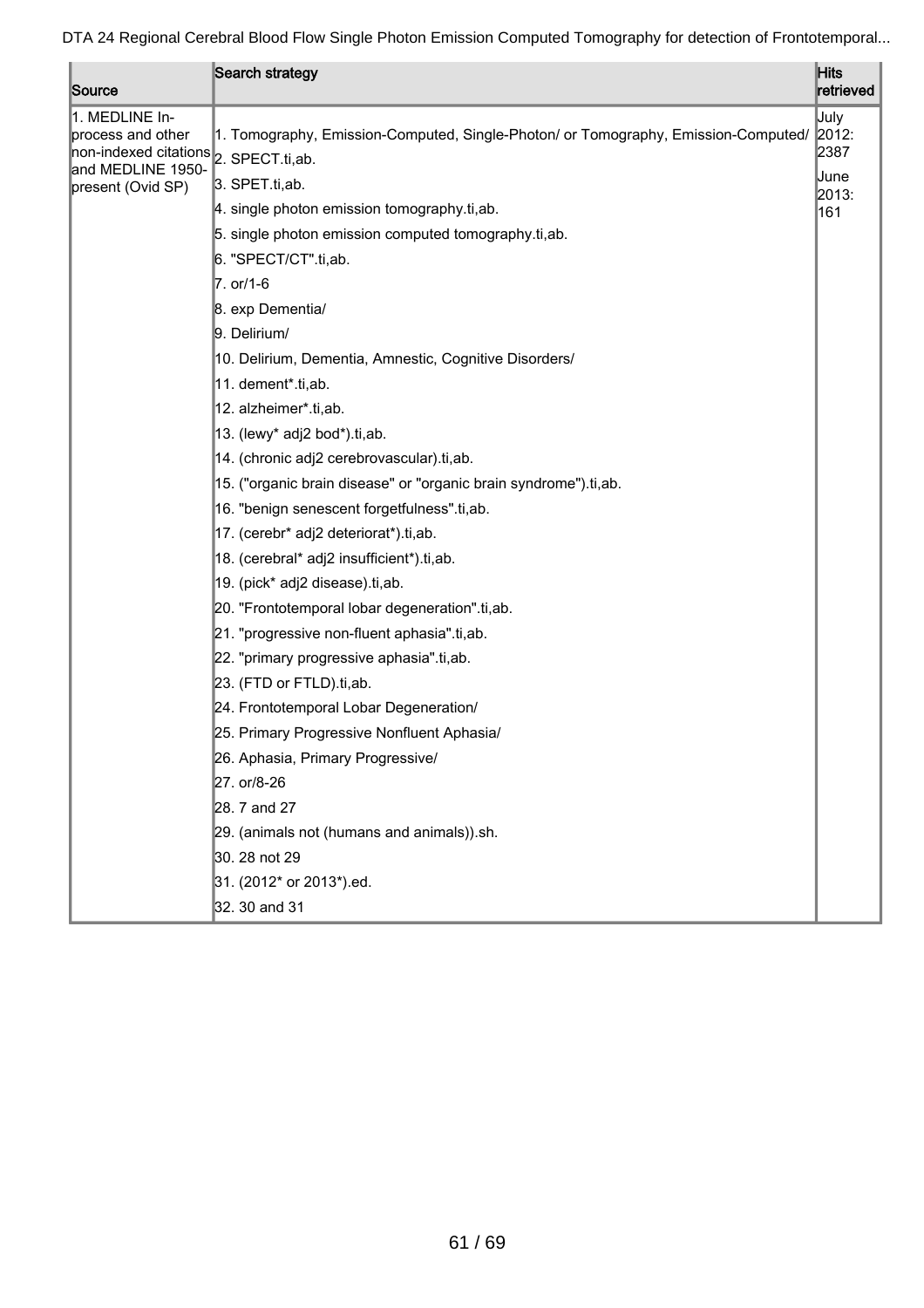| Source | Search strategy | Hits retrieved |
|---|---|---|
| 1. MEDLINE In-process and other non-indexed citations and MEDLINE 1950-present (Ovid SP) | 1. Tomography, Emission-Computed, Single-Photon/ or Tomography, Emission-Computed/<br>2. SPECT.ti,ab.<br>3. SPET.ti,ab.<br>4. single photon emission tomography.ti,ab.<br>5. single photon emission computed tomography.ti,ab.<br>6. "SPECT/CT".ti,ab.<br>7. or/1-6<br>8. exp Dementia/<br>9. Delirium/<br>10. Delirium, Dementia, Amnestic, Cognitive Disorders/<br>11. dement*.ti,ab.<br>12. alzheimer*.ti,ab.<br>13. (lewy* adj2 bod*).ti,ab.<br>14. (chronic adj2 cerebrovascular).ti,ab.<br>15. ("organic brain disease" or "organic brain syndrome").ti,ab.<br>16. "benign senescent forgetfulness".ti,ab.<br>17. (cerebr* adj2 deteriorat*).ti,ab.<br>18. (cerebral* adj2 insufficient*).ti,ab.<br>19. (pick* adj2 disease).ti,ab.<br>20. "Frontotemporal lobar degeneration".ti,ab.<br>21. "progressive non-fluent aphasia".ti,ab.<br>22. "primary progressive aphasia".ti,ab.<br>23. (FTD or FTLD).ti,ab.<br>24. Frontotemporal Lobar Degeneration/<br>25. Primary Progressive Nonfluent Aphasia/<br>26. Aphasia, Primary Progressive/<br>27. or/8-26<br>28. 7 and 27<br>29. (animals not (humans and animals)).sh.<br>30. 28 not 29<br>31. (2012* or 2013*).ed.<br>32. 30 and 31 | July 2012: 2387<br><br>June 2013: 161 |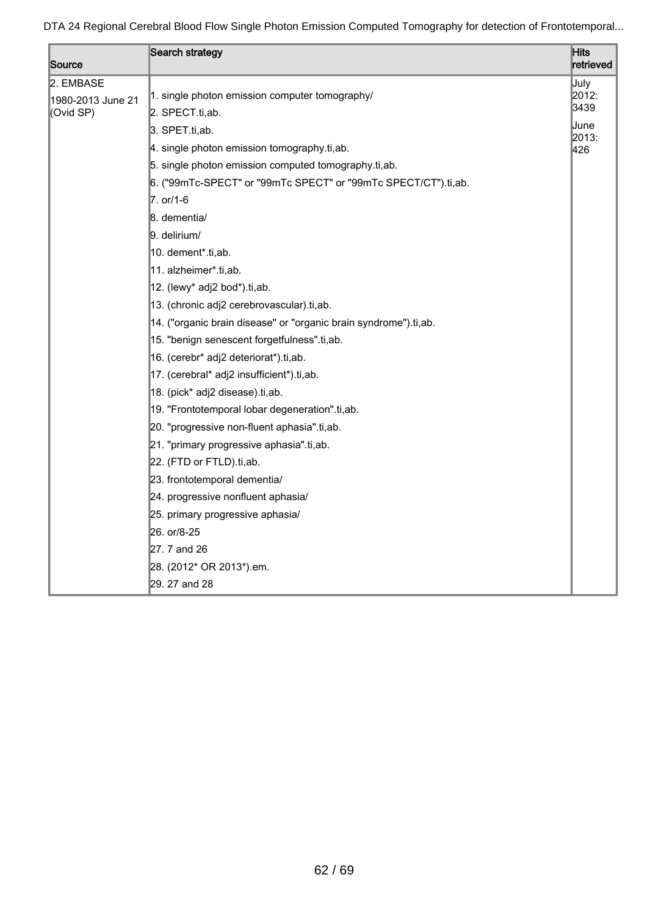| Source | Search strategy | Hits retrieved |
|---|---|---|
| 2. EMBASE<br>1980-2013 June 21<br>(Ovid SP) | 1. single photon emission computer tomography/<br>2. SPECT.ti,ab.<br>3. SPET.ti,ab.<br>4. single photon emission tomography.ti,ab.<br>5. single photon emission computed tomography.ti,ab.<br>6. ("99mTc-SPECT" or "99mTc SPECT" or "99mTc SPECT/CT").ti,ab.<br>7. or/1-6<br>8. dementia/<br>9. delirium/<br>10. dement*.ti,ab.<br>11. alzheimer*.ti,ab.<br>12. (lewy* adj2 bod*).ti,ab.<br>13. (chronic adj2 cerebrovascular).ti,ab.<br>14. ("organic brain disease" or "organic brain syndrome").ti,ab.<br>15. "benign senescent forgetfulness".ti,ab.<br>16. (cerebr* adj2 deteriorat*).ti,ab.<br>17. (cerebral* adj2 insufficient*).ti,ab.<br>18. (pick* adj2 disease).ti,ab.<br>19. "Frontotemporal lobar degeneration".ti,ab.<br>20. "progressive non-fluent aphasia".ti,ab.<br>21. "primary progressive aphasia".ti,ab.<br>22. (FTD or FTLD).ti,ab.<br>23. frontotemporal dementia/<br>24. progressive nonfluent aphasia/<br>25. primary progressive aphasia/<br>26. or/8-25<br>27. 7 and 26<br>28. (2012* OR 2013*).em.<br>29. 27 and 28 | July 2012: 3439<br><br>June 2013: 426 |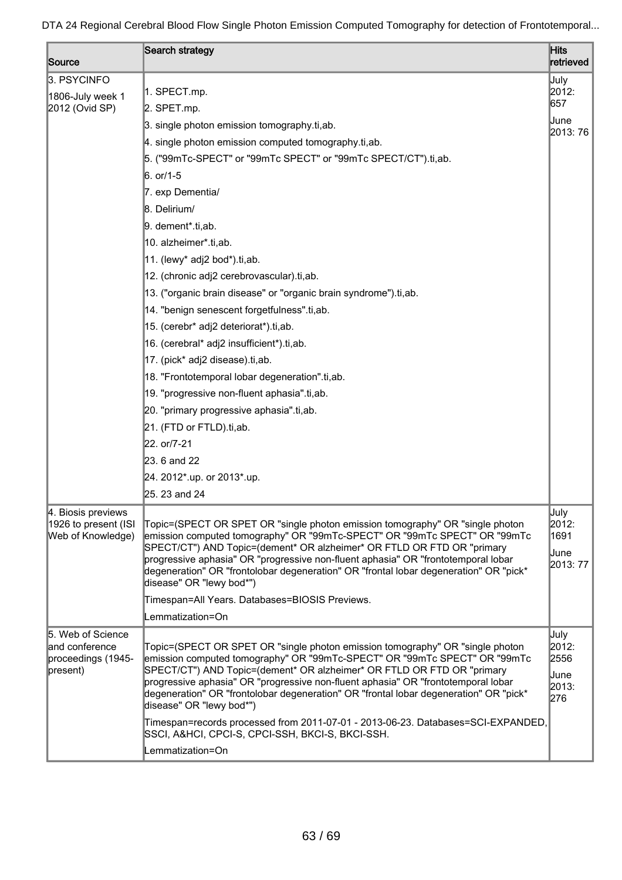| Source | Search strategy | Hits retrieved |
| --- | --- | --- |
| 3. PSYCINFO<br>1806-July week 1 2012 (Ovid SP) | 1. SPECT.mp.<br>2. SPET.mp.<br>3. single photon emission tomography.ti,ab.<br>4. single photon emission computed tomography.ti,ab.<br>5. ("99mTc-SPECT" or "99mTc SPECT" or "99mTc SPECT/CT").ti,ab.<br>6. or/1-5<br>7. exp Dementia/<br>8. Delirium/<br>9. dement*.ti,ab.<br>10. alzheimer*.ti,ab.<br>11. (lewy* adj2 bod*).ti,ab.<br>12. (chronic adj2 cerebrovascular).ti,ab.<br>13. ("organic brain disease" or "organic brain syndrome").ti,ab.<br>14. "benign senescent forgetfulness".ti,ab.<br>15. (cerebr* adj2 deteriorat*).ti,ab.<br>16. (cerebral* adj2 insufficient*).ti,ab.<br>17. (pick* adj2 disease).ti,ab.<br>18. "Frontotemporal lobar degeneration".ti,ab.<br>19. "progressive non-fluent aphasia".ti,ab.<br>20. "primary progressive aphasia".ti,ab.<br>21. (FTD or FTLD).ti,ab.<br>22. or/7-21<br>23. 6 and 22<br>24. 2012*.up. or 2013*.up.<br>25. 23 and 24 | July 2012: 657<br>June 2013: 76 |
| 4. Biosis previews 1926 to present (ISI Web of Knowledge) | Topic=(SPECT OR SPET OR "single photon emission tomography" OR "single photon emission computed tomography" OR "99mTc-SPECT" OR "99mTc SPECT" OR "99mTc SPECT/CT") AND Topic=(dement* OR alzheimer* OR FTLD OR FTD OR "primary progressive aphasia" OR "progressive non-fluent aphasia" OR "frontotemporal lobar degeneration" OR "frontolobar degeneration" OR "frontal lobar degeneration" OR "pick* disease" OR "lewy bod*")<br>Timespan=All Years. Databases=BIOSIS Previews.<br>Lemmatization=On | July 2012: 1691<br>June 2013: 77 |
| 5. Web of Science and conference proceedings (1945-present) | Topic=(SPECT OR SPET OR "single photon emission tomography" OR "single photon emission computed tomography" OR "99mTc-SPECT" OR "99mTc SPECT" OR "99mTc SPECT/CT") AND Topic=(dement* OR alzheimer* OR FTLD OR FTD OR "primary progressive aphasia" OR "progressive non-fluent aphasia" OR "frontotemporal lobar degeneration" OR "frontolobar degeneration" OR "frontal lobar degeneration" OR "pick* disease" OR "lewy bod*")<br>Timespan=records processed from 2011-07-01 - 2013-06-23. Databases=SCI-EXPANDED, SSCI, A&HCI, CPCI-S, CPCI-SSH, BKCI-S, BKCI-SSH.<br>Lemmatization=On | July 2012: 2556<br>June 2013: 276 |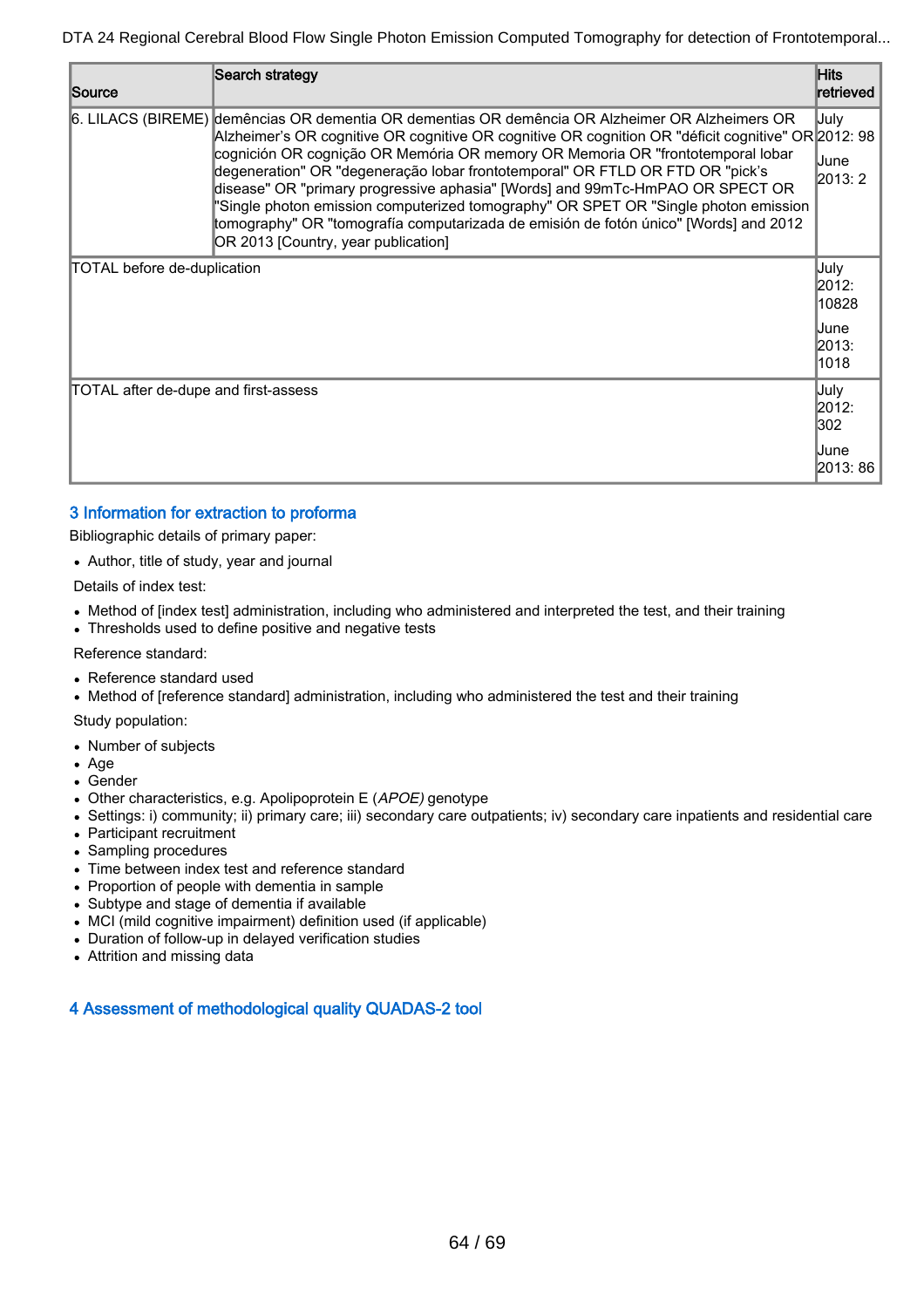| Source | Search strategy | Hits retrieved |
|---|---|---|
| 6. LILACS (BIREME) | demências OR dementia OR dementias OR demência OR Alzheimer OR Alzheimers OR Alzheimer's OR cognitive OR cognitive OR cognitive OR cognition OR "déficit cognitive" OR cognición OR cognição OR Memória OR memory OR Memoria OR "frontotemporal lobar degeneration" OR "degeneração lobar frontotemporal" OR FTLD OR FTD OR "pick's disease" OR "primary progressive aphasia" [Words] and 99mTc-HmPAO OR SPECT OR "Single photon emission computerized tomography" OR SPET OR "Single photon emission tomography" OR "tomografía computarizada de emisión de fotón único" [Words] and 2012 OR 2013 [Country, year publication] | July 2012: 98<br><br>June 2013: 2 |
| TOTAL before de-duplication | | July 2012: 10828<br><br>June 2013: 1018 |
| TOTAL after de-dupe and first-assess | | July 2012: 302<br><br>June 2013: 86 |

## 3 Information for extraction to proforma

Bibliographic details of primary paper:

- Author, title of study, year and journal

Details of index test:

- Method of [index test] administration, including who administered and interpreted the test, and their training
- Thresholds used to define positive and negative tests

Reference standard:

- Reference standard used
- Method of [reference standard] administration, including who administered the test and their training

Study population:

- Number of subjects
- Age
- Gender
- Other characteristics, e.g. Apolipoprotein E (*APOE)* genotype
- Settings: i) community; ii) primary care; iii) secondary care outpatients; iv) secondary care inpatients and residential care
- Participant recruitment
- Sampling procedures
- Time between index test and reference standard
- Proportion of people with dementia in sample
- Subtype and stage of dementia if available
- MCI (mild cognitive impairment) definition used (if applicable)
- Duration of follow-up in delayed verification studies
- Attrition and missing data

## 4 Assessment of methodological quality QUADAS-2 tool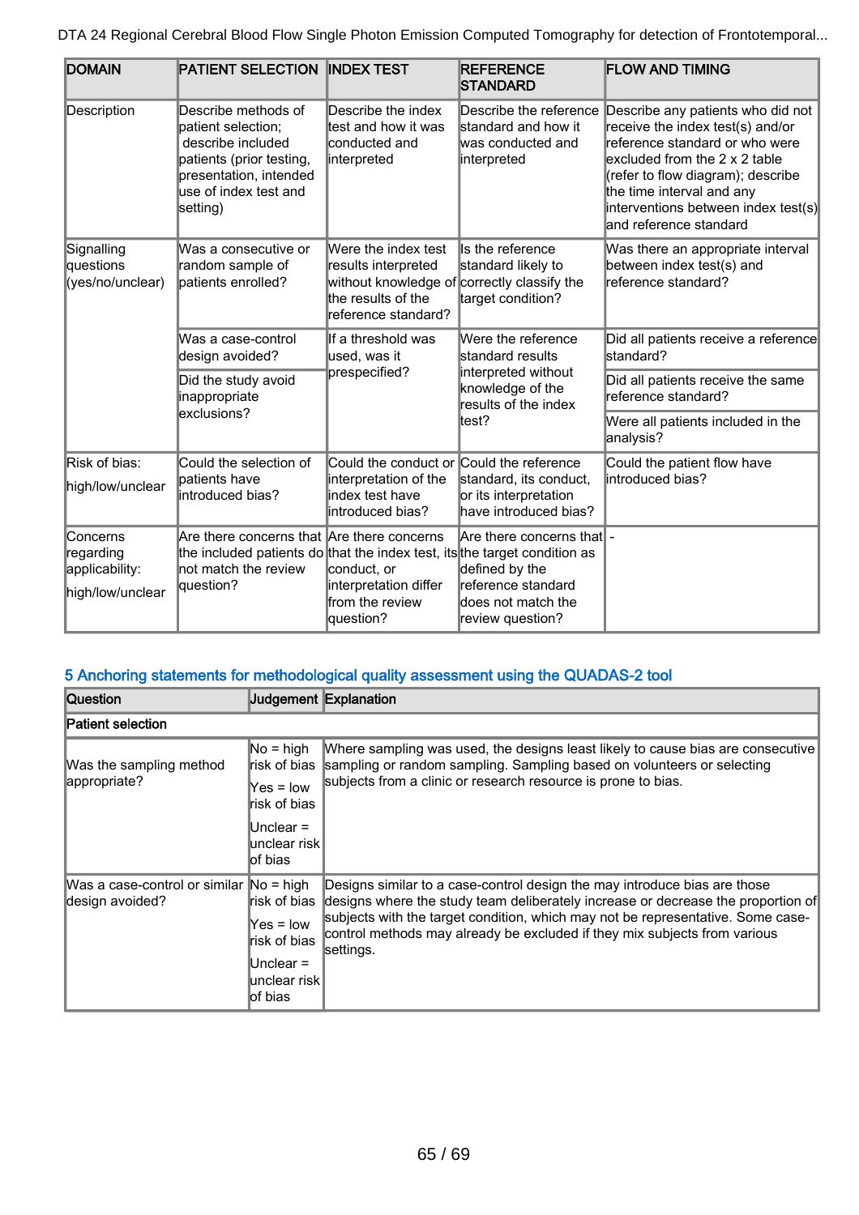| DOMAIN | PATIENT SELECTION | INDEX TEST | REFERENCE STANDARD | FLOW AND TIMING |
|---|---|---|---|---|
| Description | Describe methods of patient selection; describe included patients (prior testing, presentation, intended use of index test and setting) | Describe the index test and how it was conducted and interpreted | Describe the reference standard and how it was conducted and interpreted | Describe any patients who did not receive the index test(s) and/or reference standard or who were excluded from the 2 x 2 table (refer to flow diagram); describe the time interval and any interventions between index test(s) and reference standard |
| Signalling questions (yes/no/unclear) | Was a consecutive or random sample of patients enrolled? | Were the index test results interpreted without knowledge of the results of the reference standard? | Is the reference standard likely to correctly classify the target condition? | Was there an appropriate interval between index test(s) and reference standard? |
| | Was a case-control design avoided? | If a threshold was used, was it prespecified? | Were the reference standard results interpreted without knowledge of the results of the index test? | Did all patients receive a reference standard? |
| | Did the study avoid inappropriate exclusions? | | | Did all patients receive the same reference standard? |
| | | | | Were all patients included in the analysis? |
| Risk of bias: high/low/unclear | Could the selection of patients have introduced bias? | Could the conduct or interpretation of the index test have introduced bias? | Could the reference standard, its conduct, or its interpretation have introduced bias? | Could the patient flow have introduced bias? |
| Concerns regarding applicability: high/low/unclear | Are there concerns that the included patients do not match the review question? | Are there concerns that the index test, its conduct, or interpretation differ from the review question? | Are there concerns that the target condition as defined by the reference standard does not match the review question? | - |

## 5 Anchoring statements for methodological quality assessment using the QUADAS-2 tool

| Question | Judgement | Explanation |
|---|---|---|
| **Patient selection** | | |
| Was the sampling method appropriate? | No = high risk of bias<br>Yes = low risk of bias<br>Unclear = unclear risk of bias | Where sampling was used, the designs least likely to cause bias are consecutive sampling or random sampling. Sampling based on volunteers or selecting subjects from a clinic or research resource is prone to bias. |
| Was a case-control or similar design avoided? | No = high risk of bias<br>Yes = low risk of bias<br>Unclear = unclear risk of bias | Designs similar to a case-control design the may introduce bias are those designs where the study team deliberately increase or decrease the proportion of subjects with the target condition, which may not be representative. Some case-control methods may already be excluded if they mix subjects from various settings. |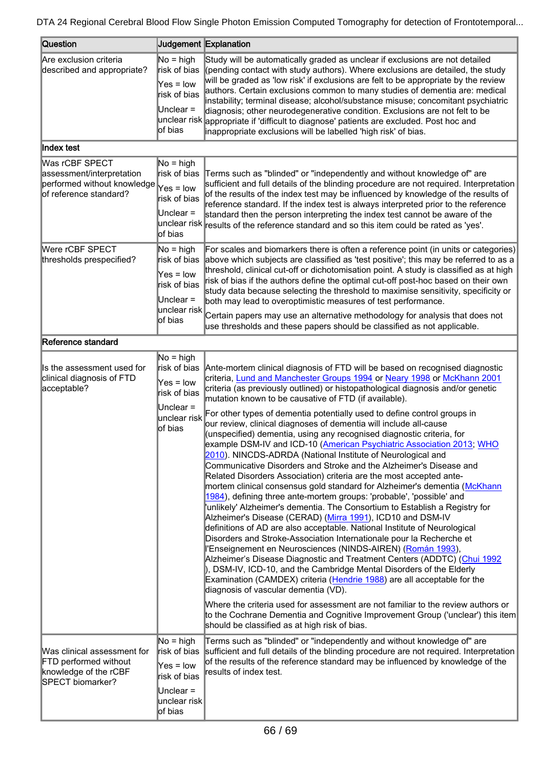| Question | Judgement | Explanation |
| --- | --- | --- |
| Are exclusion criteria described and appropriate? | No = high risk of bias<br>Yes = low risk of bias<br>Unclear = unclear risk of bias | Study will be automatically graded as unclear if exclusions are not detailed (pending contact with study authors). Where exclusions are detailed, the study will be graded as 'low risk' if exclusions are felt to be appropriate by the review authors. Certain exclusions common to many studies of dementia are: medical instability; terminal disease; alcohol/substance misuse; concomitant psychiatric diagnosis; other neurodegenerative condition. Exclusions are not felt to be appropriate if 'difficult to diagnose' patients are excluded. Post hoc and inappropriate exclusions will be labelled 'high risk' of bias. |
| **Index test** | | |
| Was rCBF SPECT assessment/interpretation performed without knowledge of reference standard? | No = high risk of bias<br>Yes = low risk of bias<br>Unclear = unclear risk of bias | Terms such as "blinded" or "independently and without knowledge of" are sufficient and full details of the blinding procedure are not required. Interpretation of the results of the index test may be influenced by knowledge of the results of reference standard. If the index test is always interpreted prior to the reference standard then the person interpreting the index test cannot be aware of the results of the reference standard and so this item could be rated as 'yes'. |
| Were rCBF SPECT thresholds prespecified? | No = high risk of bias<br>Yes = low risk of bias<br>Unclear = unclear risk of bias | For scales and biomarkers there is often a reference point (in units or categories) above which subjects are classified as 'test positive'; this may be referred to as a threshold, clinical cut-off or dichotomisation point. A study is classified as at high risk of bias if the authors define the optimal cut-off post-hoc based on their own study data because selecting the threshold to maximise sensitivity, specificity or both may lead to overoptimistic measures of test performance.<br>Certain papers may use an alternative methodology for analysis that does not use thresholds and these papers should be classified as not applicable. |
| **Reference standard** | | |
| Is the assessment used for clinical diagnosis of FTD acceptable? | No = high risk of bias<br>Yes = low risk of bias<br>Unclear = unclear risk of bias | Ante-mortem clinical diagnosis of FTD will be based on recognised diagnostic criteria, Lund and Manchester Groups 1994 or Neary 1998 or McKhann 2001 criteria (as previously outlined) or histopathological diagnosis and/or genetic mutation known to be causative of FTD (if available).<br>For other types of dementia potentially used to define control groups in our review, clinical diagnoses of dementia will include all-cause (unspecified) dementia, using any recognised diagnostic criteria, for example DSM-IV and ICD-10 (American Psychiatric Association 2013; WHO 2010). NINCDS-ADRDA (National Institute of Neurological and Communicative Disorders and Stroke and the Alzheimer's Disease and Related Disorders Association) criteria are the most accepted ante-mortem clinical consensus gold standard for Alzheimer's dementia (McKhann 1984), defining three ante-mortem groups: 'probable', 'possible' and 'unlikely' Alzheimer's dementia. The Consortium to Establish a Registry for Alzheimer's Disease (CERAD) (Mirra 1991), ICD10 and DSM-IV definitions of AD are also acceptable. National Institute of Neurological Disorders and Stroke-Association Internationale pour la Recherche et l'Enseignement en Neurosciences (NINDS-AIREN) (Román 1993), Alzheimer's Disease Diagnostic and Treatment Centers (ADDTC) (Chui 1992), DSM-IV, ICD-10, and the Cambridge Mental Disorders of the Elderly Examination (CAMDEX) criteria (Hendrie 1988) are all acceptable for the diagnosis of vascular dementia (VD).<br>Where the criteria used for assessment are not familiar to the review authors or to the Cochrane Dementia and Cognitive Improvement Group ('unclear') this item should be classified as at high risk of bias. |
| Was clinical assessment for FTD performed without knowledge of the rCBF SPECT biomarker? | No = high risk of bias<br>Yes = low risk of bias<br>Unclear = unclear risk of bias | Terms such as "blinded" or "independently and without knowledge of" are sufficient and full details of the blinding procedure are not required. Interpretation of the results of the reference standard may be influenced by knowledge of the results of index test. |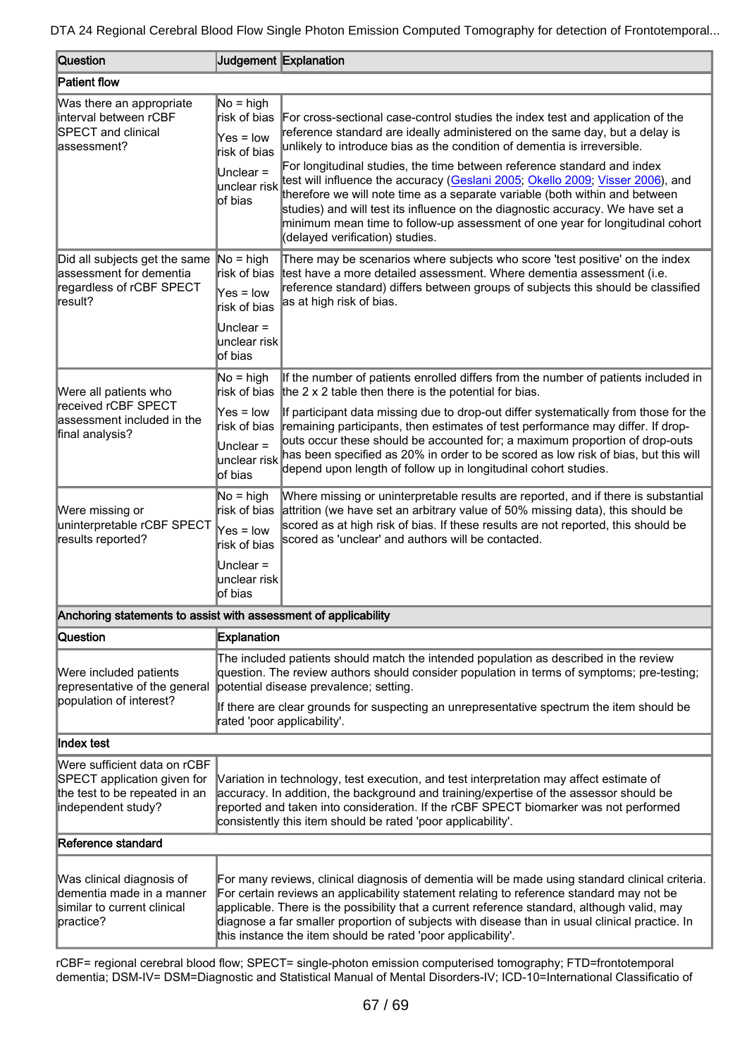| Question | Judgement | Explanation |
|---|---|---|
| **Patient flow** | | |
| Was there an appropriate interval between rCBF SPECT and clinical assessment? | No = high risk of bias<br>Yes = low risk of bias<br>Unclear = unclear risk of bias | For cross-sectional case-control studies the index test and application of the reference standard are ideally administered on the same day, but a delay is unlikely to introduce bias as the condition of dementia is irreversible.<br>For longitudinal studies, the time between reference standard and index test will influence the accuracy (Geslani 2005; Okello 2009; Visser 2006), and therefore we will note time as a separate variable (both within and between studies) and will test its influence on the diagnostic accuracy. We have set a minimum mean time to follow-up assessment of one year for longitudinal cohort (delayed verification) studies. |
| Did all subjects get the same assessment for dementia regardless of rCBF SPECT result? | No = high risk of bias<br>Yes = low risk of bias<br>Unclear = unclear risk of bias | There may be scenarios where subjects who score 'test positive' on the index test have a more detailed assessment. Where dementia assessment (i.e. reference standard) differs between groups of subjects this should be classified as at high risk of bias. |
| Were all patients who received rCBF SPECT assessment included in the final analysis? | No = high risk of bias<br>Yes = low risk of bias<br>Unclear = unclear risk of bias | If the number of patients enrolled differs from the number of patients included in the 2 x 2 table then there is the potential for bias.<br>If participant data missing due to drop-out differ systematically from those for the remaining participants, then estimates of test performance may differ. If drop-outs occur these should be accounted for; a maximum proportion of drop-outs has been specified as 20% in order to be scored as low risk of bias, but this will depend upon length of follow up in longitudinal cohort studies. |
| Were missing or uninterpretable rCBF SPECT results reported? | No = high risk of bias<br>Yes = low risk of bias<br>Unclear = unclear risk of bias | Where missing or uninterpretable results are reported, and if there is substantial attrition (we have set an arbitrary value of 50% missing data), this should be scored as at high risk of bias. If these results are not reported, this should be scored as 'unclear' and authors will be contacted. |

| **Anchoring statements to assist with assessment of applicability** | |
|---|---|
| **Question** | **Explanation** |
| Were included patients representative of the general population of interest? | The included patients should match the intended population as described in the review question. The review authors should consider population in terms of symptoms; pre-testing; potential disease prevalence; setting.<br>If there are clear grounds for suspecting an unrepresentative spectrum the item should be rated 'poor applicability'. |
| **Index test** | |
| Were sufficient data on rCBF SPECT application given for the test to be repeated in an independent study? | Variation in technology, test execution, and test interpretation may affect estimate of accuracy. In addition, the background and training/expertise of the assessor should be reported and taken into consideration. If the rCBF SPECT biomarker was not performed consistently this item should be rated 'poor applicability'. |
| **Reference standard** | |
| Was clinical diagnosis of dementia made in a manner similar to current clinical practice? | For many reviews, clinical diagnosis of dementia will be made using standard clinical criteria. For certain reviews an applicability statement relating to reference standard may not be applicable. There is the possibility that a current reference standard, although valid, may diagnose a far smaller proportion of subjects with disease than in usual clinical practice. In this instance the item should be rated 'poor applicability'. |

rCBF= regional cerebral blood flow; SPECT= single-photon emission computerised tomography; FTD=frontotemporal dementia; DSM-IV= DSM=Diagnostic and Statistical Manual of Mental Disorders-IV; ICD-10=International Classificatio of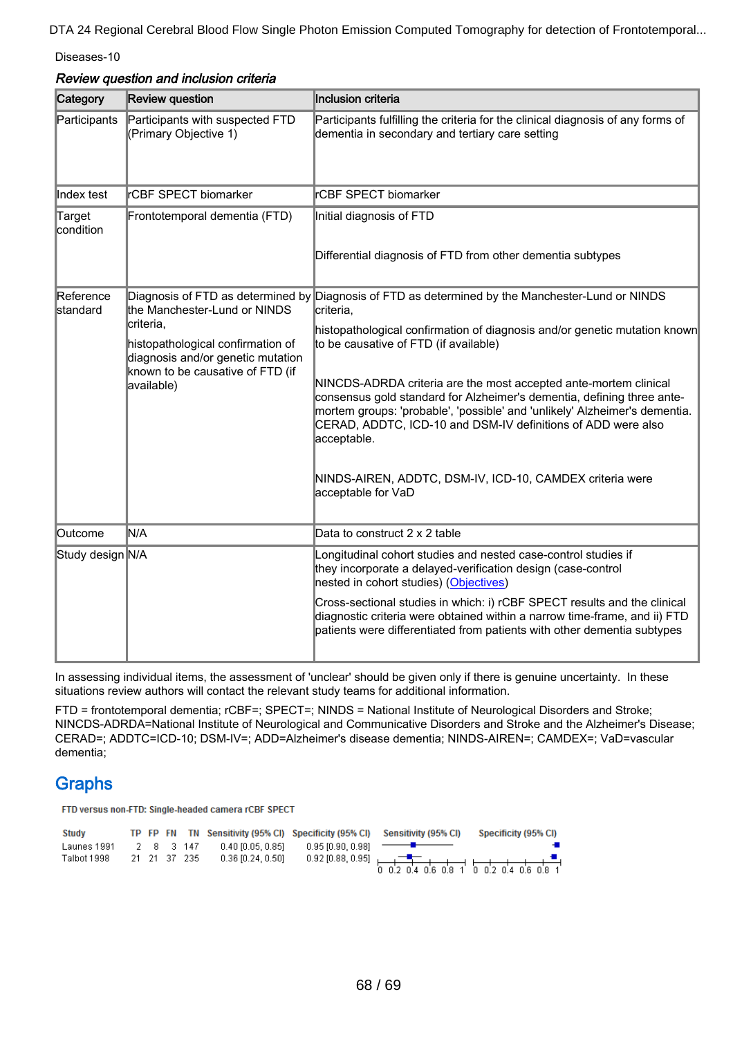Diseases-10

*Review question and inclusion criteria*

| Category | Review question | Inclusion criteria |
|---|---|---|
| Participants | Participants with suspected FTD (Primary Objective 1) | Participants fulfilling the criteria for the clinical diagnosis of any forms of dementia in secondary and tertiary care setting |
| Index test | rCBF SPECT biomarker | rCBF SPECT biomarker |
| Target condition | Frontotemporal dementia (FTD) | Initial diagnosis of FTD<br><br>Differential diagnosis of FTD from other dementia subtypes |
| Reference standard | Diagnosis of FTD as determined by the Manchester-Lund or NINDS criteria,<br><br>histopathological confirmation of diagnosis and/or genetic mutation known to be causative of FTD (if available) | Diagnosis of FTD as determined by the Manchester-Lund or NINDS criteria,<br><br>histopathological confirmation of diagnosis and/or genetic mutation known to be causative of FTD (if available)<br><br>NINCDS-ADRDA criteria are the most accepted ante-mortem clinical consensus gold standard for Alzheimer's dementia, defining three ante-mortem groups: 'probable', 'possible' and 'unlikely' Alzheimer's dementia. CERAD, ADDTC, ICD-10 and DSM-IV definitions of ADD were also acceptable.<br><br>NINDS-AIREN, ADDTC, DSM-IV, ICD-10, CAMDEX criteria were acceptable for VaD |
| Outcome | N/A | Data to construct 2 x 2 table |
| Study design | N/A | Longitudinal cohort studies and nested case-control studies if they incorporate a delayed-verification design (case-control nested in cohort studies) (Objectives)<br><br>Cross-sectional studies in which: i) rCBF SPECT results and the clinical diagnostic criteria were obtained within a narrow time-frame, and ii) FTD patients were differentiated from patients with other dementia subtypes |

In assessing individual items, the assessment of 'unclear' should be given only if there is genuine uncertainty. In these situations review authors will contact the relevant study teams for additional information.

FTD = frontotemporal dementia; rCBF=; SPECT=; NINDS = National Institute of Neurological Disorders and Stroke; NINCDS-ADRDA=National Institute of Neurological and Communicative Disorders and Stroke and the Alzheimer's Disease; CERAD=; ADDTC=ICD-10; DSM-IV=; ADD=Alzheimer's disease dementia; NINDS-AIREN=; CAMDEX=; VaD=vascular dementia;

# Graphs

FTD versus non-FTD: Single-headed camera rCBF SPECT

| Study | TP | FP | FN | TN | Sensitivity (95% CI) | Specificity (95% CI) |
|---|---|---|---|---|---|---|
| Launes 1991 | 2 | 8 | 3 | 147 | 0.40 [0.05, 0.85] | 0.95 [0.90, 0.98] |
| Talbot 1998 | 21 | 21 | 37 | 235 | 0.36 [0.24, 0.50] | 0.92 [0.88, 0.95] |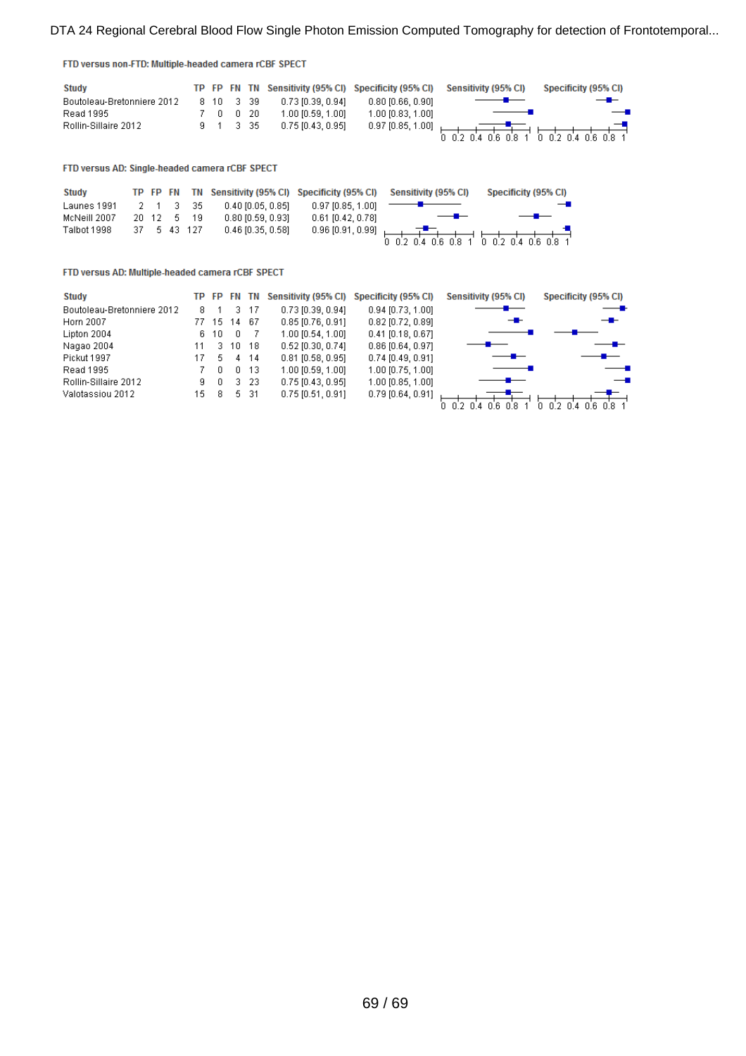FTD versus non-FTD: Multiple-headed camera rCBF SPECT

| Study | TP | FP | FN | TN | Sensitivity (95% CI) | Specificity (95% CI) |
|---|---|---|---|---|---|---|
| Boutoleau-Bretonniere 2012 | 8 | 10 | 3 | 39 | 0.73 [0.39, 0.94] | 0.80 [0.66, 0.90] |
| Read 1995 | 7 | 0 | 0 | 20 | 1.00 [0.59, 1.00] | 1.00 [0.83, 1.00] |
| Rollin-Sillaire 2012 | 9 | 1 | 3 | 35 | 0.75 [0.43, 0.95] | 0.97 [0.85, 1.00] |

Sensitivity (95% CI)
0 0.2 0.4 0.6 0.8 1
Specificity (95% CI)
0 0.2 0.4 0.6 0.8 1

FTD versus AD: Single-headed camera rCBF SPECT

| Study | TP | FP | FN | TN | Sensitivity (95% CI) | Specificity (95% CI) |
|---|---|---|---|---|---|---|
| Launes 1991 | 2 | 1 | 3 | 35 | 0.40 [0.05, 0.85] | 0.97 [0.85, 1.00] |
| McNeill 2007 | 20 | 12 | 5 | 19 | 0.80 [0.59, 0.93] | 0.61 [0.42, 0.78] |
| Talbot 1998 | 37 | 5 | 43 | 127 | 0.46 [0.35, 0.58] | 0.96 [0.91, 0.99] |

Sensitivity (95% CI)
0 0.2 0.4 0.6 0.8 1
Specificity (95% CI)
0 0.2 0.4 0.6 0.8 1

FTD versus AD: Multiple-headed camera rCBF SPECT

| Study | TP | FP | FN | TN | Sensitivity (95% CI) | Specificity (95% CI) |
|---|---|---|---|---|---|---|
| Boutoleau-Bretonniere 2012 | 8 | 1 | 3 | 17 | 0.73 [0.39, 0.94] | 0.94 [0.73, 1.00] |
| Horn 2007 | 77 | 15 | 14 | 67 | 0.85 [0.76, 0.91] | 0.82 [0.72, 0.89] |
| Lipton 2004 | 6 | 10 | 0 | 7 | 1.00 [0.54, 1.00] | 0.41 [0.18, 0.67] |
| Nagao 2004 | 11 | 3 | 10 | 18 | 0.52 [0.30, 0.74] | 0.86 [0.64, 0.97] |
| Pickut 1997 | 17 | 5 | 4 | 14 | 0.81 [0.58, 0.95] | 0.74 [0.49, 0.91] |
| Read 1995 | 7 | 0 | 0 | 13 | 1.00 [0.59, 1.00] | 1.00 [0.75, 1.00] |
| Rollin-Sillaire 2012 | 9 | 0 | 3 | 23 | 0.75 [0.43, 0.95] | 1.00 [0.85, 1.00] |
| Valotassiou 2012 | 15 | 8 | 5 | 31 | 0.75 [0.51, 0.91] | 0.79 [0.64, 0.91] |

Sensitivity (95% CI)
0 0.2 0.4 0.6 0.8 1
Specificity (95% CI)
0 0.2 0.4 0.6 0.8 1